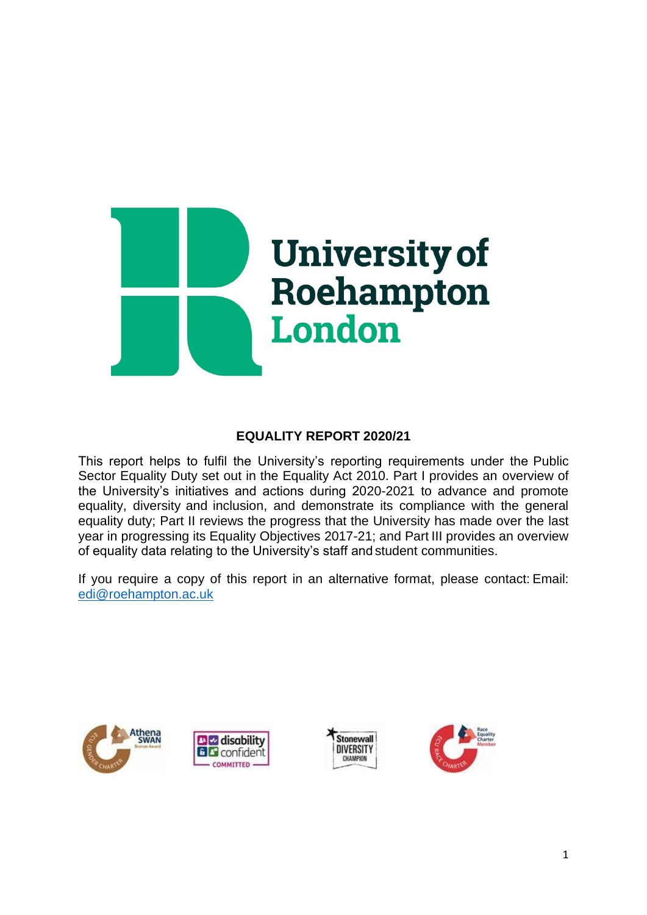University of Roehampton London

# EQUALITY REPORT 2020/21

This report helps to fulfil the University's reporting requirements under the Public Sector Equality Duty set out in the Equality Act 2010. Part I provides an overview of the University's initiatives and actions during 2020-2021 to advance and promote equality, diversity and inclusion, and demonstrate its compliance with the general equality duty; Part II reviews the progress that the University has made over the last year in progressing its Equality Objectives 2017-21; and Part III provides an overview of equality data relating to the University's staff and student communities.

If you require a copy of this report in an alternative format, please contact: Email: edi@roehampton.ac.uk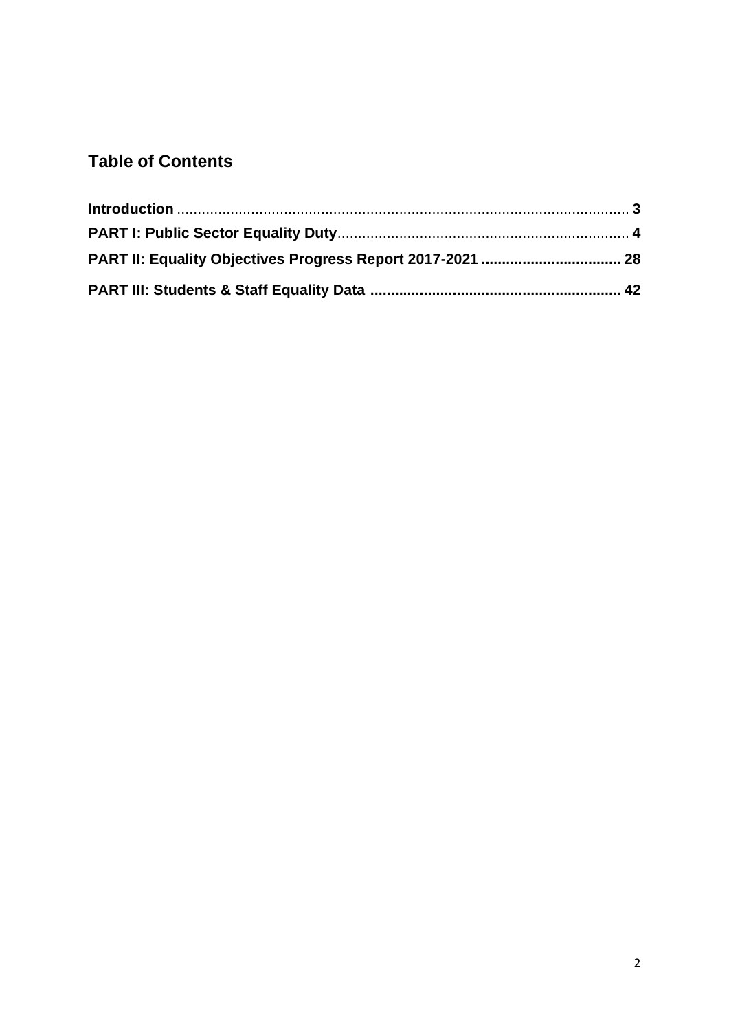## Table of Contents

**Introduction** .......................................................................................................... **3**

**PART I: Public Sector Equality Duty**...................................................................... **4**

**PART II: Equality Objectives Progress Report 2017-2021 ................................. 28**

**PART III: Students & Staff Equality Data ............................................................ 42**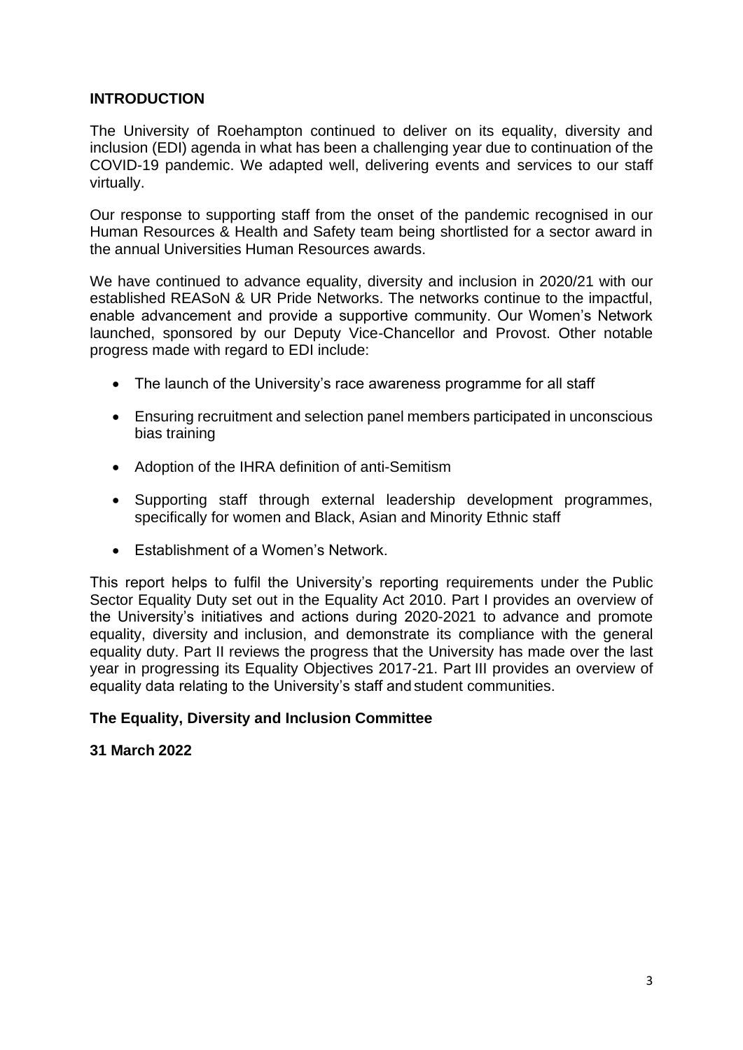## INTRODUCTION

The University of Roehampton continued to deliver on its equality, diversity and inclusion (EDI) agenda in what has been a challenging year due to continuation of the COVID-19 pandemic. We adapted well, delivering events and services to our staff virtually.

Our response to supporting staff from the onset of the pandemic recognised in our Human Resources & Health and Safety team being shortlisted for a sector award in the annual Universities Human Resources awards.

We have continued to advance equality, diversity and inclusion in 2020/21 with our established REASoN & UR Pride Networks. The networks continue to the impactful, enable advancement and provide a supportive community. Our Women's Network launched, sponsored by our Deputy Vice-Chancellor and Provost. Other notable progress made with regard to EDI include:

- The launch of the University's race awareness programme for all staff
- Ensuring recruitment and selection panel members participated in unconscious bias training
- Adoption of the IHRA definition of anti-Semitism
- Supporting staff through external leadership development programmes, specifically for women and Black, Asian and Minority Ethnic staff
- Establishment of a Women's Network.

This report helps to fulfil the University's reporting requirements under the Public Sector Equality Duty set out in the Equality Act 2010. Part I provides an overview of the University's initiatives and actions during 2020-2021 to advance and promote equality, diversity and inclusion, and demonstrate its compliance with the general equality duty. Part II reviews the progress that the University has made over the last year in progressing its Equality Objectives 2017-21. Part III provides an overview of equality data relating to the University's staff and student communities.

**The Equality, Diversity and Inclusion Committee**

**31 March 2022**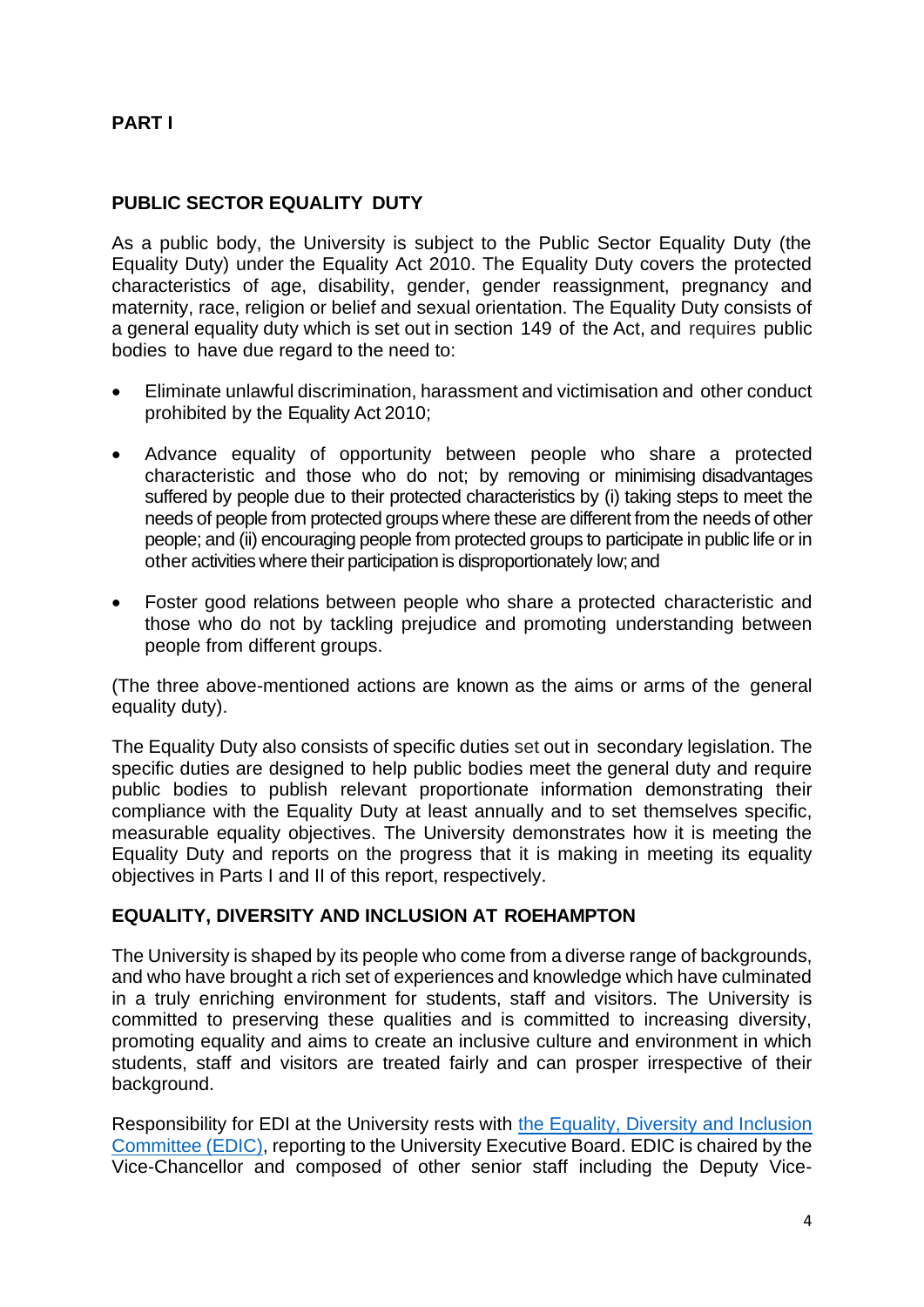## PART I

### PUBLIC SECTOR EQUALITY DUTY

As a public body, the University is subject to the Public Sector Equality Duty (the Equality Duty) under the Equality Act 2010. The Equality Duty covers the protected characteristics of age, disability, gender, gender reassignment, pregnancy and maternity, race, religion or belief and sexual orientation. The Equality Duty consists of a general equality duty which is set out in section 149 of the Act, and requires public bodies to have due regard to the need to:

- Eliminate unlawful discrimination, harassment and victimisation and other conduct prohibited by the Equality Act 2010;
- Advance equality of opportunity between people who share a protected characteristic and those who do not; by removing or minimising disadvantages suffered by people due to their protected characteristics by (i) taking steps to meet the needs of people from protected groups where these are different from the needs of other people; and (ii) encouraging people from protected groups to participate in public life or in other activities where their participation is disproportionately low; and
- Foster good relations between people who share a protected characteristic and those who do not by tackling prejudice and promoting understanding between people from different groups.

(The three above-mentioned actions are known as the aims or arms of the general equality duty).

The Equality Duty also consists of specific duties set out in secondary legislation. The specific duties are designed to help public bodies meet the general duty and require public bodies to publish relevant proportionate information demonstrating their compliance with the Equality Duty at least annually and to set themselves specific, measurable equality objectives. The University demonstrates how it is meeting the Equality Duty and reports on the progress that it is making in meeting its equality objectives in Parts I and II of this report, respectively.

### EQUALITY, DIVERSITY AND INCLUSION AT ROEHAMPTON

The University is shaped by its people who come from a diverse range of backgrounds, and who have brought a rich set of experiences and knowledge which have culminated in a truly enriching environment for students, staff and visitors. The University is committed to preserving these qualities and is committed to increasing diversity, promoting equality and aims to create an inclusive culture and environment in which students, staff and visitors are treated fairly and can prosper irrespective of their background.

Responsibility for EDI at the University rests with the Equality, Diversity and Inclusion Committee (EDIC), reporting to the University Executive Board. EDIC is chaired by the Vice-Chancellor and composed of other senior staff including the Deputy Vice-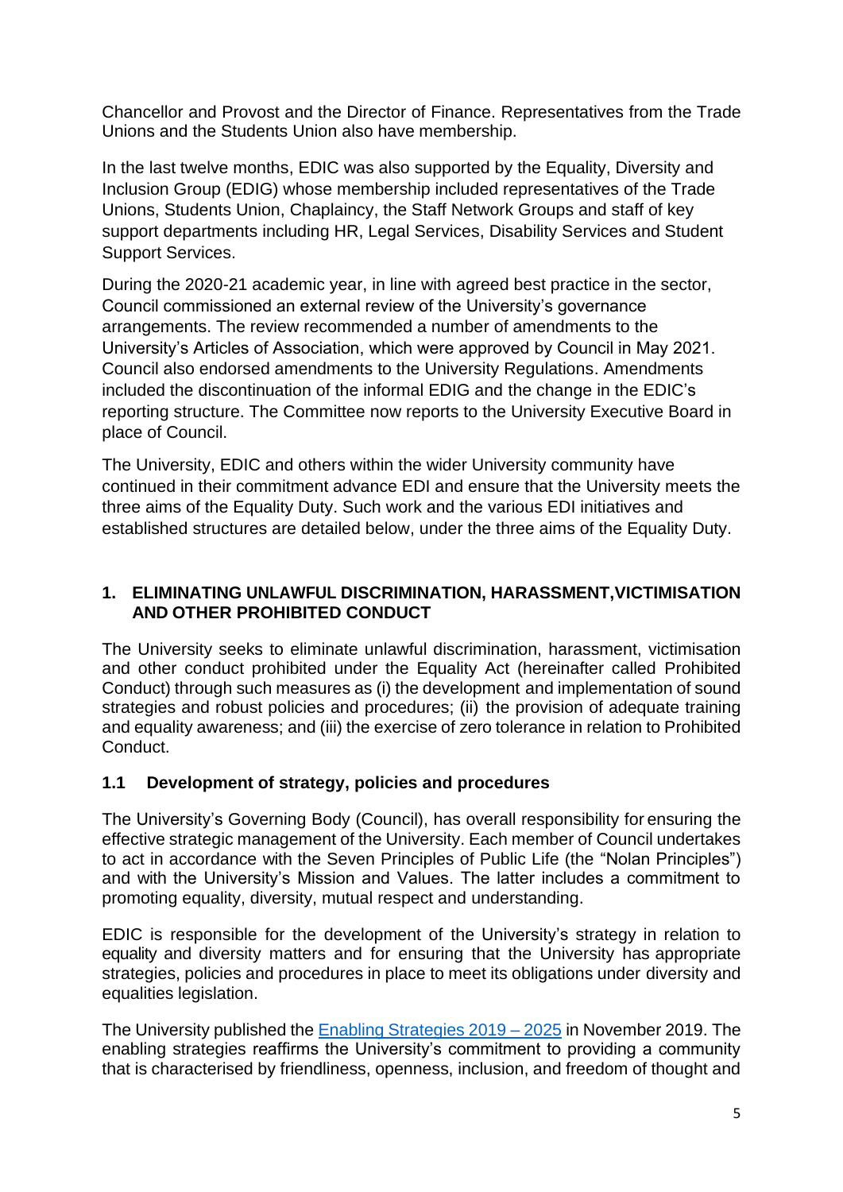Chancellor and Provost and the Director of Finance. Representatives from the Trade Unions and the Students Union also have membership.

In the last twelve months, EDIC was also supported by the Equality, Diversity and Inclusion Group (EDIG) whose membership included representatives of the Trade Unions, Students Union, Chaplaincy, the Staff Network Groups and staff of key support departments including HR, Legal Services, Disability Services and Student Support Services.

During the 2020-21 academic year, in line with agreed best practice in the sector, Council commissioned an external review of the University's governance arrangements. The review recommended a number of amendments to the University's Articles of Association, which were approved by Council in May 2021. Council also endorsed amendments to the University Regulations. Amendments included the discontinuation of the informal EDIG and the change in the EDIC's reporting structure. The Committee now reports to the University Executive Board in place of Council.

The University, EDIC and others within the wider University community have continued in their commitment advance EDI and ensure that the University meets the three aims of the Equality Duty. Such work and the various EDI initiatives and established structures are detailed below, under the three aims of the Equality Duty.

## 1. ELIMINATING UNLAWFUL DISCRIMINATION, HARASSMENT,VICTIMISATION AND OTHER PROHIBITED CONDUCT

The University seeks to eliminate unlawful discrimination, harassment, victimisation and other conduct prohibited under the Equality Act (hereinafter called Prohibited Conduct) through such measures as (i) the development and implementation of sound strategies and robust policies and procedures; (ii) the provision of adequate training and equality awareness; and (iii) the exercise of zero tolerance in relation to Prohibited Conduct.

### 1.1 Development of strategy, policies and procedures

The University's Governing Body (Council), has overall responsibility for ensuring the effective strategic management of the University. Each member of Council undertakes to act in accordance with the Seven Principles of Public Life (the "Nolan Principles") and with the University's Mission and Values. The latter includes a commitment to promoting equality, diversity, mutual respect and understanding.

EDIC is responsible for the development of the University's strategy in relation to equality and diversity matters and for ensuring that the University has appropriate strategies, policies and procedures in place to meet its obligations under diversity and equalities legislation.

The University published the Enabling Strategies 2019 – 2025 in November 2019. The enabling strategies reaffirms the University's commitment to providing a community that is characterised by friendliness, openness, inclusion, and freedom of thought and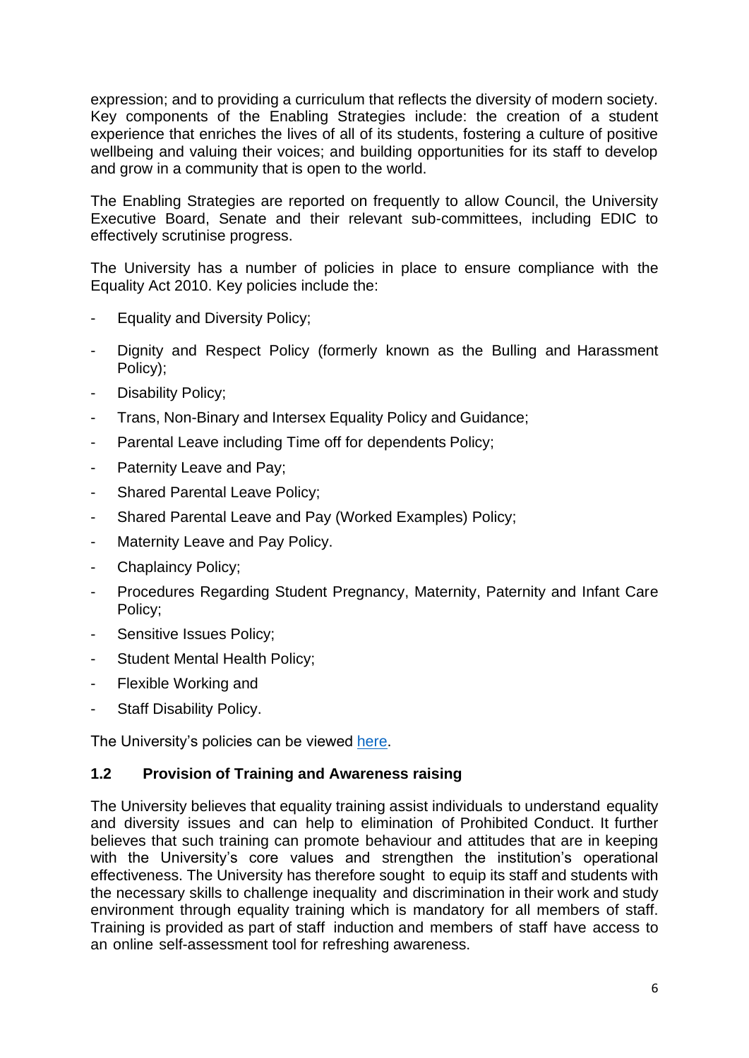expression; and to providing a curriculum that reflects the diversity of modern society. Key components of the Enabling Strategies include: the creation of a student experience that enriches the lives of all of its students, fostering a culture of positive wellbeing and valuing their voices; and building opportunities for its staff to develop and grow in a community that is open to the world.

The Enabling Strategies are reported on frequently to allow Council, the University Executive Board, Senate and their relevant sub-committees, including EDIC to effectively scrutinise progress.

The University has a number of policies in place to ensure compliance with the Equality Act 2010. Key policies include the:

- Equality and Diversity Policy;
- Dignity and Respect Policy (formerly known as the Bulling and Harassment Policy);
- Disability Policy;
- Trans, Non-Binary and Intersex Equality Policy and Guidance;
- Parental Leave including Time off for dependents Policy;
- Paternity Leave and Pay;
- Shared Parental Leave Policy;
- Shared Parental Leave and Pay (Worked Examples) Policy;
- Maternity Leave and Pay Policy.
- Chaplaincy Policy;
- Procedures Regarding Student Pregnancy, Maternity, Paternity and Infant Care Policy;
- Sensitive Issues Policy;
- Student Mental Health Policy;
- Flexible Working and
- Staff Disability Policy.

The University's policies can be viewed here.

### 1.2 Provision of Training and Awareness raising

The University believes that equality training assist individuals to understand equality and diversity issues and can help to elimination of Prohibited Conduct. It further believes that such training can promote behaviour and attitudes that are in keeping with the University's core values and strengthen the institution's operational effectiveness. The University has therefore sought to equip its staff and students with the necessary skills to challenge inequality and discrimination in their work and study environment through equality training which is mandatory for all members of staff. Training is provided as part of staff induction and members of staff have access to an online self-assessment tool for refreshing awareness.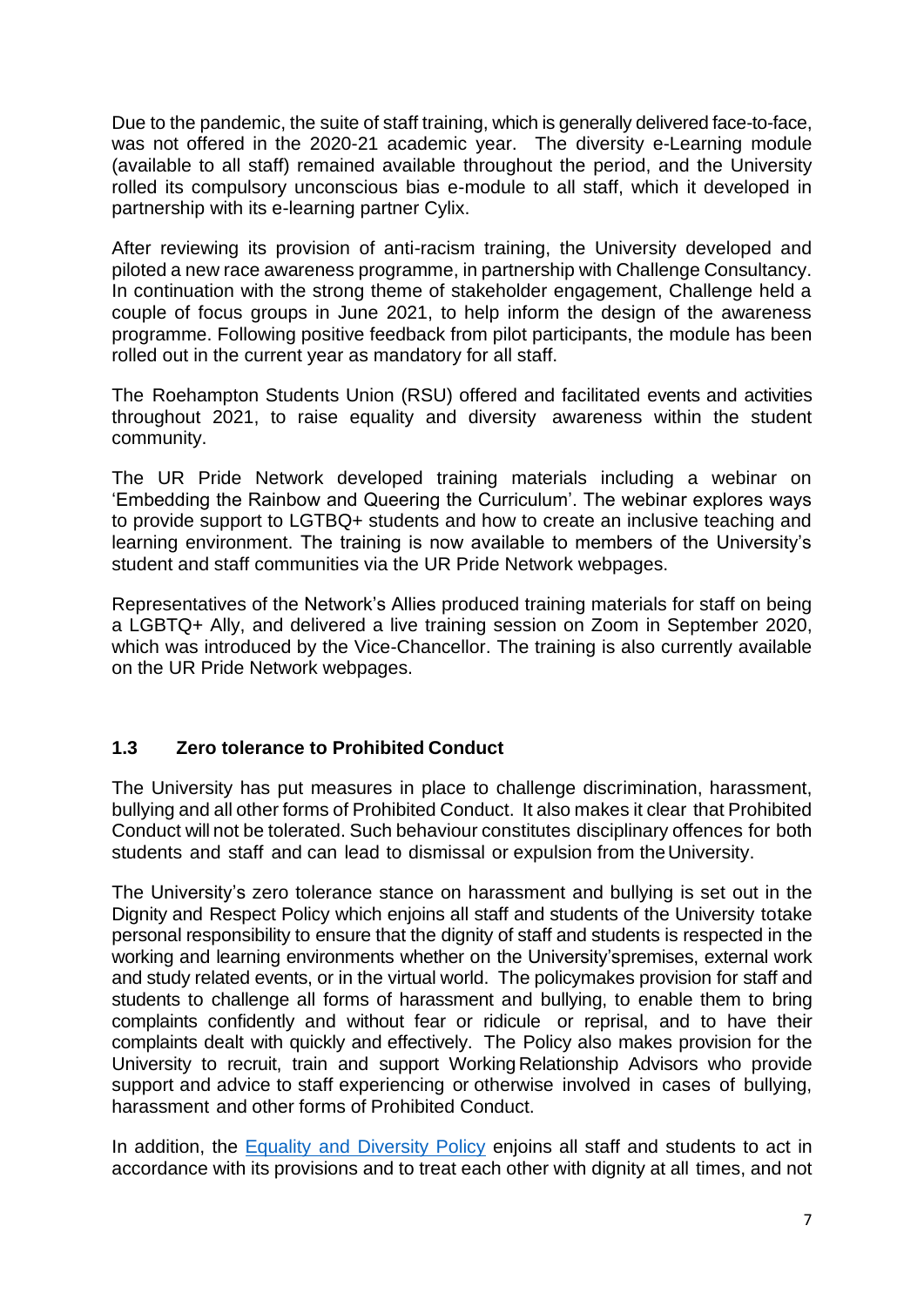Due to the pandemic, the suite of staff training, which is generally delivered face-to-face, was not offered in the 2020-21 academic year. The diversity e-Learning module (available to all staff) remained available throughout the period, and the University rolled its compulsory unconscious bias e-module to all staff, which it developed in partnership with its e-learning partner Cylix.

After reviewing its provision of anti-racism training, the University developed and piloted a new race awareness programme, in partnership with Challenge Consultancy. In continuation with the strong theme of stakeholder engagement, Challenge held a couple of focus groups in June 2021, to help inform the design of the awareness programme. Following positive feedback from pilot participants, the module has been rolled out in the current year as mandatory for all staff.

The Roehampton Students Union (RSU) offered and facilitated events and activities throughout 2021, to raise equality and diversity awareness within the student community.

The UR Pride Network developed training materials including a webinar on 'Embedding the Rainbow and Queering the Curriculum'. The webinar explores ways to provide support to LGTBQ+ students and how to create an inclusive teaching and learning environment. The training is now available to members of the University's student and staff communities via the UR Pride Network webpages.

Representatives of the Network's Allies produced training materials for staff on being a LGBTQ+ Ally, and delivered a live training session on Zoom in September 2020, which was introduced by the Vice-Chancellor. The training is also currently available on the UR Pride Network webpages.

### 1.3 Zero tolerance to Prohibited Conduct

The University has put measures in place to challenge discrimination, harassment, bullying and all other forms of Prohibited Conduct. It also makes it clear that Prohibited Conduct will not be tolerated. Such behaviour constitutes disciplinary offences for both students and staff and can lead to dismissal or expulsion from the University.

The University's zero tolerance stance on harassment and bullying is set out in the Dignity and Respect Policy which enjoins all staff and students of the University totake personal responsibility to ensure that the dignity of staff and students is respected in the working and learning environments whether on the University'spremises, external work and study related events, or in the virtual world. The policymakes provision for staff and students to challenge all forms of harassment and bullying, to enable them to bring complaints confidently and without fear or ridicule or reprisal, and to have their complaints dealt with quickly and effectively. The Policy also makes provision for the University to recruit, train and support Working Relationship Advisors who provide support and advice to staff experiencing or otherwise involved in cases of bullying, harassment and other forms of Prohibited Conduct.

In addition, the Equality and Diversity Policy enjoins all staff and students to act in accordance with its provisions and to treat each other with dignity at all times, and not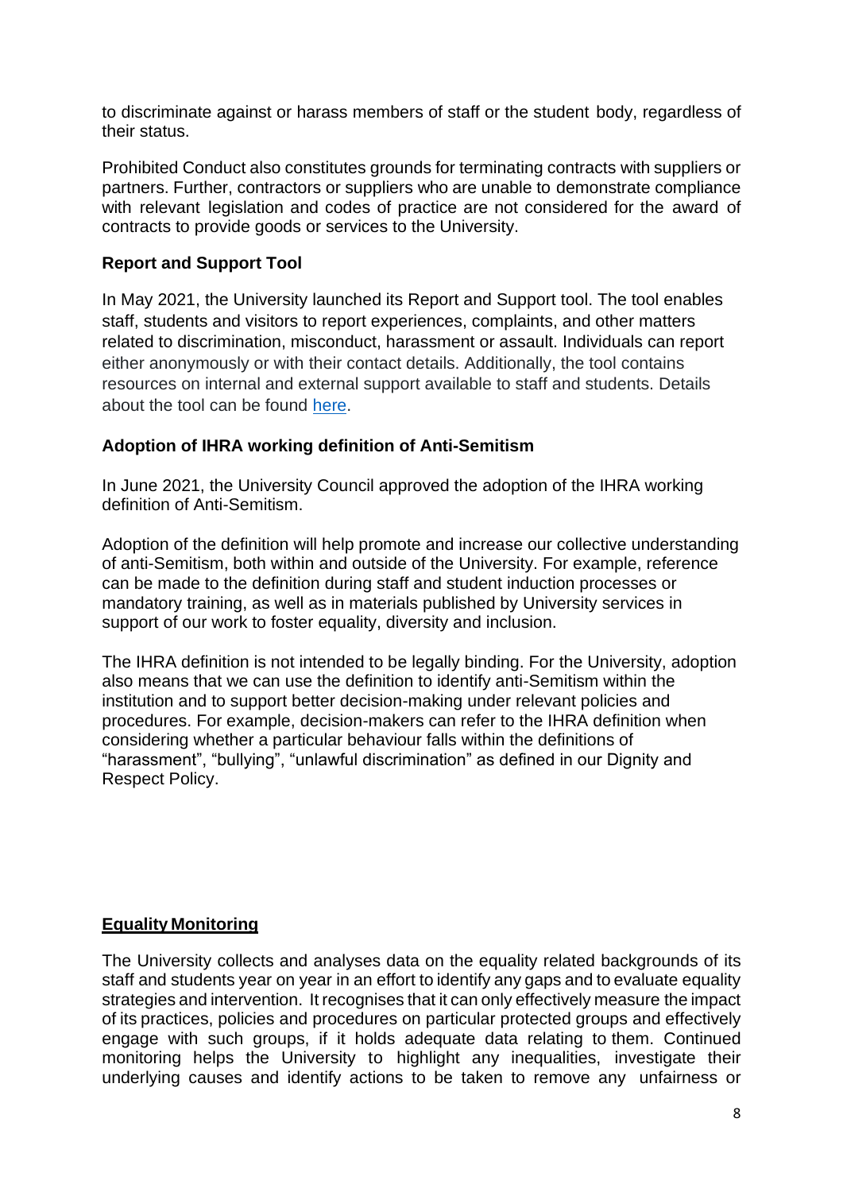to discriminate against or harass members of staff or the student body, regardless of their status.

Prohibited Conduct also constitutes grounds for terminating contracts with suppliers or partners. Further, contractors or suppliers who are unable to demonstrate compliance with relevant legislation and codes of practice are not considered for the award of contracts to provide goods or services to the University.

**Report and Support Tool**

In May 2021, the University launched its Report and Support tool. The tool enables staff, students and visitors to report experiences, complaints, and other matters related to discrimination, misconduct, harassment or assault. Individuals can report either anonymously or with their contact details. Additionally, the tool contains resources on internal and external support available to staff and students. Details about the tool can be found here.

**Adoption of IHRA working definition of Anti-Semitism**

In June 2021, the University Council approved the adoption of the IHRA working definition of Anti-Semitism.

Adoption of the definition will help promote and increase our collective understanding of anti-Semitism, both within and outside of the University. For example, reference can be made to the definition during staff and student induction processes or mandatory training, as well as in materials published by University services in support of our work to foster equality, diversity and inclusion.

The IHRA definition is not intended to be legally binding. For the University, adoption also means that we can use the definition to identify anti-Semitism within the institution and to support better decision-making under relevant policies and procedures. For example, decision-makers can refer to the IHRA definition when considering whether a particular behaviour falls within the definitions of "harassment", "bullying", "unlawful discrimination" as defined in our Dignity and Respect Policy.

**Equality Monitoring**

The University collects and analyses data on the equality related backgrounds of its staff and students year on year in an effort to identify any gaps and to evaluate equality strategies and intervention. It recognises that it can only effectively measure the impact of its practices, policies and procedures on particular protected groups and effectively engage with such groups, if it holds adequate data relating to them. Continued monitoring helps the University to highlight any inequalities, investigate their underlying causes and identify actions to be taken to remove any unfairness or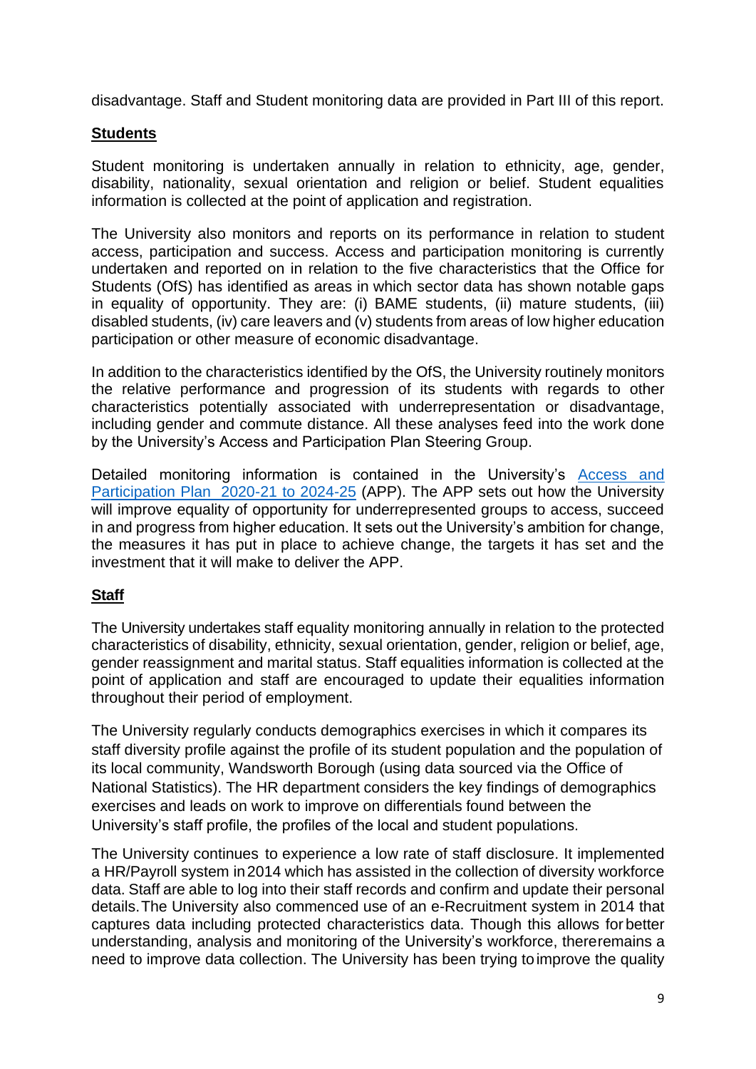disadvantage. Staff and Student monitoring data are provided in Part III of this report.

## Students

Student monitoring is undertaken annually in relation to ethnicity, age, gender, disability, nationality, sexual orientation and religion or belief. Student equalities information is collected at the point of application and registration.

The University also monitors and reports on its performance in relation to student access, participation and success. Access and participation monitoring is currently undertaken and reported on in relation to the five characteristics that the Office for Students (OfS) has identified as areas in which sector data has shown notable gaps in equality of opportunity. They are: (i) BAME students, (ii) mature students, (iii) disabled students, (iv) care leavers and (v) students from areas of low higher education participation or other measure of economic disadvantage.

In addition to the characteristics identified by the OfS, the University routinely monitors the relative performance and progression of its students with regards to other characteristics potentially associated with underrepresentation or disadvantage, including gender and commute distance. All these analyses feed into the work done by the University's Access and Participation Plan Steering Group.

Detailed monitoring information is contained in the University's Access and Participation Plan 2020-21 to 2024-25 (APP). The APP sets out how the University will improve equality of opportunity for underrepresented groups to access, succeed in and progress from higher education. It sets out the University's ambition for change, the measures it has put in place to achieve change, the targets it has set and the investment that it will make to deliver the APP.

## Staff

The University undertakes staff equality monitoring annually in relation to the protected characteristics of disability, ethnicity, sexual orientation, gender, religion or belief, age, gender reassignment and marital status. Staff equalities information is collected at the point of application and staff are encouraged to update their equalities information throughout their period of employment.

The University regularly conducts demographics exercises in which it compares its staff diversity profile against the profile of its student population and the population of its local community, Wandsworth Borough (using data sourced via the Office of National Statistics). The HR department considers the key findings of demographics exercises and leads on work to improve on differentials found between the University's staff profile, the profiles of the local and student populations.

The University continues to experience a low rate of staff disclosure. It implemented a HR/Payroll system in 2014 which has assisted in the collection of diversity workforce data. Staff are able to log into their staff records and confirm and update their personal details. The University also commenced use of an e-Recruitment system in 2014 that captures data including protected characteristics data. Though this allows for better understanding, analysis and monitoring of the University's workforce, there remains a need to improve data collection. The University has been trying to improve the quality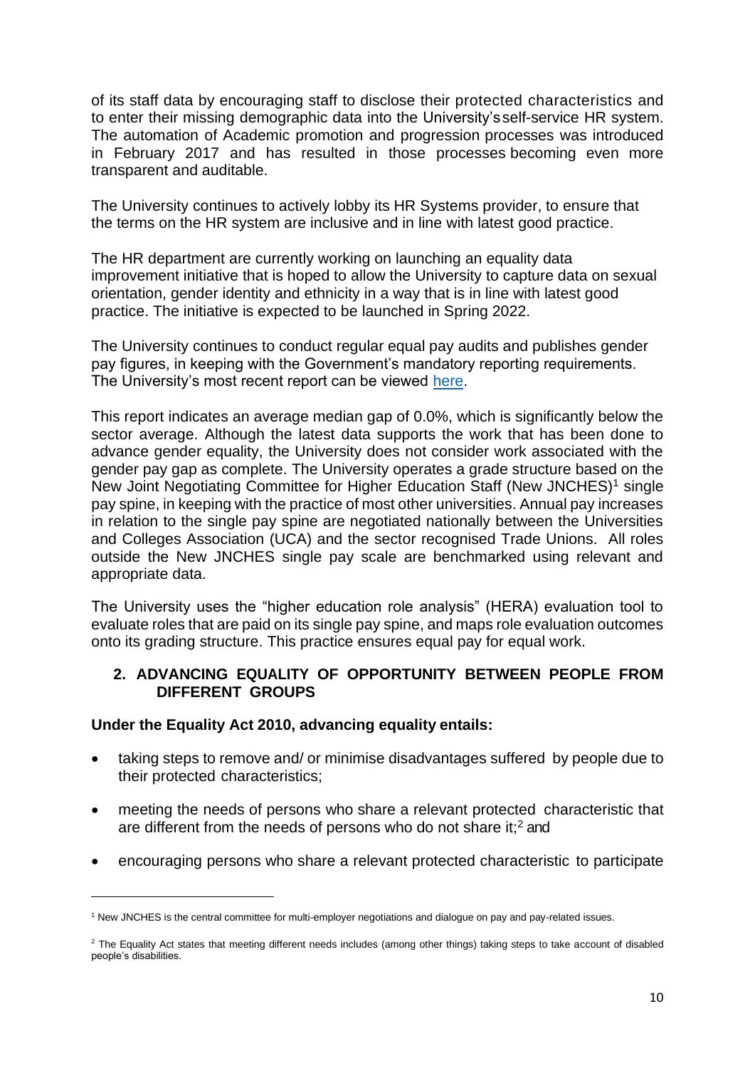of its staff data by encouraging staff to disclose their protected characteristics and to enter their missing demographic data into the University's self-service HR system. The automation of Academic promotion and progression processes was introduced in February 2017 and has resulted in those processes becoming even more transparent and auditable.

The University continues to actively lobby its HR Systems provider, to ensure that the terms on the HR system are inclusive and in line with latest good practice.

The HR department are currently working on launching an equality data improvement initiative that is hoped to allow the University to capture data on sexual orientation, gender identity and ethnicity in a way that is in line with latest good practice. The initiative is expected to be launched in Spring 2022.

The University continues to conduct regular equal pay audits and publishes gender pay figures, in keeping with the Government's mandatory reporting requirements. The University's most recent report can be viewed here.

This report indicates an average median gap of 0.0%, which is significantly below the sector average. Although the latest data supports the work that has been done to advance gender equality, the University does not consider work associated with the gender pay gap as complete. The University operates a grade structure based on the New Joint Negotiating Committee for Higher Education Staff (New JNCHES)[1] single pay spine, in keeping with the practice of most other universities. Annual pay increases in relation to the single pay spine are negotiated nationally between the Universities and Colleges Association (UCA) and the sector recognised Trade Unions. All roles outside the New JNCHES single pay scale are benchmarked using relevant and appropriate data.

The University uses the "higher education role analysis" (HERA) evaluation tool to evaluate roles that are paid on its single pay spine, and maps role evaluation outcomes onto its grading structure. This practice ensures equal pay for equal work.

## 2. ADVANCING EQUALITY OF OPPORTUNITY BETWEEN PEOPLE FROM DIFFERENT GROUPS

**Under the Equality Act 2010, advancing equality entails:**

- taking steps to remove and/ or minimise disadvantages suffered by people due to their protected characteristics;
- meeting the needs of persons who share a relevant protected characteristic that are different from the needs of persons who do not share it;[2] and
- encouraging persons who share a relevant protected characteristic to participate

---

[1] New JNCHES is the central committee for multi-employer negotiations and dialogue on pay and pay-related issues.

[2] The Equality Act states that meeting different needs includes (among other things) taking steps to take account of disabled people's disabilities.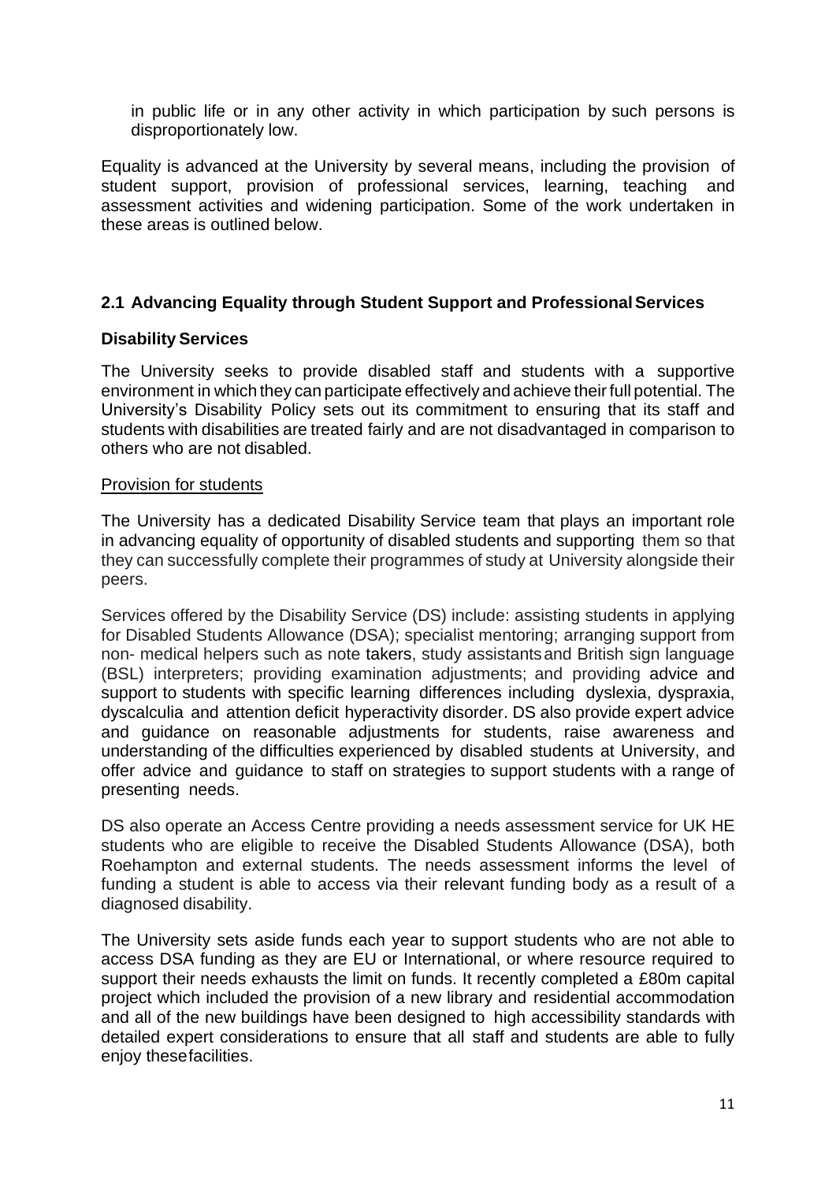in public life or in any other activity in which participation by such persons is disproportionately low.

Equality is advanced at the University by several means, including the provision of student support, provision of professional services, learning, teaching and assessment activities and widening participation. Some of the work undertaken in these areas is outlined below.

### 2.1 Advancing Equality through Student Support and Professional Services

**Disability Services**

The University seeks to provide disabled staff and students with a supportive environment in which they can participate effectively and achieve their full potential. The University's Disability Policy sets out its commitment to ensuring that its staff and students with disabilities are treated fairly and are not disadvantaged in comparison to others who are not disabled.

<u>Provision for students</u>

The University has a dedicated Disability Service team that plays an important role in advancing equality of opportunity of disabled students and supporting them so that they can successfully complete their programmes of study at University alongside their peers.

Services offered by the Disability Service (DS) include: assisting students in applying for Disabled Students Allowance (DSA); specialist mentoring; arranging support from non- medical helpers such as note takers, study assistants and British sign language (BSL) interpreters; providing examination adjustments; and providing advice and support to students with specific learning differences including dyslexia, dyspraxia, dyscalculia and attention deficit hyperactivity disorder. DS also provide expert advice and guidance on reasonable adjustments for students, raise awareness and understanding of the difficulties experienced by disabled students at University, and offer advice and guidance to staff on strategies to support students with a range of presenting needs.

DS also operate an Access Centre providing a needs assessment service for UK HE students who are eligible to receive the Disabled Students Allowance (DSA), both Roehampton and external students. The needs assessment informs the level of funding a student is able to access via their relevant funding body as a result of a diagnosed disability.

The University sets aside funds each year to support students who are not able to access DSA funding as they are EU or International, or where resource required to support their needs exhausts the limit on funds. It recently completed a £80m capital project which included the provision of a new library and residential accommodation and all of the new buildings have been designed to high accessibility standards with detailed expert considerations to ensure that all staff and students are able to fully enjoy these facilities.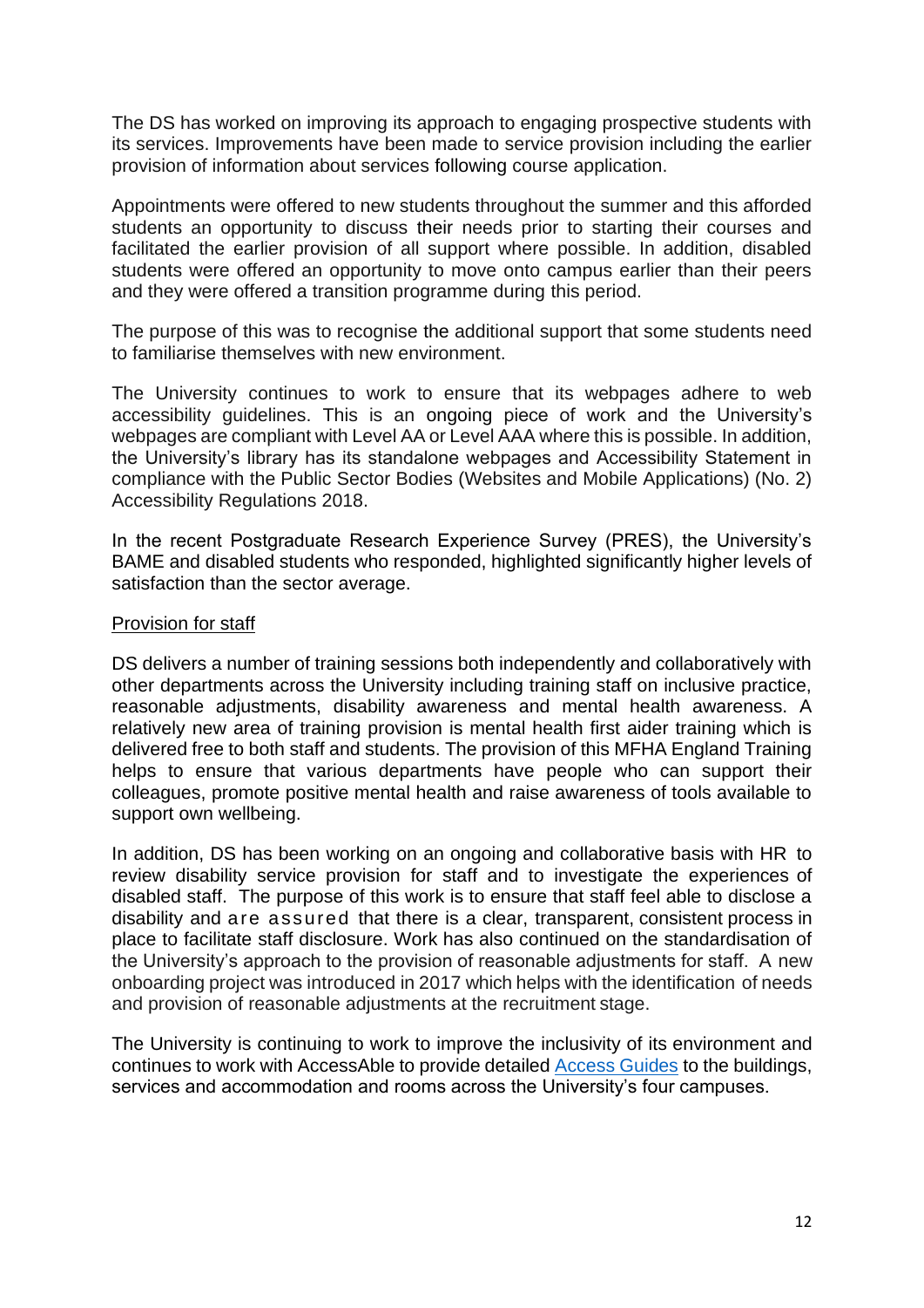The DS has worked on improving its approach to engaging prospective students with its services. Improvements have been made to service provision including the earlier provision of information about services following course application.

Appointments were offered to new students throughout the summer and this afforded students an opportunity to discuss their needs prior to starting their courses and facilitated the earlier provision of all support where possible. In addition, disabled students were offered an opportunity to move onto campus earlier than their peers and they were offered a transition programme during this period.

The purpose of this was to recognise the additional support that some students need to familiarise themselves with new environment.

The University continues to work to ensure that its webpages adhere to web accessibility guidelines. This is an ongoing piece of work and the University's webpages are compliant with Level AA or Level AAA where this is possible. In addition, the University's library has its standalone webpages and Accessibility Statement in compliance with the Public Sector Bodies (Websites and Mobile Applications) (No. 2) Accessibility Regulations 2018.

In the recent Postgraduate Research Experience Survey (PRES), the University's BAME and disabled students who responded, highlighted significantly higher levels of satisfaction than the sector average.

Provision for staff

DS delivers a number of training sessions both independently and collaboratively with other departments across the University including training staff on inclusive practice, reasonable adjustments, disability awareness and mental health awareness. A relatively new area of training provision is mental health first aider training which is delivered free to both staff and students. The provision of this MFHA England Training helps to ensure that various departments have people who can support their colleagues, promote positive mental health and raise awareness of tools available to support own wellbeing.

In addition, DS has been working on an ongoing and collaborative basis with HR to review disability service provision for staff and to investigate the experiences of disabled staff. The purpose of this work is to ensure that staff feel able to disclose a disability and are assured that there is a clear, transparent, consistent process in place to facilitate staff disclosure. Work has also continued on the standardisation of the University's approach to the provision of reasonable adjustments for staff. A new onboarding project was introduced in 2017 which helps with the identification of needs and provision of reasonable adjustments at the recruitment stage.

The University is continuing to work to improve the inclusivity of its environment and continues to work with AccessAble to provide detailed Access Guides to the buildings, services and accommodation and rooms across the University's four campuses.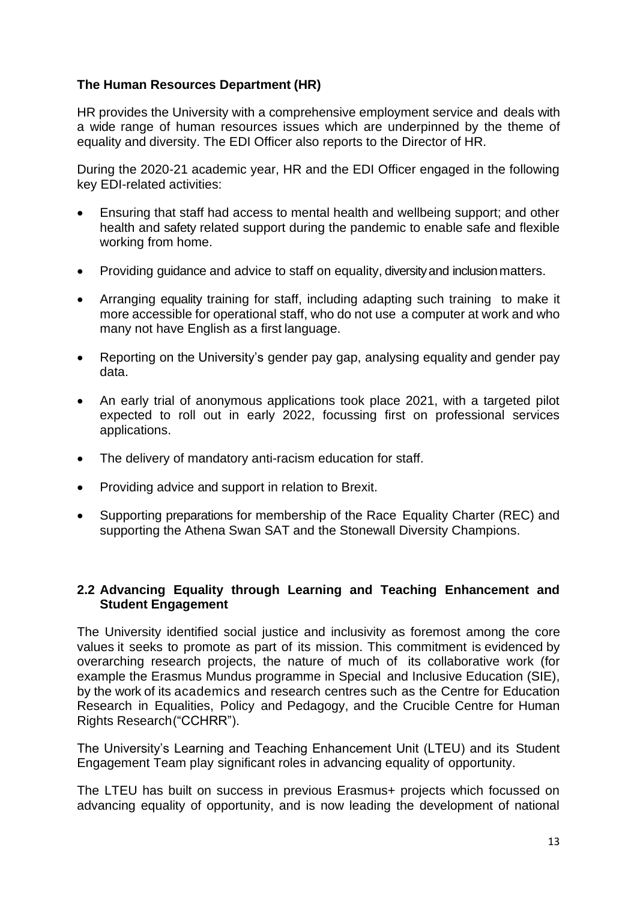**The Human Resources Department (HR)**

HR provides the University with a comprehensive employment service and deals with a wide range of human resources issues which are underpinned by the theme of equality and diversity. The EDI Officer also reports to the Director of HR.

During the 2020-21 academic year, HR and the EDI Officer engaged in the following key EDI-related activities:

- Ensuring that staff had access to mental health and wellbeing support; and other health and safety related support during the pandemic to enable safe and flexible working from home.
- Providing guidance and advice to staff on equality, diversity and inclusion matters.
- Arranging equality training for staff, including adapting such training to make it more accessible for operational staff, who do not use a computer at work and who many not have English as a first language.
- Reporting on the University's gender pay gap, analysing equality and gender pay data.
- An early trial of anonymous applications took place 2021, with a targeted pilot expected to roll out in early 2022, focussing first on professional services applications.
- The delivery of mandatory anti-racism education for staff.
- Providing advice and support in relation to Brexit.
- Supporting preparations for membership of the Race Equality Charter (REC) and supporting the Athena Swan SAT and the Stonewall Diversity Champions.

## 2.2 Advancing Equality through Learning and Teaching Enhancement and Student Engagement

The University identified social justice and inclusivity as foremost among the core values it seeks to promote as part of its mission. This commitment is evidenced by overarching research projects, the nature of much of its collaborative work (for example the Erasmus Mundus programme in Special and Inclusive Education (SIE), by the work of its academics and research centres such as the Centre for Education Research in Equalities, Policy and Pedagogy, and the Crucible Centre for Human Rights Research("CCHRR").

The University's Learning and Teaching Enhancement Unit (LTEU) and its Student Engagement Team play significant roles in advancing equality of opportunity.

The LTEU has built on success in previous Erasmus+ projects which focussed on advancing equality of opportunity, and is now leading the development of national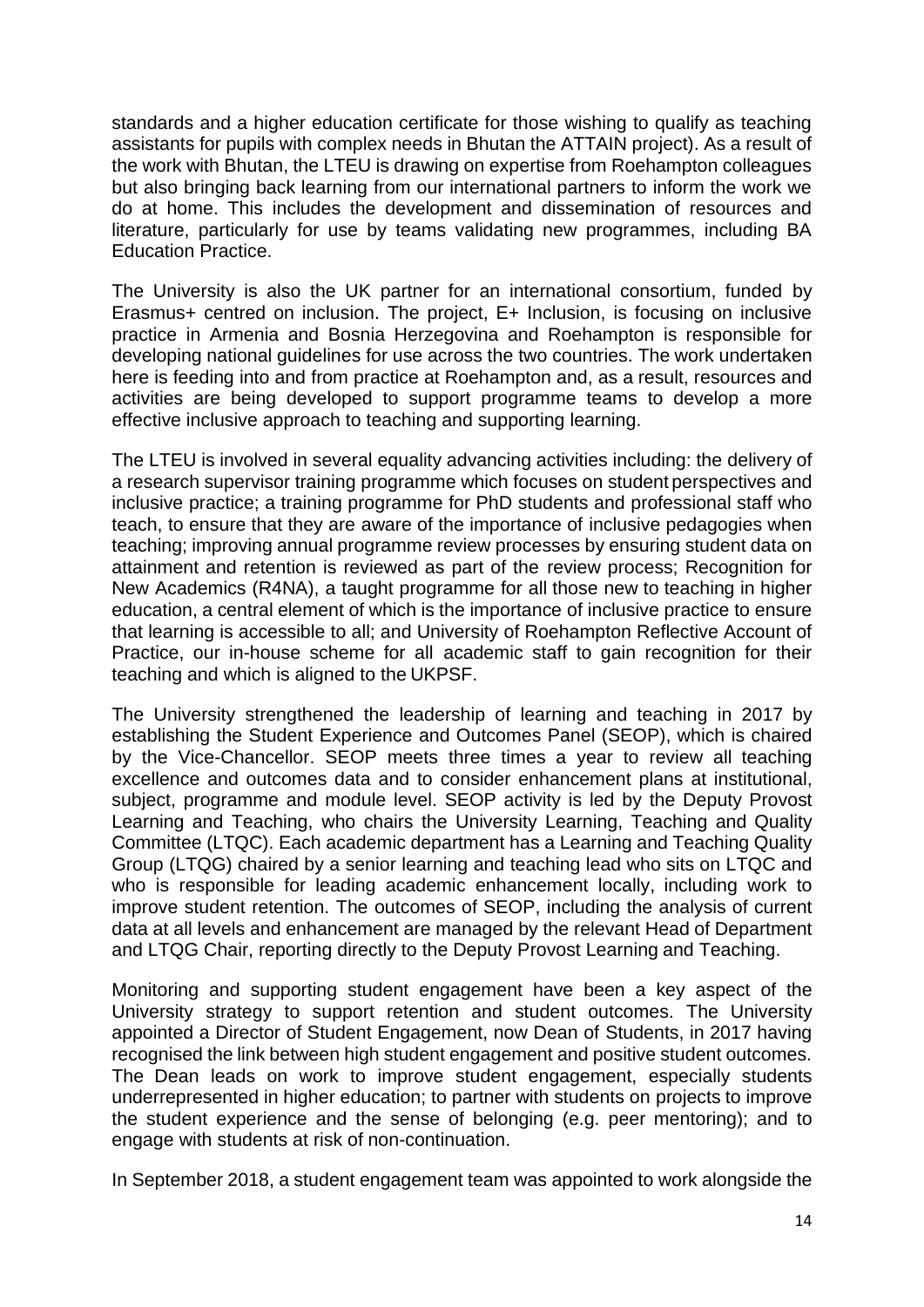standards and a higher education certificate for those wishing to qualify as teaching assistants for pupils with complex needs in Bhutan the ATTAIN project). As a result of the work with Bhutan, the LTEU is drawing on expertise from Roehampton colleagues but also bringing back learning from our international partners to inform the work we do at home. This includes the development and dissemination of resources and literature, particularly for use by teams validating new programmes, including BA Education Practice.

The University is also the UK partner for an international consortium, funded by Erasmus+ centred on inclusion. The project, E+ Inclusion, is focusing on inclusive practice in Armenia and Bosnia Herzegovina and Roehampton is responsible for developing national guidelines for use across the two countries. The work undertaken here is feeding into and from practice at Roehampton and, as a result, resources and activities are being developed to support programme teams to develop a more effective inclusive approach to teaching and supporting learning.

The LTEU is involved in several equality advancing activities including: the delivery of a research supervisor training programme which focuses on student perspectives and inclusive practice; a training programme for PhD students and professional staff who teach, to ensure that they are aware of the importance of inclusive pedagogies when teaching; improving annual programme review processes by ensuring student data on attainment and retention is reviewed as part of the review process; Recognition for New Academics (R4NA), a taught programme for all those new to teaching in higher education, a central element of which is the importance of inclusive practice to ensure that learning is accessible to all; and University of Roehampton Reflective Account of Practice, our in-house scheme for all academic staff to gain recognition for their teaching and which is aligned to the UKPSF.

The University strengthened the leadership of learning and teaching in 2017 by establishing the Student Experience and Outcomes Panel (SEOP), which is chaired by the Vice-Chancellor. SEOP meets three times a year to review all teaching excellence and outcomes data and to consider enhancement plans at institutional, subject, programme and module level. SEOP activity is led by the Deputy Provost Learning and Teaching, who chairs the University Learning, Teaching and Quality Committee (LTQC). Each academic department has a Learning and Teaching Quality Group (LTQG) chaired by a senior learning and teaching lead who sits on LTQC and who is responsible for leading academic enhancement locally, including work to improve student retention. The outcomes of SEOP, including the analysis of current data at all levels and enhancement are managed by the relevant Head of Department and LTQG Chair, reporting directly to the Deputy Provost Learning and Teaching.

Monitoring and supporting student engagement have been a key aspect of the University strategy to support retention and student outcomes. The University appointed a Director of Student Engagement, now Dean of Students, in 2017 having recognised the link between high student engagement and positive student outcomes. The Dean leads on work to improve student engagement, especially students underrepresented in higher education; to partner with students on projects to improve the student experience and the sense of belonging (e.g. peer mentoring); and to engage with students at risk of non-continuation.

In September 2018, a student engagement team was appointed to work alongside the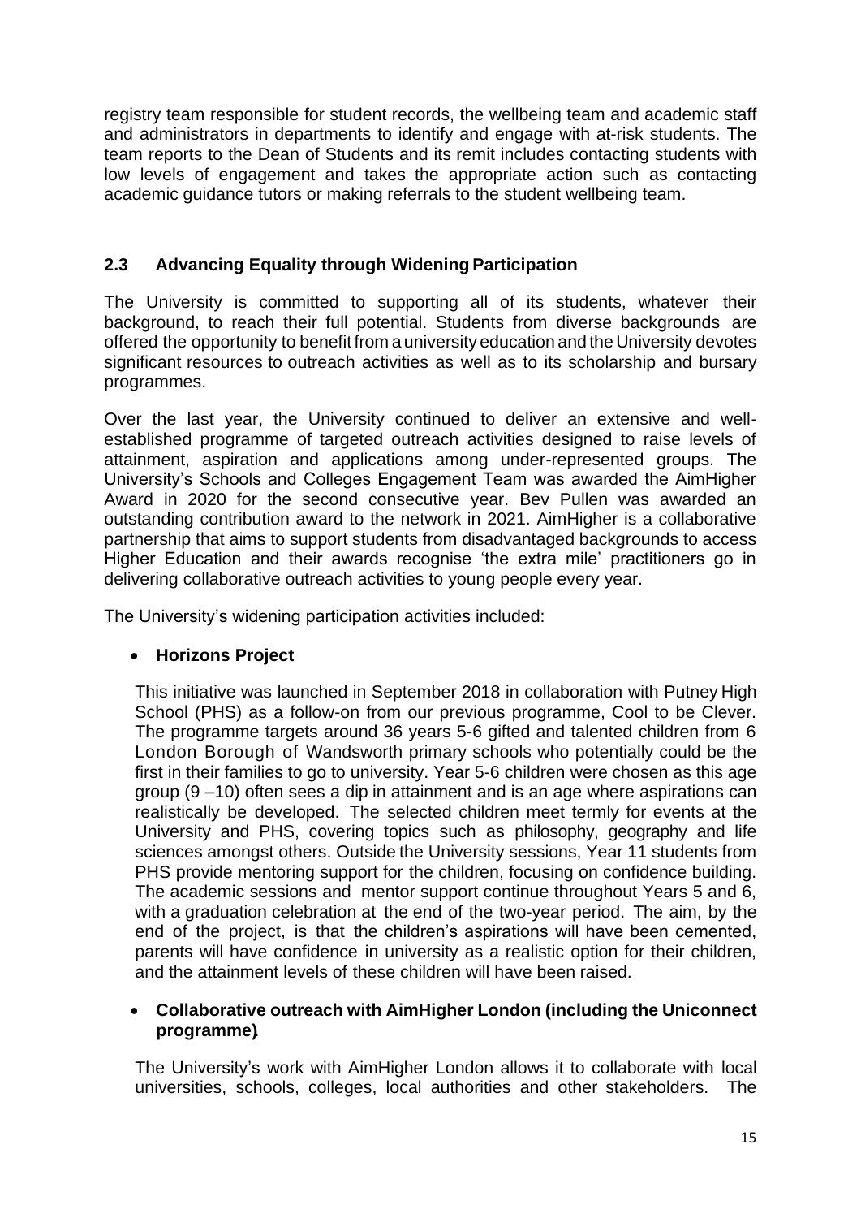registry team responsible for student records, the wellbeing team and academic staff and administrators in departments to identify and engage with at-risk students. The team reports to the Dean of Students and its remit includes contacting students with low levels of engagement and takes the appropriate action such as contacting academic guidance tutors or making referrals to the student wellbeing team.

## 2.3 Advancing Equality through Widening Participation

The University is committed to supporting all of its students, whatever their background, to reach their full potential. Students from diverse backgrounds are offered the opportunity to benefit from a university education and the University devotes significant resources to outreach activities as well as to its scholarship and bursary programmes.

Over the last year, the University continued to deliver an extensive and well-established programme of targeted outreach activities designed to raise levels of attainment, aspiration and applications among under-represented groups. The University's Schools and Colleges Engagement Team was awarded the AimHigher Award in 2020 for the second consecutive year. Bev Pullen was awarded an outstanding contribution award to the network in 2021. AimHigher is a collaborative partnership that aims to support students from disadvantaged backgrounds to access Higher Education and their awards recognise 'the extra mile' practitioners go in delivering collaborative outreach activities to young people every year.

The University's widening participation activities included:

- **Horizons Project**

  This initiative was launched in September 2018 in collaboration with Putney High School (PHS) as a follow-on from our previous programme, Cool to be Clever. The programme targets around 36 years 5-6 gifted and talented children from 6 London Borough of Wandsworth primary schools who potentially could be the first in their families to go to university. Year 5-6 children were chosen as this age group (9 –10) often sees a dip in attainment and is an age where aspirations can realistically be developed. The selected children meet termly for events at the University and PHS, covering topics such as philosophy, geography and life sciences amongst others. Outside the University sessions, Year 11 students from PHS provide mentoring support for the children, focusing on confidence building. The academic sessions and mentor support continue throughout Years 5 and 6, with a graduation celebration at the end of the two-year period. The aim, by the end of the project, is that the children's aspirations will have been cemented, parents will have confidence in university as a realistic option for their children, and the attainment levels of these children will have been raised.

- **Collaborative outreach with AimHigher London (including the Uniconnect programme)**

  The University's work with AimHigher London allows it to collaborate with local universities, schools, colleges, local authorities and other stakeholders. The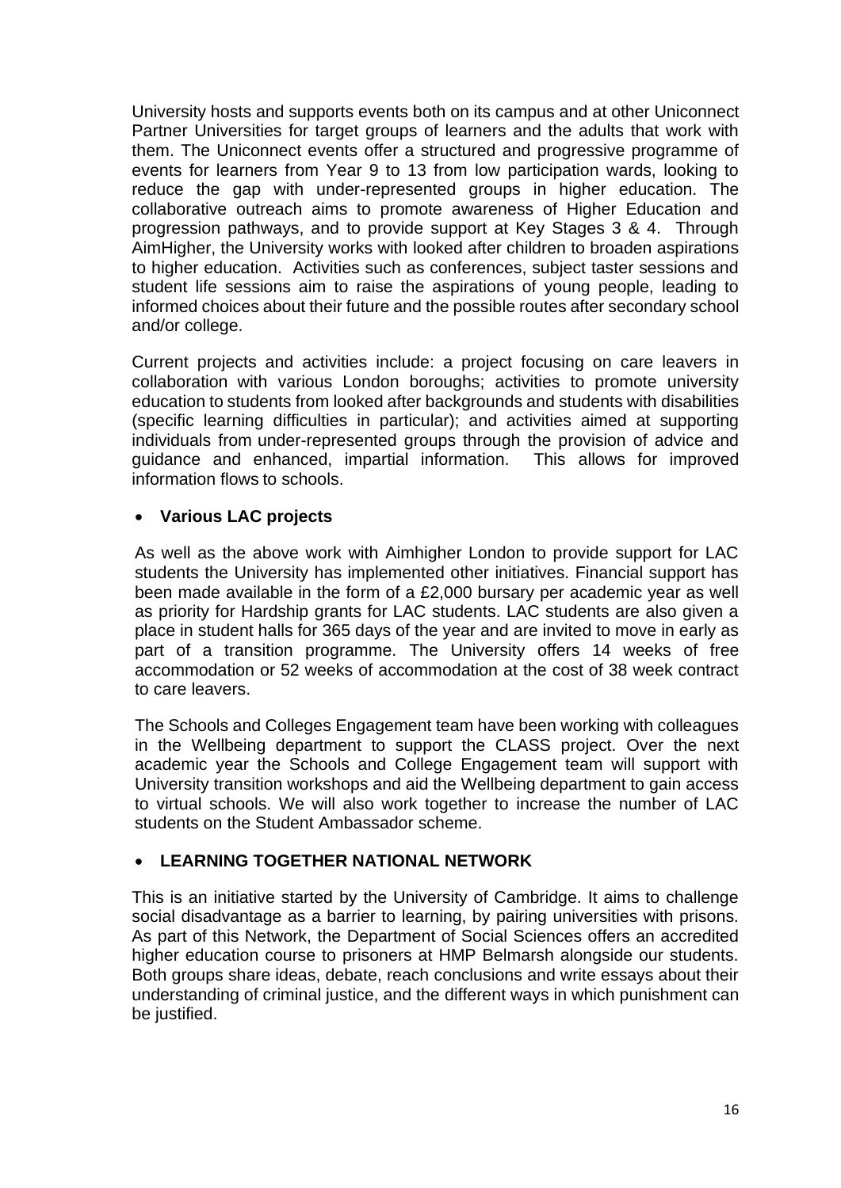University hosts and supports events both on its campus and at other Uniconnect Partner Universities for target groups of learners and the adults that work with them. The Uniconnect events offer a structured and progressive programme of events for learners from Year 9 to 13 from low participation wards, looking to reduce the gap with under-represented groups in higher education. The collaborative outreach aims to promote awareness of Higher Education and progression pathways, and to provide support at Key Stages 3 & 4. Through AimHigher, the University works with looked after children to broaden aspirations to higher education. Activities such as conferences, subject taster sessions and student life sessions aim to raise the aspirations of young people, leading to informed choices about their future and the possible routes after secondary school and/or college.

Current projects and activities include: a project focusing on care leavers in collaboration with various London boroughs; activities to promote university education to students from looked after backgrounds and students with disabilities (specific learning difficulties in particular); and activities aimed at supporting individuals from under-represented groups through the provision of advice and guidance and enhanced, impartial information. This allows for improved information flows to schools.

- **Various LAC projects**

As well as the above work with Aimhigher London to provide support for LAC students the University has implemented other initiatives. Financial support has been made available in the form of a £2,000 bursary per academic year as well as priority for Hardship grants for LAC students. LAC students are also given a place in student halls for 365 days of the year and are invited to move in early as part of a transition programme. The University offers 14 weeks of free accommodation or 52 weeks of accommodation at the cost of 38 week contract to care leavers.

The Schools and Colleges Engagement team have been working with colleagues in the Wellbeing department to support the CLASS project. Over the next academic year the Schools and College Engagement team will support with University transition workshops and aid the Wellbeing department to gain access to virtual schools. We will also work together to increase the number of LAC students on the Student Ambassador scheme.

- **LEARNING TOGETHER NATIONAL NETWORK**

This is an initiative started by the University of Cambridge. It aims to challenge social disadvantage as a barrier to learning, by pairing universities with prisons. As part of this Network, the Department of Social Sciences offers an accredited higher education course to prisoners at HMP Belmarsh alongside our students. Both groups share ideas, debate, reach conclusions and write essays about their understanding of criminal justice, and the different ways in which punishment can be justified.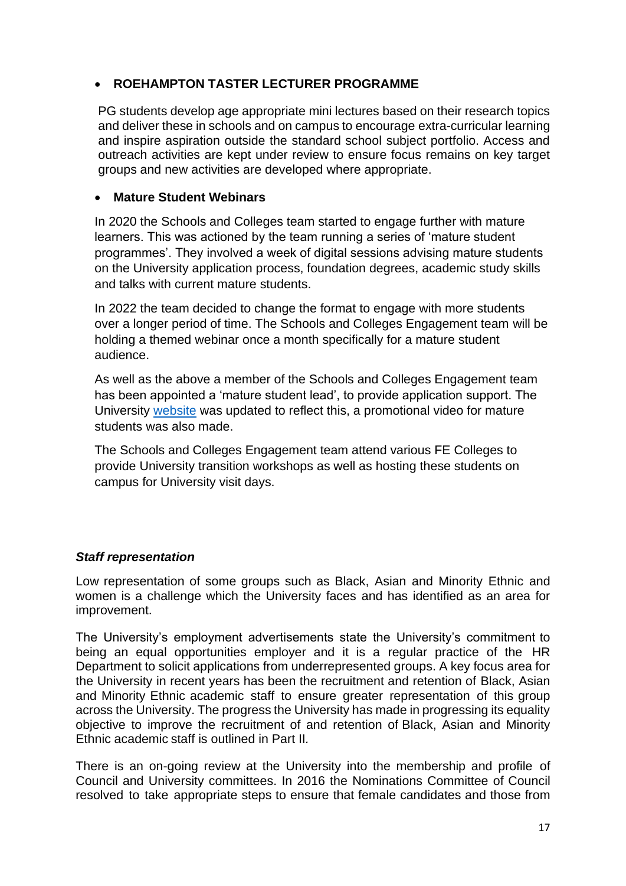- **ROEHAMPTON TASTER LECTURER PROGRAMME**

  PG students develop age appropriate mini lectures based on their research topics and deliver these in schools and on campus to encourage extra-curricular learning and inspire aspiration outside the standard school subject portfolio. Access and outreach activities are kept under review to ensure focus remains on key target groups and new activities are developed where appropriate.

- **Mature Student Webinars**

  In 2020 the Schools and Colleges team started to engage further with mature learners. This was actioned by the team running a series of 'mature student programmes'. They involved a week of digital sessions advising mature students on the University application process, foundation degrees, academic study skills and talks with current mature students.

  In 2022 the team decided to change the format to engage with more students over a longer period of time. The Schools and Colleges Engagement team will be holding a themed webinar once a month specifically for a mature student audience.

  As well as the above a member of the Schools and Colleges Engagement team has been appointed a 'mature student lead', to provide application support. The University website was updated to reflect this, a promotional video for mature students was also made.

  The Schools and Colleges Engagement team attend various FE Colleges to provide University transition workshops as well as hosting these students on campus for University visit days.

***Staff representation***

Low representation of some groups such as Black, Asian and Minority Ethnic and women is a challenge which the University faces and has identified as an area for improvement.

The University's employment advertisements state the University's commitment to being an equal opportunities employer and it is a regular practice of the HR Department to solicit applications from underrepresented groups. A key focus area for the University in recent years has been the recruitment and retention of Black, Asian and Minority Ethnic academic staff to ensure greater representation of this group across the University. The progress the University has made in progressing its equality objective to improve the recruitment of and retention of Black, Asian and Minority Ethnic academic staff is outlined in Part II.

There is an on-going review at the University into the membership and profile of Council and University committees. In 2016 the Nominations Committee of Council resolved to take appropriate steps to ensure that female candidates and those from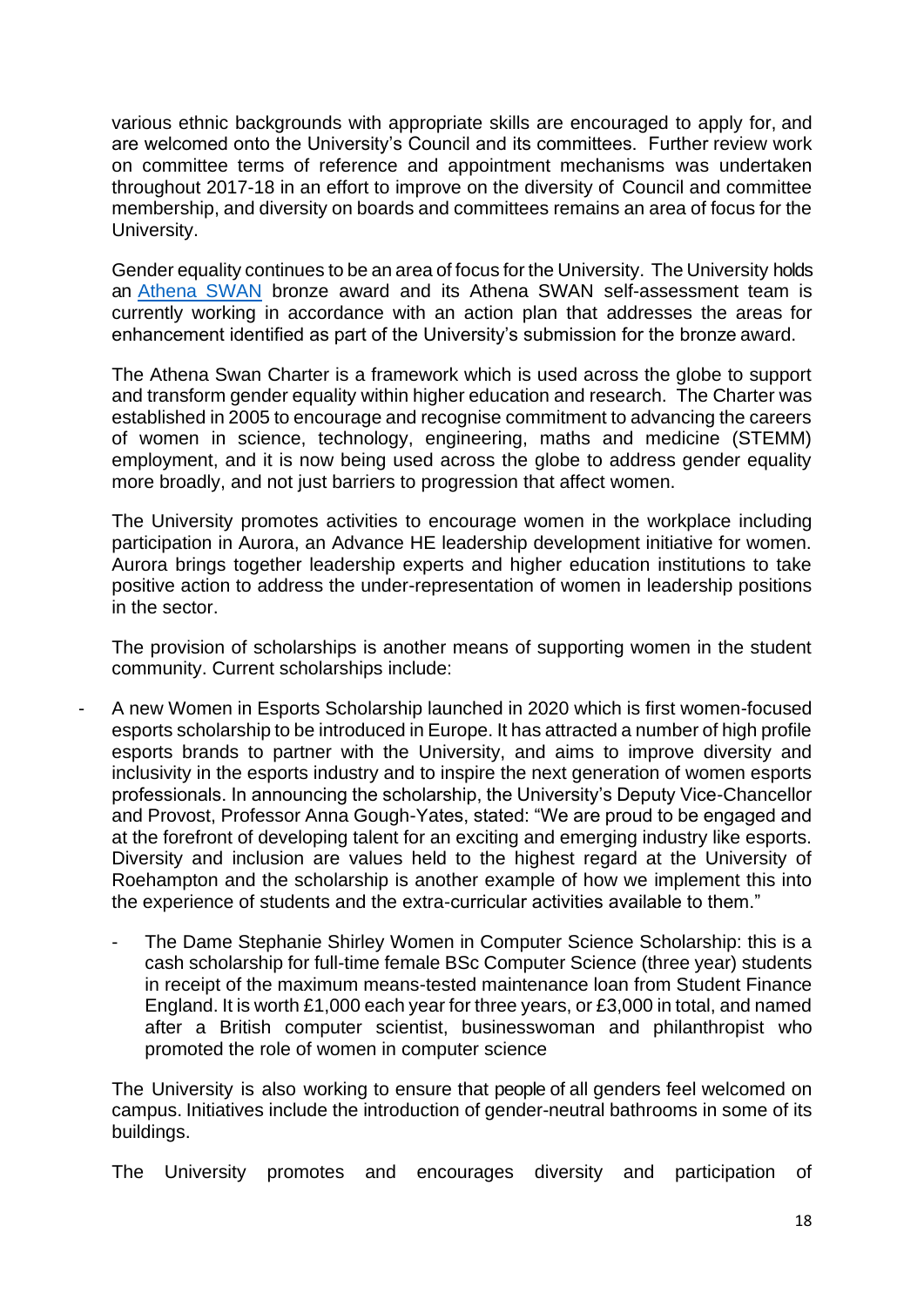various ethnic backgrounds with appropriate skills are encouraged to apply for, and are welcomed onto the University's Council and its committees. Further review work on committee terms of reference and appointment mechanisms was undertaken throughout 2017-18 in an effort to improve on the diversity of Council and committee membership, and diversity on boards and committees remains an area of focus for the University.

Gender equality continues to be an area of focus for the University. The University holds an [Athena SWAN](#) bronze award and its Athena SWAN self-assessment team is currently working in accordance with an action plan that addresses the areas for enhancement identified as part of the University's submission for the bronze award.

The Athena Swan Charter is a framework which is used across the globe to support and transform gender equality within higher education and research. The Charter was established in 2005 to encourage and recognise commitment to advancing the careers of women in science, technology, engineering, maths and medicine (STEMM) employment, and it is now being used across the globe to address gender equality more broadly, and not just barriers to progression that affect women.

The University promotes activities to encourage women in the workplace including participation in Aurora, an Advance HE leadership development initiative for women. Aurora brings together leadership experts and higher education institutions to take positive action to address the under-representation of women in leadership positions in the sector.

The provision of scholarships is another means of supporting women in the student community. Current scholarships include:

- A new Women in Esports Scholarship launched in 2020 which is first women-focused esports scholarship to be introduced in Europe. It has attracted a number of high profile esports brands to partner with the University, and aims to improve diversity and inclusivity in the esports industry and to inspire the next generation of women esports professionals. In announcing the scholarship, the University's Deputy Vice-Chancellor and Provost, Professor Anna Gough-Yates, stated: "We are proud to be engaged and at the forefront of developing talent for an exciting and emerging industry like esports. Diversity and inclusion are values held to the highest regard at the University of Roehampton and the scholarship is another example of how we implement this into the experience of students and the extra-curricular activities available to them."

  - The Dame Stephanie Shirley Women in Computer Science Scholarship: this is a cash scholarship for full-time female BSc Computer Science (three year) students in receipt of the maximum means-tested maintenance loan from Student Finance England. It is worth £1,000 each year for three years, or £3,000 in total, and named after a British computer scientist, businesswoman and philanthropist who promoted the role of women in computer science

The University is also working to ensure that people of all genders feel welcomed on campus. Initiatives include the introduction of gender-neutral bathrooms in some of its buildings.

The University promotes and encourages diversity and participation of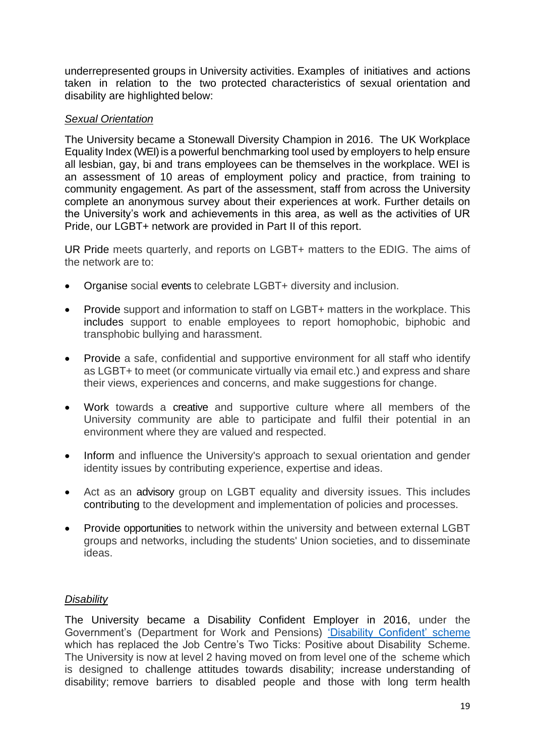underrepresented groups in University activities. Examples of initiatives and actions taken in relation to the two protected characteristics of sexual orientation and disability are highlighted below:

*Sexual Orientation*

The University became a Stonewall Diversity Champion in 2016. The UK Workplace Equality Index (WEI) is a powerful benchmarking tool used by employers to help ensure all lesbian, gay, bi and trans employees can be themselves in the workplace. WEI is an assessment of 10 areas of employment policy and practice, from training to community engagement. As part of the assessment, staff from across the University complete an anonymous survey about their experiences at work. Further details on the University's work and achievements in this area, as well as the activities of UR Pride, our LGBT+ network are provided in Part II of this report.

UR Pride meets quarterly, and reports on LGBT+ matters to the EDIG. The aims of the network are to:

- Organise social events to celebrate LGBT+ diversity and inclusion.
- Provide support and information to staff on LGBT+ matters in the workplace. This includes support to enable employees to report homophobic, biphobic and transphobic bullying and harassment.
- Provide a safe, confidential and supportive environment for all staff who identify as LGBT+ to meet (or communicate virtually via email etc.) and express and share their views, experiences and concerns, and make suggestions for change.
- Work towards a creative and supportive culture where all members of the University community are able to participate and fulfil their potential in an environment where they are valued and respected.
- Inform and influence the University's approach to sexual orientation and gender identity issues by contributing experience, expertise and ideas.
- Act as an advisory group on LGBT equality and diversity issues. This includes contributing to the development and implementation of policies and processes.
- Provide opportunities to network within the university and between external LGBT groups and networks, including the students' Union societies, and to disseminate ideas.

*Disability*

The University became a Disability Confident Employer in 2016, under the Government's (Department for Work and Pensions) 'Disability Confident' scheme which has replaced the Job Centre's Two Ticks: Positive about Disability Scheme. The University is now at level 2 having moved on from level one of the scheme which is designed to challenge attitudes towards disability; increase understanding of disability; remove barriers to disabled people and those with long term health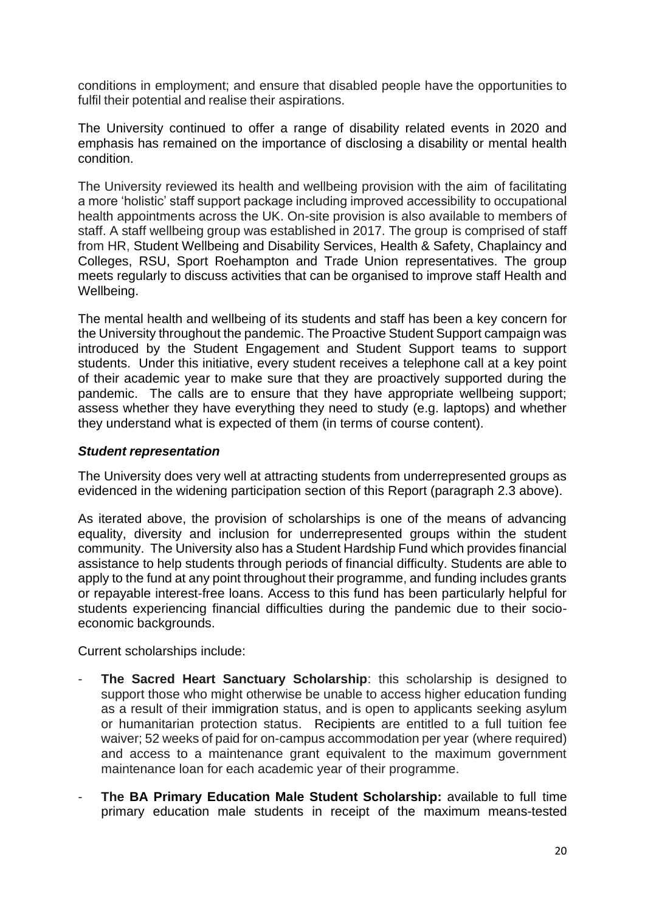conditions in employment; and ensure that disabled people have the opportunities to fulfil their potential and realise their aspirations.

The University continued to offer a range of disability related events in 2020 and emphasis has remained on the importance of disclosing a disability or mental health condition.

The University reviewed its health and wellbeing provision with the aim of facilitating a more 'holistic' staff support package including improved accessibility to occupational health appointments across the UK. On-site provision is also available to members of staff. A staff wellbeing group was established in 2017. The group is comprised of staff from HR, Student Wellbeing and Disability Services, Health & Safety, Chaplaincy and Colleges, RSU, Sport Roehampton and Trade Union representatives. The group meets regularly to discuss activities that can be organised to improve staff Health and Wellbeing.

The mental health and wellbeing of its students and staff has been a key concern for the University throughout the pandemic. The Proactive Student Support campaign was introduced by the Student Engagement and Student Support teams to support students. Under this initiative, every student receives a telephone call at a key point of their academic year to make sure that they are proactively supported during the pandemic. The calls are to ensure that they have appropriate wellbeing support; assess whether they have everything they need to study (e.g. laptops) and whether they understand what is expected of them (in terms of course content).

### ***Student representation***

The University does very well at attracting students from underrepresented groups as evidenced in the widening participation section of this Report (paragraph 2.3 above).

As iterated above, the provision of scholarships is one of the means of advancing equality, diversity and inclusion for underrepresented groups within the student community. The University also has a Student Hardship Fund which provides financial assistance to help students through periods of financial difficulty. Students are able to apply to the fund at any point throughout their programme, and funding includes grants or repayable interest-free loans. Access to this fund has been particularly helpful for students experiencing financial difficulties during the pandemic due to their socio-economic backgrounds.

Current scholarships include:

- **The Sacred Heart Sanctuary Scholarship**: this scholarship is designed to support those who might otherwise be unable to access higher education funding as a result of their immigration status, and is open to applicants seeking asylum or humanitarian protection status. Recipients are entitled to a full tuition fee waiver; 52 weeks of paid for on-campus accommodation per year (where required) and access to a maintenance grant equivalent to the maximum government maintenance loan for each academic year of their programme.
- **The BA Primary Education Male Student Scholarship:** available to full time primary education male students in receipt of the maximum means-tested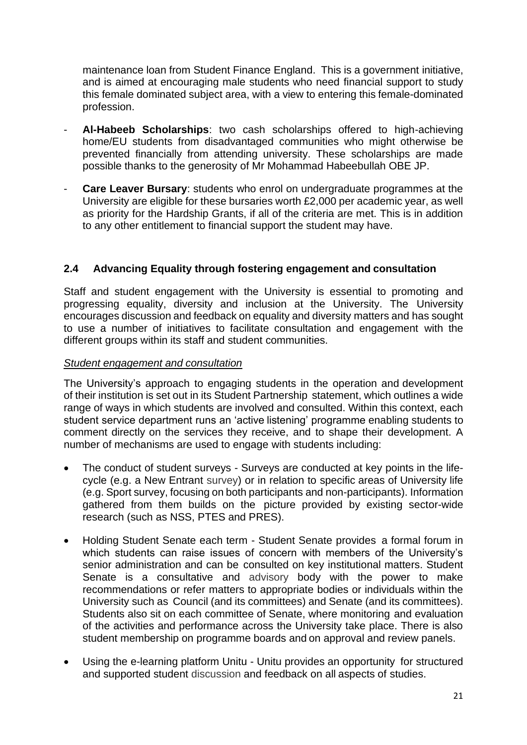maintenance loan from Student Finance England. This is a government initiative, and is aimed at encouraging male students who need financial support to study this female dominated subject area, with a view to entering this female-dominated profession.

- **Al-Habeeb Scholarships**: two cash scholarships offered to high-achieving home/EU students from disadvantaged communities who might otherwise be prevented financially from attending university. These scholarships are made possible thanks to the generosity of Mr Mohammad Habeebullah OBE JP.
- **Care Leaver Bursary**: students who enrol on undergraduate programmes at the University are eligible for these bursaries worth £2,000 per academic year, as well as priority for the Hardship Grants, if all of the criteria are met. This is in addition to any other entitlement to financial support the student may have.

### 2.4 Advancing Equality through fostering engagement and consultation

Staff and student engagement with the University is essential to promoting and progressing equality, diversity and inclusion at the University. The University encourages discussion and feedback on equality and diversity matters and has sought to use a number of initiatives to facilitate consultation and engagement with the different groups within its staff and student communities.

*Student engagement and consultation*

The University's approach to engaging students in the operation and development of their institution is set out in its Student Partnership statement, which outlines a wide range of ways in which students are involved and consulted. Within this context, each student service department runs an 'active listening' programme enabling students to comment directly on the services they receive, and to shape their development. A number of mechanisms are used to engage with students including:

- The conduct of student surveys - Surveys are conducted at key points in the life-cycle (e.g. a New Entrant survey) or in relation to specific areas of University life (e.g. Sport survey, focusing on both participants and non-participants). Information gathered from them builds on the picture provided by existing sector-wide research (such as NSS, PTES and PRES).
- Holding Student Senate each term - Student Senate provides a formal forum in which students can raise issues of concern with members of the University's senior administration and can be consulted on key institutional matters. Student Senate is a consultative and advisory body with the power to make recommendations or refer matters to appropriate bodies or individuals within the University such as Council (and its committees) and Senate (and its committees). Students also sit on each committee of Senate, where monitoring and evaluation of the activities and performance across the University take place. There is also student membership on programme boards and on approval and review panels.
- Using the e-learning platform Unitu - Unitu provides an opportunity for structured and supported student discussion and feedback on all aspects of studies.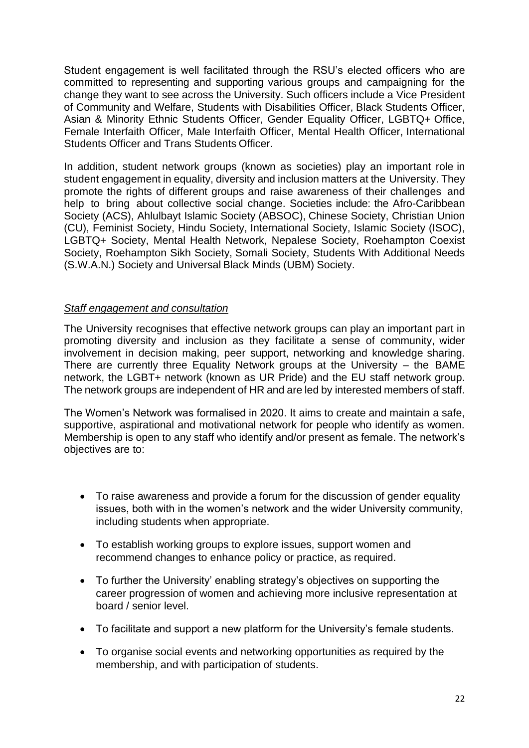Student engagement is well facilitated through the RSU's elected officers who are committed to representing and supporting various groups and campaigning for the change they want to see across the University. Such officers include a Vice President of Community and Welfare, Students with Disabilities Officer, Black Students Officer, Asian & Minority Ethnic Students Officer, Gender Equality Officer, LGBTQ+ Office, Female Interfaith Officer, Male Interfaith Officer, Mental Health Officer, International Students Officer and Trans Students Officer.

In addition, student network groups (known as societies) play an important role in student engagement in equality, diversity and inclusion matters at the University. They promote the rights of different groups and raise awareness of their challenges and help to bring about collective social change. Societies include: the Afro-Caribbean Society (ACS), Ahlulbayt Islamic Society (ABSOC), Chinese Society, Christian Union (CU), Feminist Society, Hindu Society, International Society, Islamic Society (ISOC), LGBTQ+ Society, Mental Health Network, Nepalese Society, Roehampton Coexist Society, Roehampton Sikh Society, Somali Society, Students With Additional Needs (S.W.A.N.) Society and Universal Black Minds (UBM) Society.

*Staff engagement and consultation*

The University recognises that effective network groups can play an important part in promoting diversity and inclusion as they facilitate a sense of community, wider involvement in decision making, peer support, networking and knowledge sharing. There are currently three Equality Network groups at the University – the BAME network, the LGBT+ network (known as UR Pride) and the EU staff network group. The network groups are independent of HR and are led by interested members of staff.

The Women's Network was formalised in 2020. It aims to create and maintain a safe, supportive, aspirational and motivational network for people who identify as women. Membership is open to any staff who identify and/or present as female. The network's objectives are to:

- To raise awareness and provide a forum for the discussion of gender equality issues, both with in the women's network and the wider University community, including students when appropriate.
- To establish working groups to explore issues, support women and recommend changes to enhance policy or practice, as required.
- To further the University' enabling strategy's objectives on supporting the career progression of women and achieving more inclusive representation at board / senior level.
- To facilitate and support a new platform for the University's female students.
- To organise social events and networking opportunities as required by the membership, and with participation of students.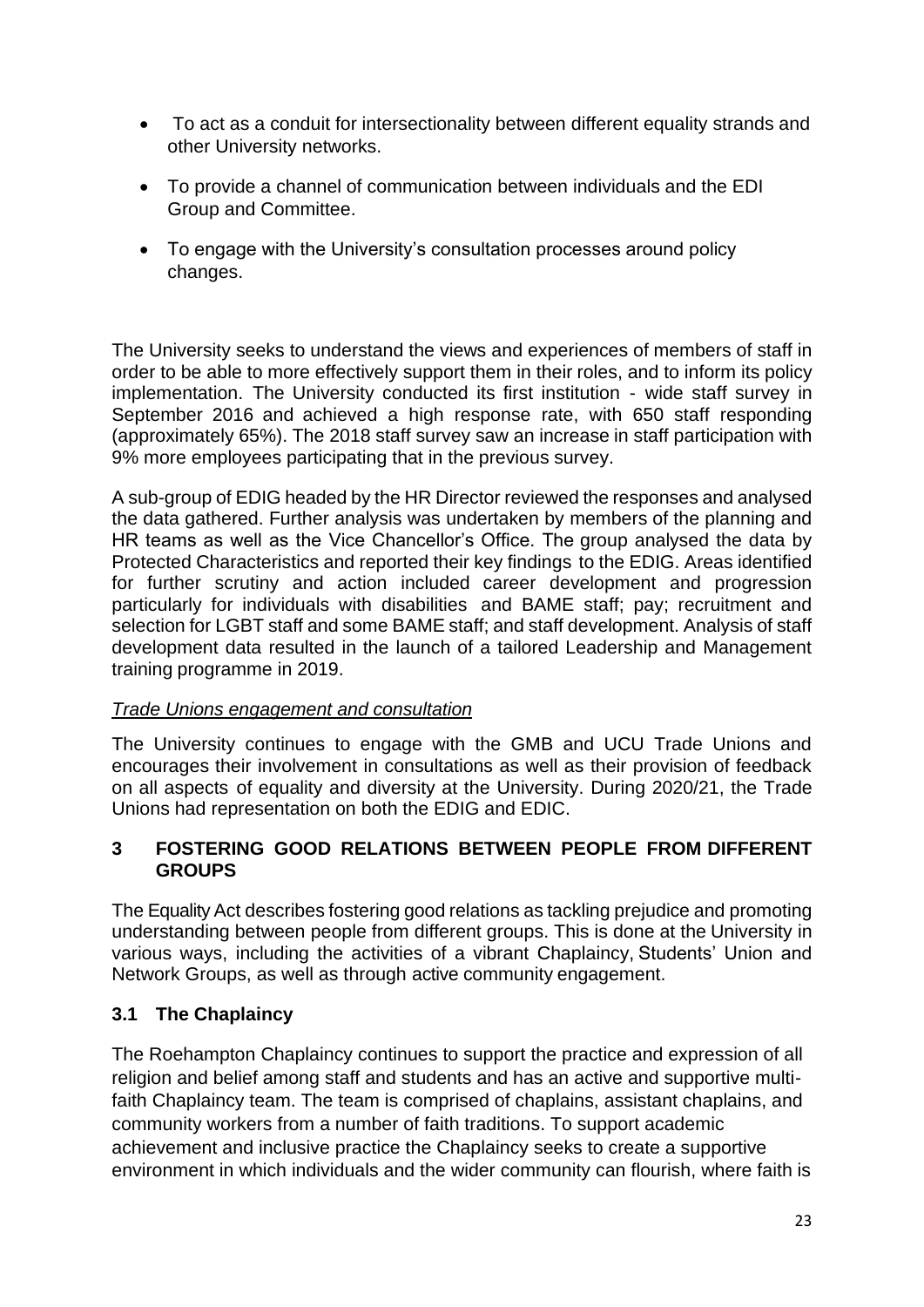- To act as a conduit for intersectionality between different equality strands and other University networks.
- To provide a channel of communication between individuals and the EDI Group and Committee.
- To engage with the University's consultation processes around policy changes.

The University seeks to understand the views and experiences of members of staff in order to be able to more effectively support them in their roles, and to inform its policy implementation. The University conducted its first institution - wide staff survey in September 2016 and achieved a high response rate, with 650 staff responding (approximately 65%). The 2018 staff survey saw an increase in staff participation with 9% more employees participating that in the previous survey.

A sub-group of EDIG headed by the HR Director reviewed the responses and analysed the data gathered. Further analysis was undertaken by members of the planning and HR teams as well as the Vice Chancellor's Office. The group analysed the data by Protected Characteristics and reported their key findings to the EDIG. Areas identified for further scrutiny and action included career development and progression particularly for individuals with disabilities and BAME staff; pay; recruitment and selection for LGBT staff and some BAME staff; and staff development. Analysis of staff development data resulted in the launch of a tailored Leadership and Management training programme in 2019.

*Trade Unions engagement and consultation*

The University continues to engage with the GMB and UCU Trade Unions and encourages their involvement in consultations as well as their provision of feedback on all aspects of equality and diversity at the University. During 2020/21, the Trade Unions had representation on both the EDIG and EDIC.

## 3 FOSTERING GOOD RELATIONS BETWEEN PEOPLE FROM DIFFERENT GROUPS

The Equality Act describes fostering good relations as tackling prejudice and promoting understanding between people from different groups. This is done at the University in various ways, including the activities of a vibrant Chaplaincy, Students' Union and Network Groups, as well as through active community engagement.

### 3.1 The Chaplaincy

The Roehampton Chaplaincy continues to support the practice and expression of all religion and belief among staff and students and has an active and supportive multi-faith Chaplaincy team. The team is comprised of chaplains, assistant chaplains, and community workers from a number of faith traditions. To support academic achievement and inclusive practice the Chaplaincy seeks to create a supportive environment in which individuals and the wider community can flourish, where faith is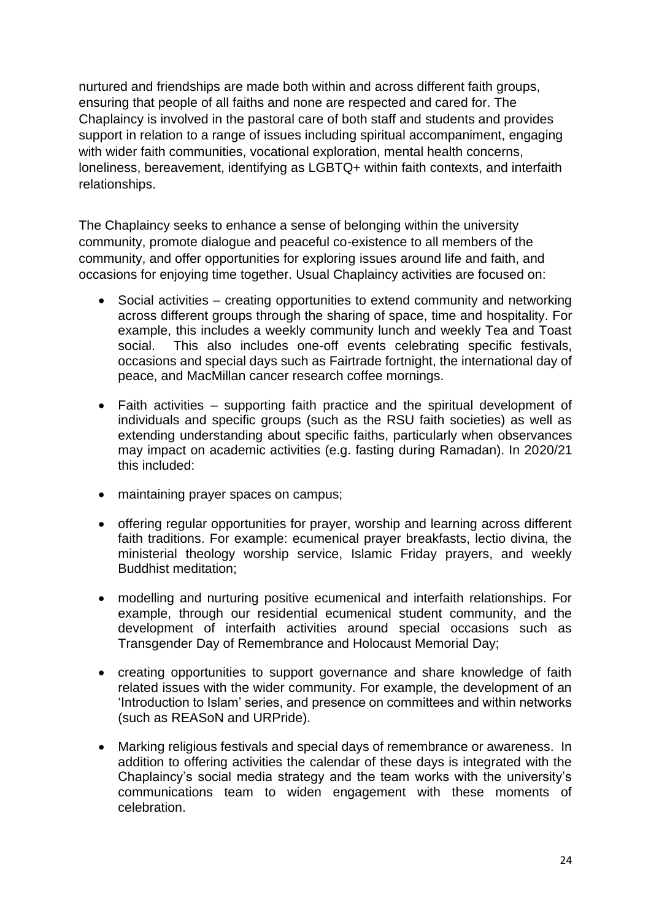nurtured and friendships are made both within and across different faith groups, ensuring that people of all faiths and none are respected and cared for. The Chaplaincy is involved in the pastoral care of both staff and students and provides support in relation to a range of issues including spiritual accompaniment, engaging with wider faith communities, vocational exploration, mental health concerns, loneliness, bereavement, identifying as LGBTQ+ within faith contexts, and interfaith relationships.

The Chaplaincy seeks to enhance a sense of belonging within the university community, promote dialogue and peaceful co-existence to all members of the community, and offer opportunities for exploring issues around life and faith, and occasions for enjoying time together. Usual Chaplaincy activities are focused on:

- Social activities – creating opportunities to extend community and networking across different groups through the sharing of space, time and hospitality. For example, this includes a weekly community lunch and weekly Tea and Toast social. This also includes one-off events celebrating specific festivals, occasions and special days such as Fairtrade fortnight, the international day of peace, and MacMillan cancer research coffee mornings.

- Faith activities – supporting faith practice and the spiritual development of individuals and specific groups (such as the RSU faith societies) as well as extending understanding about specific faiths, particularly when observances may impact on academic activities (e.g. fasting during Ramadan). In 2020/21 this included:

- maintaining prayer spaces on campus;

- offering regular opportunities for prayer, worship and learning across different faith traditions. For example: ecumenical prayer breakfasts, lectio divina, the ministerial theology worship service, Islamic Friday prayers, and weekly Buddhist meditation;

- modelling and nurturing positive ecumenical and interfaith relationships. For example, through our residential ecumenical student community, and the development of interfaith activities around special occasions such as Transgender Day of Remembrance and Holocaust Memorial Day;

- creating opportunities to support governance and share knowledge of faith related issues with the wider community. For example, the development of an 'Introduction to Islam' series, and presence on committees and within networks (such as REASoN and URPride).

- Marking religious festivals and special days of remembrance or awareness. In addition to offering activities the calendar of these days is integrated with the Chaplaincy's social media strategy and the team works with the university's communications team to widen engagement with these moments of celebration.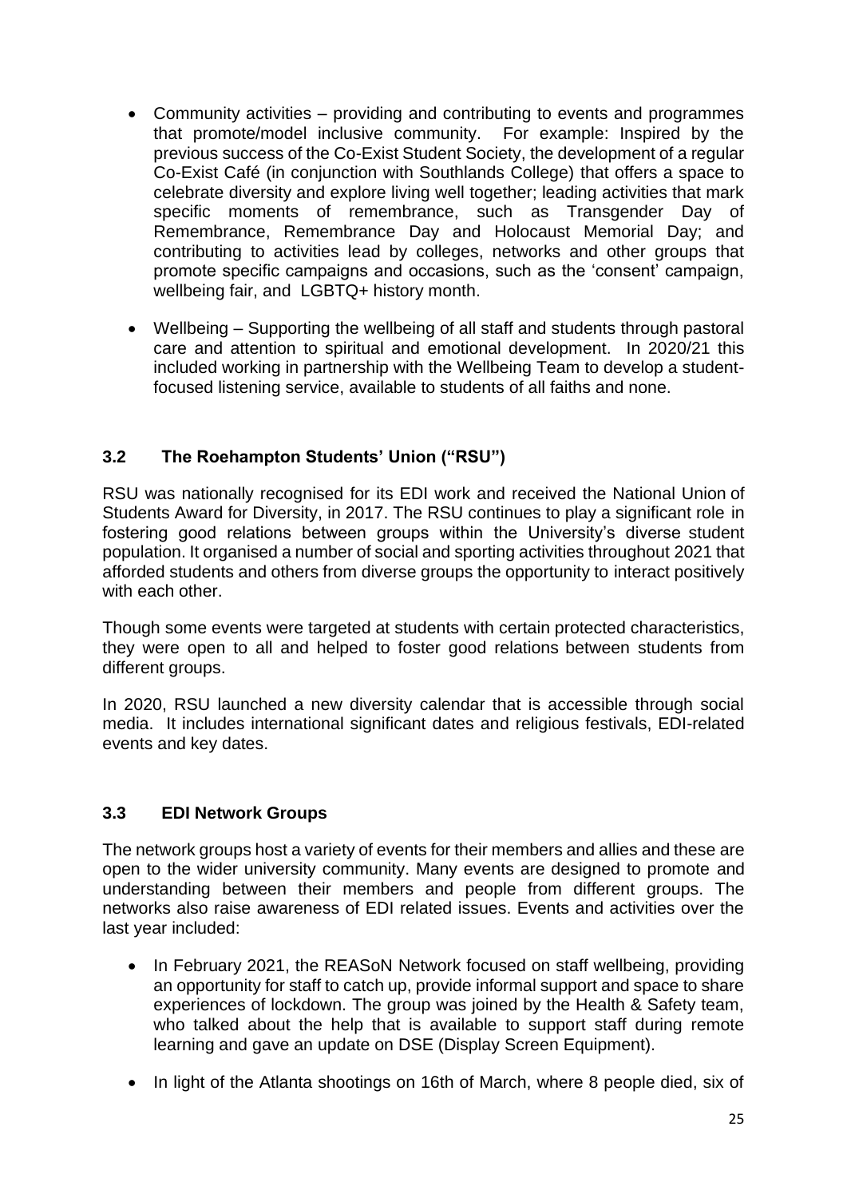- Community activities – providing and contributing to events and programmes that promote/model inclusive community. For example: Inspired by the previous success of the Co-Exist Student Society, the development of a regular Co-Exist Café (in conjunction with Southlands College) that offers a space to celebrate diversity and explore living well together; leading activities that mark specific moments of remembrance, such as Transgender Day of Remembrance, Remembrance Day and Holocaust Memorial Day; and contributing to activities lead by colleges, networks and other groups that promote specific campaigns and occasions, such as the 'consent' campaign, wellbeing fair, and LGBTQ+ history month.

- Wellbeing – Supporting the wellbeing of all staff and students through pastoral care and attention to spiritual and emotional development. In 2020/21 this included working in partnership with the Wellbeing Team to develop a student-focused listening service, available to students of all faiths and none.

### 3.2 The Roehampton Students' Union ("RSU")

RSU was nationally recognised for its EDI work and received the National Union of Students Award for Diversity, in 2017. The RSU continues to play a significant role in fostering good relations between groups within the University's diverse student population. It organised a number of social and sporting activities throughout 2021 that afforded students and others from diverse groups the opportunity to interact positively with each other.

Though some events were targeted at students with certain protected characteristics, they were open to all and helped to foster good relations between students from different groups.

In 2020, RSU launched a new diversity calendar that is accessible through social media. It includes international significant dates and religious festivals, EDI-related events and key dates.

### 3.3 EDI Network Groups

The network groups host a variety of events for their members and allies and these are open to the wider university community. Many events are designed to promote and understanding between their members and people from different groups. The networks also raise awareness of EDI related issues. Events and activities over the last year included:

- In February 2021, the REASoN Network focused on staff wellbeing, providing an opportunity for staff to catch up, provide informal support and space to share experiences of lockdown. The group was joined by the Health & Safety team, who talked about the help that is available to support staff during remote learning and gave an update on DSE (Display Screen Equipment).

- In light of the Atlanta shootings on 16th of March, where 8 people died, six of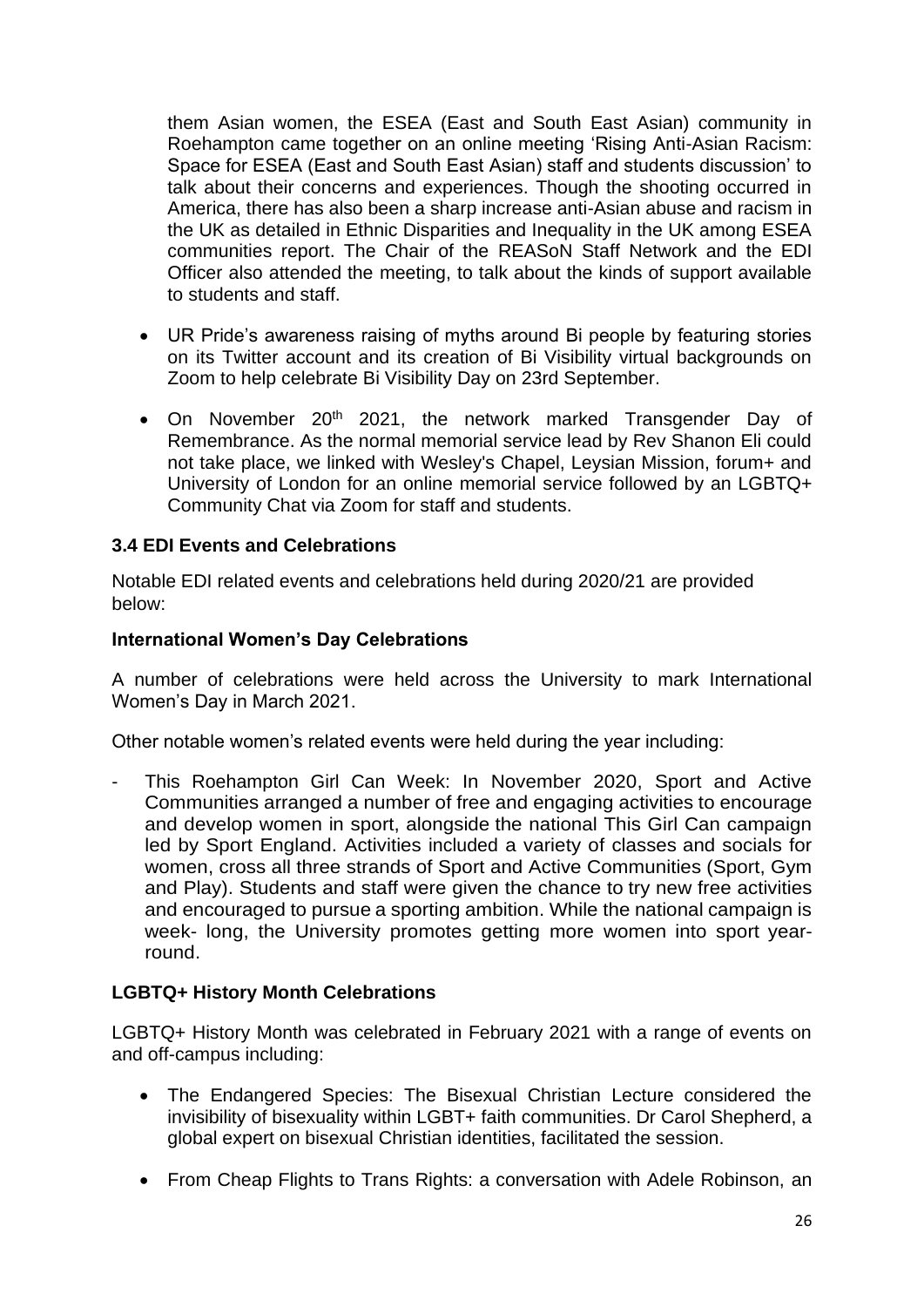them Asian women, the ESEA (East and South East Asian) community in Roehampton came together on an online meeting 'Rising Anti-Asian Racism: Space for ESEA (East and South East Asian) staff and students discussion' to talk about their concerns and experiences. Though the shooting occurred in America, there has also been a sharp increase anti-Asian abuse and racism in the UK as detailed in Ethnic Disparities and Inequality in the UK among ESEA communities report. The Chair of the REASoN Staff Network and the EDI Officer also attended the meeting, to talk about the kinds of support available to students and staff.

- UR Pride's awareness raising of myths around Bi people by featuring stories on its Twitter account and its creation of Bi Visibility virtual backgrounds on Zoom to help celebrate Bi Visibility Day on 23rd September.

- On November 20th 2021, the network marked Transgender Day of Remembrance. As the normal memorial service lead by Rev Shanon Eli could not take place, we linked with Wesley's Chapel, Leysian Mission, forum+ and University of London for an online memorial service followed by an LGBTQ+ Community Chat via Zoom for staff and students.

### 3.4 EDI Events and Celebrations

Notable EDI related events and celebrations held during 2020/21 are provided below:

#### International Women's Day Celebrations

A number of celebrations were held across the University to mark International Women's Day in March 2021.

Other notable women's related events were held during the year including:

- This Roehampton Girl Can Week: In November 2020, Sport and Active Communities arranged a number of free and engaging activities to encourage and develop women in sport, alongside the national This Girl Can campaign led by Sport England. Activities included a variety of classes and socials for women, cross all three strands of Sport and Active Communities (Sport, Gym and Play). Students and staff were given the chance to try new free activities and encouraged to pursue a sporting ambition. While the national campaign is week- long, the University promotes getting more women into sport year-round.

#### LGBTQ+ History Month Celebrations

LGBTQ+ History Month was celebrated in February 2021 with a range of events on and off-campus including:

- The Endangered Species: The Bisexual Christian Lecture considered the invisibility of bisexuality within LGBT+ faith communities. Dr Carol Shepherd, a global expert on bisexual Christian identities, facilitated the session.

- From Cheap Flights to Trans Rights: a conversation with Adele Robinson, an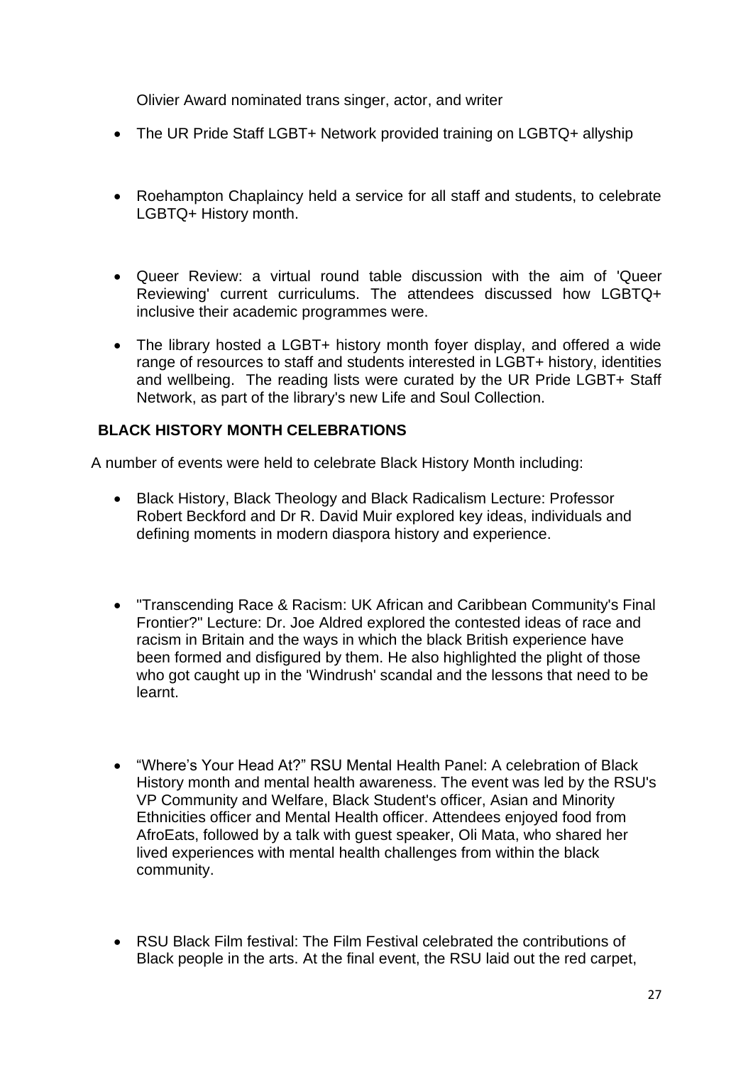Olivier Award nominated trans singer, actor, and writer

- The UR Pride Staff LGBT+ Network provided training on LGBTQ+ allyship

- Roehampton Chaplaincy held a service for all staff and students, to celebrate LGBTQ+ History month.

- Queer Review: a virtual round table discussion with the aim of 'Queer Reviewing' current curriculums. The attendees discussed how LGBTQ+ inclusive their academic programmes were.

- The library hosted a LGBT+ history month foyer display, and offered a wide range of resources to staff and students interested in LGBT+ history, identities and wellbeing. The reading lists were curated by the UR Pride LGBT+ Staff Network, as part of the library's new Life and Soul Collection.

**BLACK HISTORY MONTH CELEBRATIONS**

A number of events were held to celebrate Black History Month including:

- Black History, Black Theology and Black Radicalism Lecture: Professor Robert Beckford and Dr R. David Muir explored key ideas, individuals and defining moments in modern diaspora history and experience.

- "Transcending Race & Racism: UK African and Caribbean Community's Final Frontier?" Lecture: Dr. Joe Aldred explored the contested ideas of race and racism in Britain and the ways in which the black British experience have been formed and disfigured by them. He also highlighted the plight of those who got caught up in the 'Windrush' scandal and the lessons that need to be learnt.

- "Where's Your Head At?" RSU Mental Health Panel: A celebration of Black History month and mental health awareness. The event was led by the RSU's VP Community and Welfare, Black Student's officer, Asian and Minority Ethnicities officer and Mental Health officer. Attendees enjoyed food from AfroEats, followed by a talk with guest speaker, Oli Mata, who shared her lived experiences with mental health challenges from within the black community.

- RSU Black Film festival: The Film Festival celebrated the contributions of Black people in the arts. At the final event, the RSU laid out the red carpet,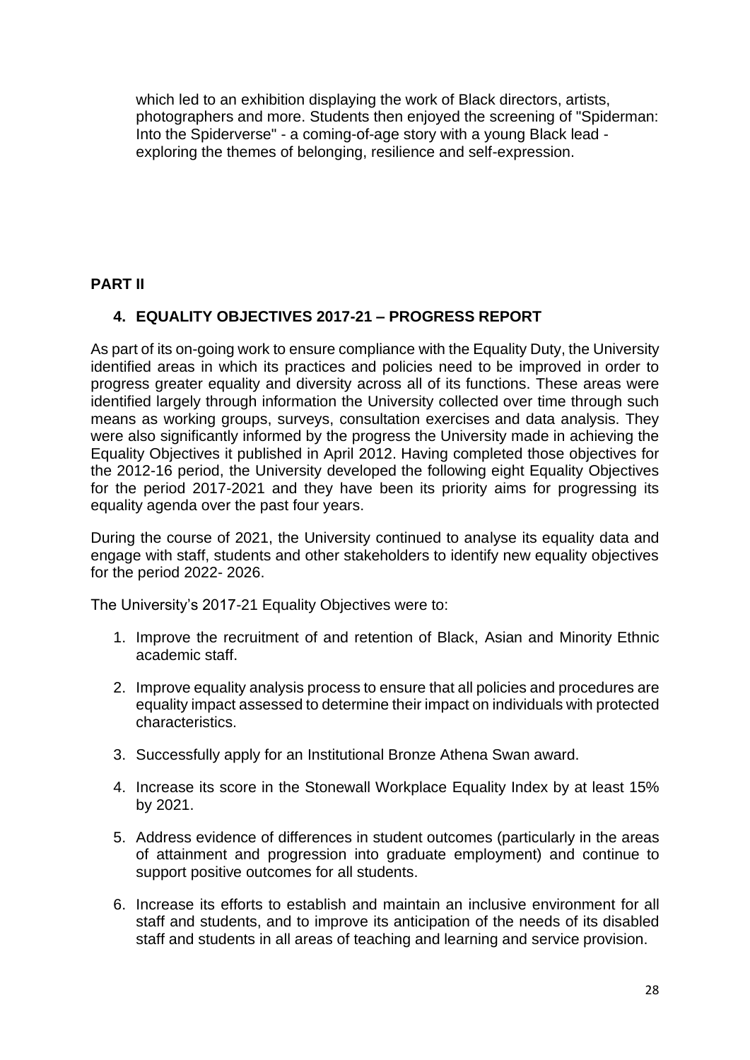which led to an exhibition displaying the work of Black directors, artists, photographers and more. Students then enjoyed the screening of "Spiderman: Into the Spiderverse" - a coming-of-age story with a young Black lead - exploring the themes of belonging, resilience and self-expression.

## PART II

### 4. EQUALITY OBJECTIVES 2017-21 – PROGRESS REPORT

As part of its on-going work to ensure compliance with the Equality Duty, the University identified areas in which its practices and policies need to be improved in order to progress greater equality and diversity across all of its functions. These areas were identified largely through information the University collected over time through such means as working groups, surveys, consultation exercises and data analysis. They were also significantly informed by the progress the University made in achieving the Equality Objectives it published in April 2012. Having completed those objectives for the 2012-16 period, the University developed the following eight Equality Objectives for the period 2017-2021 and they have been its priority aims for progressing its equality agenda over the past four years.

During the course of 2021, the University continued to analyse its equality data and engage with staff, students and other stakeholders to identify new equality objectives for the period 2022- 2026.

The University's 2017-21 Equality Objectives were to:

1. Improve the recruitment of and retention of Black, Asian and Minority Ethnic academic staff.
2. Improve equality analysis process to ensure that all policies and procedures are equality impact assessed to determine their impact on individuals with protected characteristics.
3. Successfully apply for an Institutional Bronze Athena Swan award.
4. Increase its score in the Stonewall Workplace Equality Index by at least 15% by 2021.
5. Address evidence of differences in student outcomes (particularly in the areas of attainment and progression into graduate employment) and continue to support positive outcomes for all students.
6. Increase its efforts to establish and maintain an inclusive environment for all staff and students, and to improve its anticipation of the needs of its disabled staff and students in all areas of teaching and learning and service provision.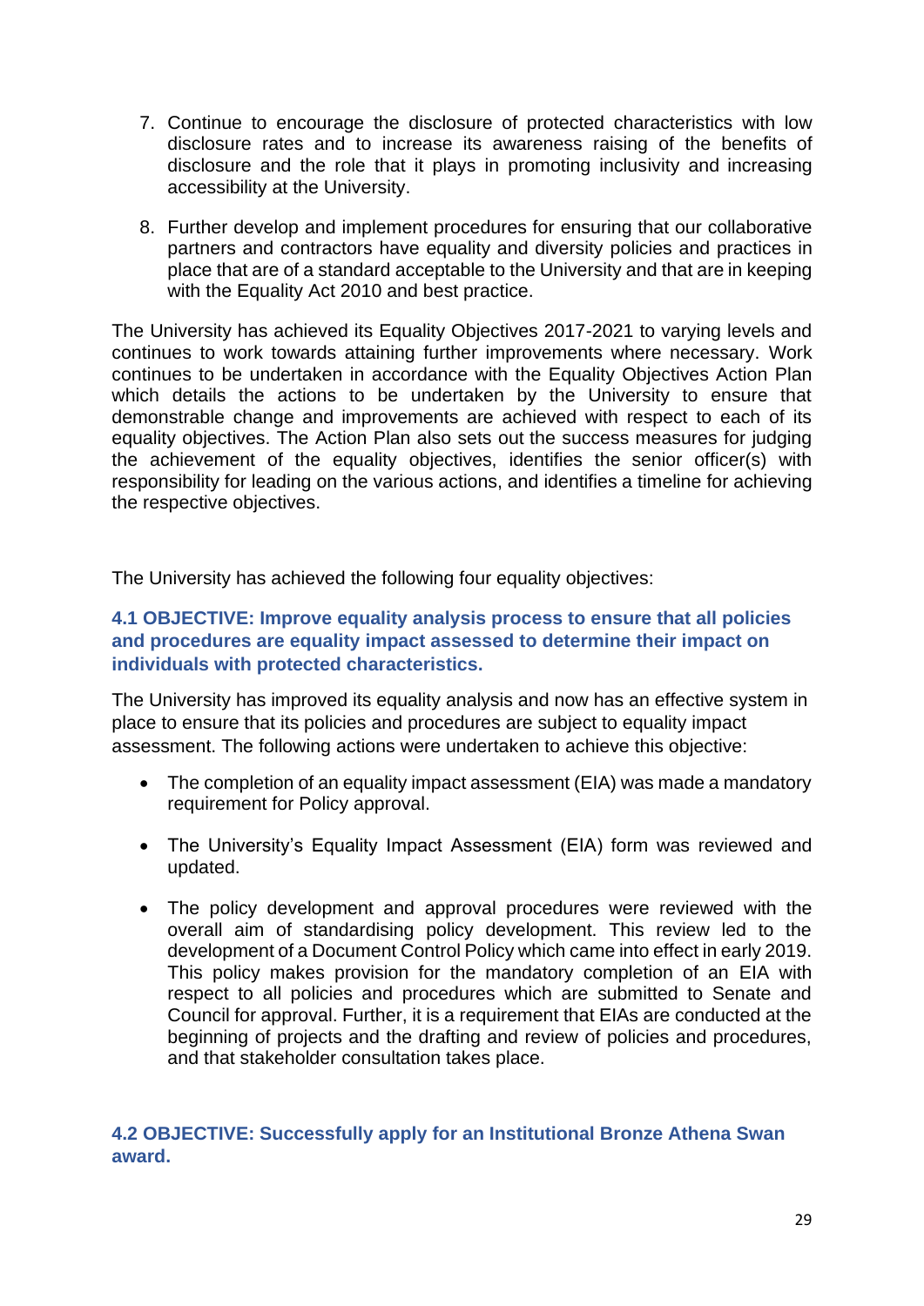7. Continue to encourage the disclosure of protected characteristics with low disclosure rates and to increase its awareness raising of the benefits of disclosure and the role that it plays in promoting inclusivity and increasing accessibility at the University.

8. Further develop and implement procedures for ensuring that our collaborative partners and contractors have equality and diversity policies and practices in place that are of a standard acceptable to the University and that are in keeping with the Equality Act 2010 and best practice.

The University has achieved its Equality Objectives 2017-2021 to varying levels and continues to work towards attaining further improvements where necessary. Work continues to be undertaken in accordance with the Equality Objectives Action Plan which details the actions to be undertaken by the University to ensure that demonstrable change and improvements are achieved with respect to each of its equality objectives. The Action Plan also sets out the success measures for judging the achievement of the equality objectives, identifies the senior officer(s) with responsibility for leading on the various actions, and identifies a timeline for achieving the respective objectives.

The University has achieved the following four equality objectives:

### 4.1 OBJECTIVE: Improve equality analysis process to ensure that all policies and procedures are equality impact assessed to determine their impact on individuals with protected characteristics.

The University has improved its equality analysis and now has an effective system in place to ensure that its policies and procedures are subject to equality impact assessment. The following actions were undertaken to achieve this objective:

- The completion of an equality impact assessment (EIA) was made a mandatory requirement for Policy approval.

- The University's Equality Impact Assessment (EIA) form was reviewed and updated.

- The policy development and approval procedures were reviewed with the overall aim of standardising policy development. This review led to the development of a Document Control Policy which came into effect in early 2019. This policy makes provision for the mandatory completion of an EIA with respect to all policies and procedures which are submitted to Senate and Council for approval. Further, it is a requirement that EIAs are conducted at the beginning of projects and the drafting and review of policies and procedures, and that stakeholder consultation takes place.

### 4.2 OBJECTIVE: Successfully apply for an Institutional Bronze Athena Swan award.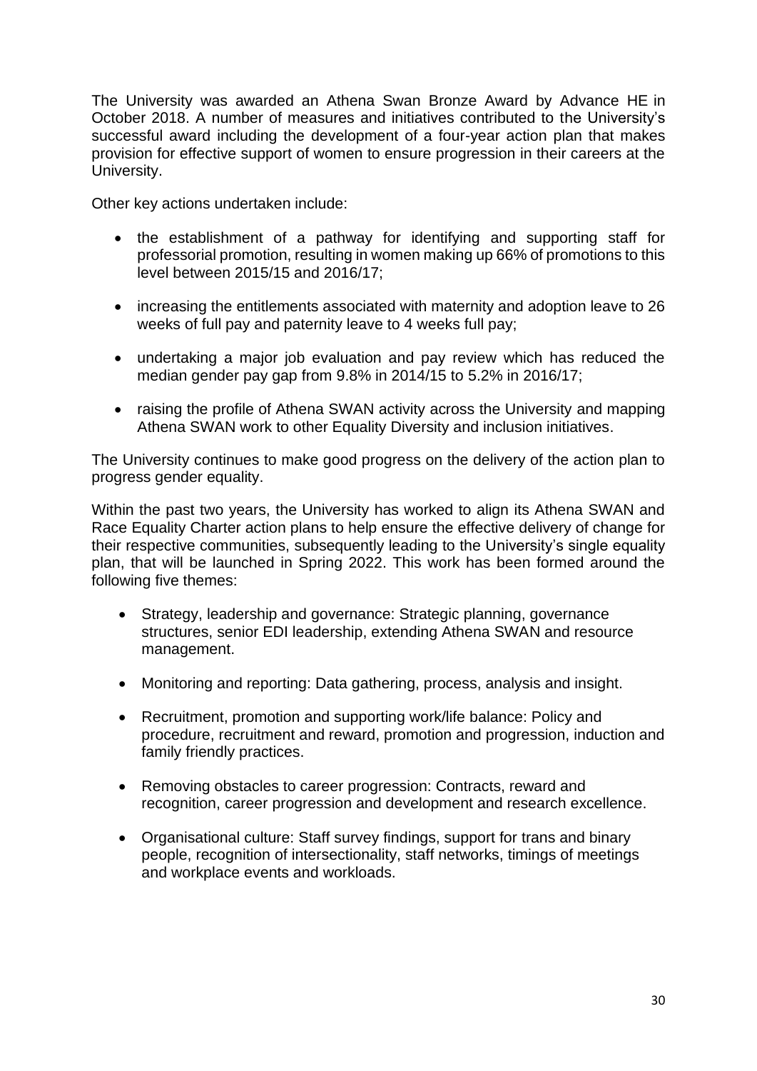The University was awarded an Athena Swan Bronze Award by Advance HE in October 2018. A number of measures and initiatives contributed to the University's successful award including the development of a four-year action plan that makes provision for effective support of women to ensure progression in their careers at the University.

Other key actions undertaken include:

- the establishment of a pathway for identifying and supporting staff for professorial promotion, resulting in women making up 66% of promotions to this level between 2015/15 and 2016/17;
- increasing the entitlements associated with maternity and adoption leave to 26 weeks of full pay and paternity leave to 4 weeks full pay;
- undertaking a major job evaluation and pay review which has reduced the median gender pay gap from 9.8% in 2014/15 to 5.2% in 2016/17;
- raising the profile of Athena SWAN activity across the University and mapping Athena SWAN work to other Equality Diversity and inclusion initiatives.

The University continues to make good progress on the delivery of the action plan to progress gender equality.

Within the past two years, the University has worked to align its Athena SWAN and Race Equality Charter action plans to help ensure the effective delivery of change for their respective communities, subsequently leading to the University's single equality plan, that will be launched in Spring 2022. This work has been formed around the following five themes:

- Strategy, leadership and governance: Strategic planning, governance structures, senior EDI leadership, extending Athena SWAN and resource management.
- Monitoring and reporting: Data gathering, process, analysis and insight.
- Recruitment, promotion and supporting work/life balance: Policy and procedure, recruitment and reward, promotion and progression, induction and family friendly practices.
- Removing obstacles to career progression: Contracts, reward and recognition, career progression and development and research excellence.
- Organisational culture: Staff survey findings, support for trans and binary people, recognition of intersectionality, staff networks, timings of meetings and workplace events and workloads.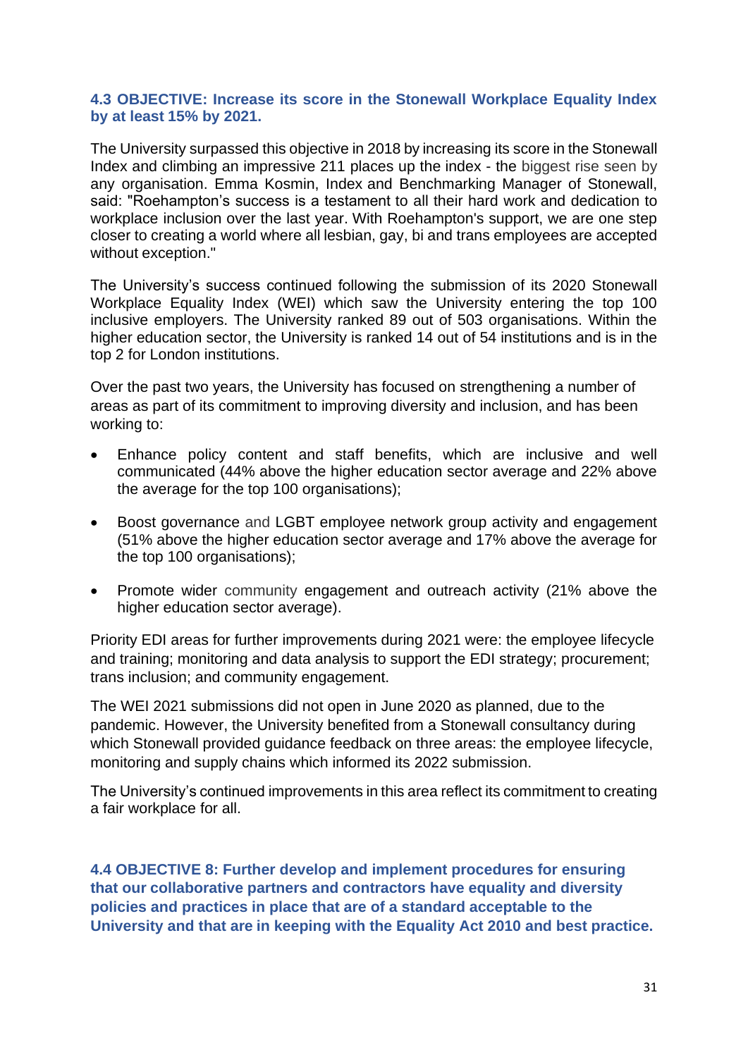### 4.3 OBJECTIVE: Increase its score in the Stonewall Workplace Equality Index by at least 15% by 2021.

The University surpassed this objective in 2018 by increasing its score in the Stonewall Index and climbing an impressive 211 places up the index - the biggest rise seen by any organisation. Emma Kosmin, Index and Benchmarking Manager of Stonewall, said: "Roehampton's success is a testament to all their hard work and dedication to workplace inclusion over the last year. With Roehampton's support, we are one step closer to creating a world where all lesbian, gay, bi and trans employees are accepted without exception."

The University's success continued following the submission of its 2020 Stonewall Workplace Equality Index (WEI) which saw the University entering the top 100 inclusive employers. The University ranked 89 out of 503 organisations. Within the higher education sector, the University is ranked 14 out of 54 institutions and is in the top 2 for London institutions.

Over the past two years, the University has focused on strengthening a number of areas as part of its commitment to improving diversity and inclusion, and has been working to:

- Enhance policy content and staff benefits, which are inclusive and well communicated (44% above the higher education sector average and 22% above the average for the top 100 organisations);
- Boost governance and LGBT employee network group activity and engagement (51% above the higher education sector average and 17% above the average for the top 100 organisations);
- Promote wider community engagement and outreach activity (21% above the higher education sector average).

Priority EDI areas for further improvements during 2021 were: the employee lifecycle and training; monitoring and data analysis to support the EDI strategy; procurement; trans inclusion; and community engagement.

The WEI 2021 submissions did not open in June 2020 as planned, due to the pandemic. However, the University benefited from a Stonewall consultancy during which Stonewall provided guidance feedback on three areas: the employee lifecycle, monitoring and supply chains which informed its 2022 submission.

The University's continued improvements in this area reflect its commitment to creating a fair workplace for all.

### 4.4 OBJECTIVE 8: Further develop and implement procedures for ensuring that our collaborative partners and contractors have equality and diversity policies and practices in place that are of a standard acceptable to the University and that are in keeping with the Equality Act 2010 and best practice.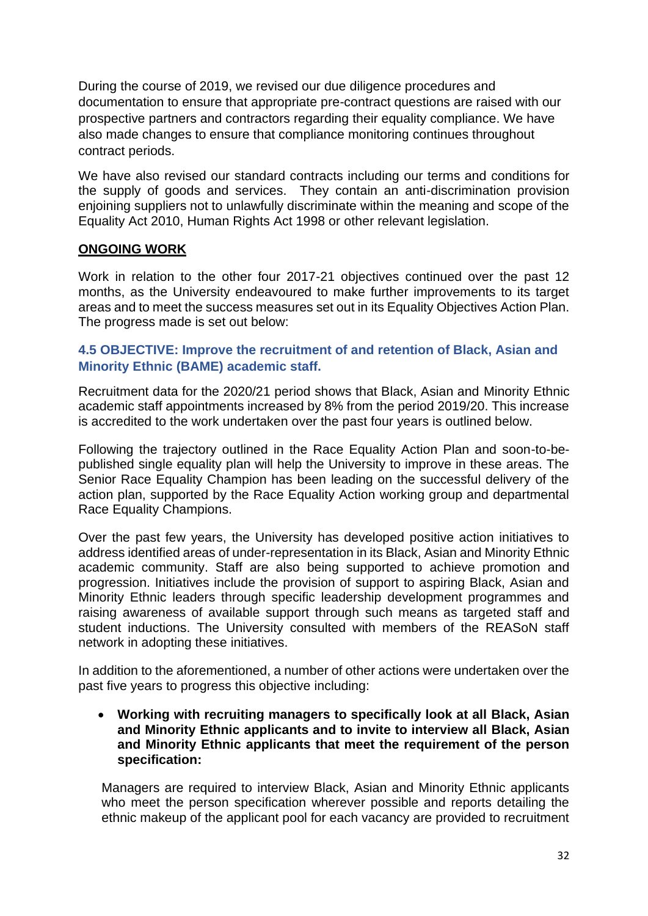During the course of 2019, we revised our due diligence procedures and documentation to ensure that appropriate pre-contract questions are raised with our prospective partners and contractors regarding their equality compliance. We have also made changes to ensure that compliance monitoring continues throughout contract periods.

We have also revised our standard contracts including our terms and conditions for the supply of goods and services. They contain an anti-discrimination provision enjoining suppliers not to unlawfully discriminate within the meaning and scope of the Equality Act 2010, Human Rights Act 1998 or other relevant legislation.

## ONGOING WORK

Work in relation to the other four 2017-21 objectives continued over the past 12 months, as the University endeavoured to make further improvements to its target areas and to meet the success measures set out in its Equality Objectives Action Plan. The progress made is set out below:

### 4.5 OBJECTIVE: Improve the recruitment of and retention of Black, Asian and Minority Ethnic (BAME) academic staff.

Recruitment data for the 2020/21 period shows that Black, Asian and Minority Ethnic academic staff appointments increased by 8% from the period 2019/20. This increase is accredited to the work undertaken over the past four years is outlined below.

Following the trajectory outlined in the Race Equality Action Plan and soon-to-be-published single equality plan will help the University to improve in these areas. The Senior Race Equality Champion has been leading on the successful delivery of the action plan, supported by the Race Equality Action working group and departmental Race Equality Champions.

Over the past few years, the University has developed positive action initiatives to address identified areas of under-representation in its Black, Asian and Minority Ethnic academic community. Staff are also being supported to achieve promotion and progression. Initiatives include the provision of support to aspiring Black, Asian and Minority Ethnic leaders through specific leadership development programmes and raising awareness of available support through such means as targeted staff and student inductions. The University consulted with members of the REASoN staff network in adopting these initiatives.

In addition to the aforementioned, a number of other actions were undertaken over the past five years to progress this objective including:

- **Working with recruiting managers to specifically look at all Black, Asian and Minority Ethnic applicants and to invite to interview all Black, Asian and Minority Ethnic applicants that meet the requirement of the person specification:**

  Managers are required to interview Black, Asian and Minority Ethnic applicants who meet the person specification wherever possible and reports detailing the ethnic makeup of the applicant pool for each vacancy are provided to recruitment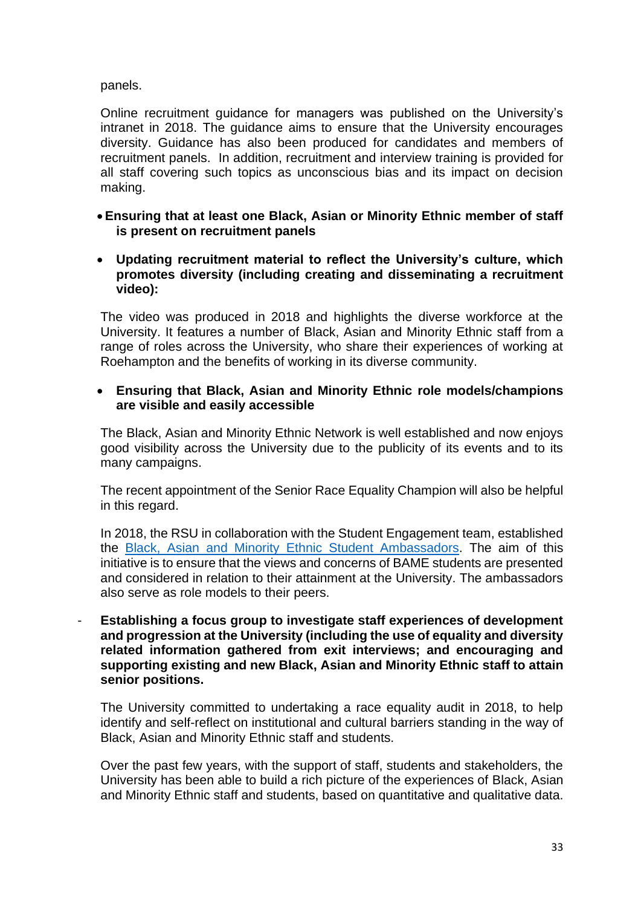panels.

Online recruitment guidance for managers was published on the University's intranet in 2018. The guidance aims to ensure that the University encourages diversity. Guidance has also been produced for candidates and members of recruitment panels. In addition, recruitment and interview training is provided for all staff covering such topics as unconscious bias and its impact on decision making.

- **Ensuring that at least one Black, Asian or Minority Ethnic member of staff is present on recruitment panels**

- **Updating recruitment material to reflect the University's culture, which promotes diversity (including creating and disseminating a recruitment video):**

The video was produced in 2018 and highlights the diverse workforce at the University. It features a number of Black, Asian and Minority Ethnic staff from a range of roles across the University, who share their experiences of working at Roehampton and the benefits of working in its diverse community.

- **Ensuring that Black, Asian and Minority Ethnic role models/champions are visible and easily accessible**

The Black, Asian and Minority Ethnic Network is well established and now enjoys good visibility across the University due to the publicity of its events and to its many campaigns.

The recent appointment of the Senior Race Equality Champion will also be helpful in this regard.

In 2018, the RSU in collaboration with the Student Engagement team, established the Black, Asian and Minority Ethnic Student Ambassadors. The aim of this initiative is to ensure that the views and concerns of BAME students are presented and considered in relation to their attainment at the University. The ambassadors also serve as role models to their peers.

- **Establishing a focus group to investigate staff experiences of development and progression at the University (including the use of equality and diversity related information gathered from exit interviews; and encouraging and supporting existing and new Black, Asian and Minority Ethnic staff to attain senior positions.**

The University committed to undertaking a race equality audit in 2018, to help identify and self-reflect on institutional and cultural barriers standing in the way of Black, Asian and Minority Ethnic staff and students.

Over the past few years, with the support of staff, students and stakeholders, the University has been able to build a rich picture of the experiences of Black, Asian and Minority Ethnic staff and students, based on quantitative and qualitative data.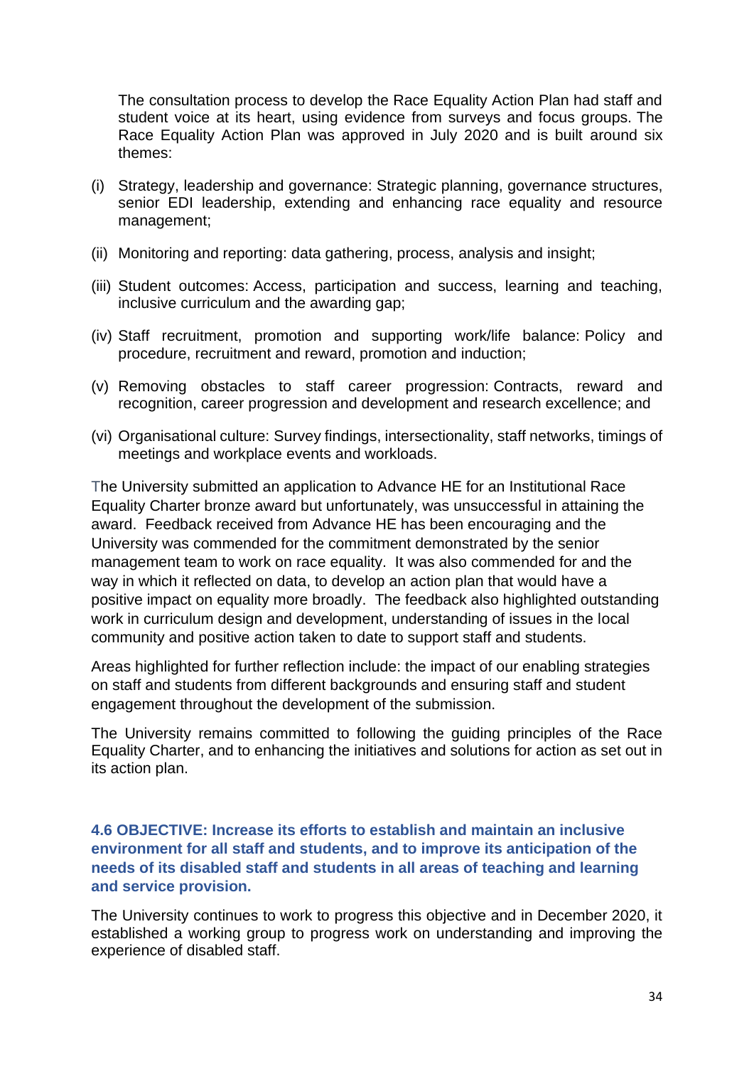The consultation process to develop the Race Equality Action Plan had staff and student voice at its heart, using evidence from surveys and focus groups. The Race Equality Action Plan was approved in July 2020 and is built around six themes:

(i) Strategy, leadership and governance: Strategic planning, governance structures, senior EDI leadership, extending and enhancing race equality and resource management;

(ii) Monitoring and reporting: data gathering, process, analysis and insight;

(iii) Student outcomes: Access, participation and success, learning and teaching, inclusive curriculum and the awarding gap;

(iv) Staff recruitment, promotion and supporting work/life balance: Policy and procedure, recruitment and reward, promotion and induction;

(v) Removing obstacles to staff career progression: Contracts, reward and recognition, career progression and development and research excellence; and

(vi) Organisational culture: Survey findings, intersectionality, staff networks, timings of meetings and workplace events and workloads.

The University submitted an application to Advance HE for an Institutional Race Equality Charter bronze award but unfortunately, was unsuccessful in attaining the award. Feedback received from Advance HE has been encouraging and the University was commended for the commitment demonstrated by the senior management team to work on race equality. It was also commended for and the way in which it reflected on data, to develop an action plan that would have a positive impact on equality more broadly. The feedback also highlighted outstanding work in curriculum design and development, understanding of issues in the local community and positive action taken to date to support staff and students.

Areas highlighted for further reflection include: the impact of our enabling strategies on staff and students from different backgrounds and ensuring staff and student engagement throughout the development of the submission.

The University remains committed to following the guiding principles of the Race Equality Charter, and to enhancing the initiatives and solutions for action as set out in its action plan.

### 4.6 OBJECTIVE: Increase its efforts to establish and maintain an inclusive environment for all staff and students, and to improve its anticipation of the needs of its disabled staff and students in all areas of teaching and learning and service provision.

The University continues to work to progress this objective and in December 2020, it established a working group to progress work on understanding and improving the experience of disabled staff.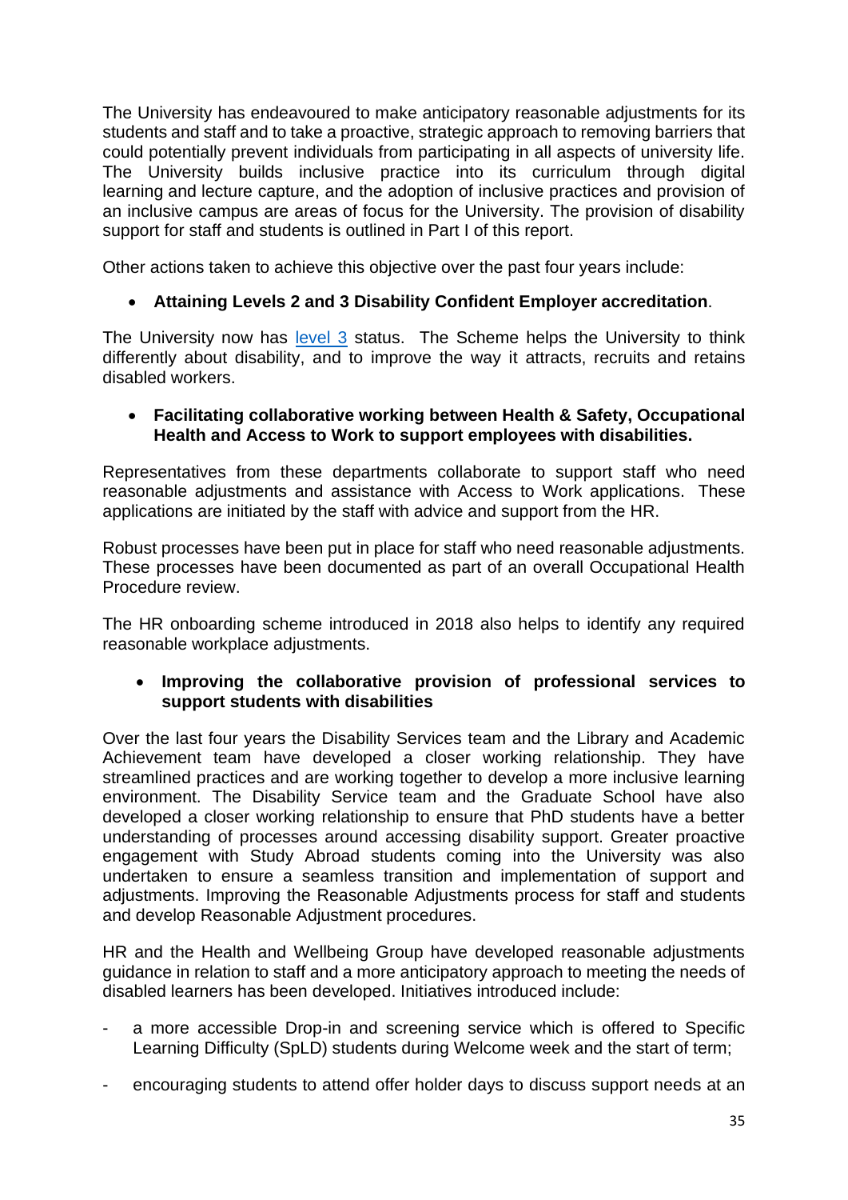The University has endeavoured to make anticipatory reasonable adjustments for its students and staff and to take a proactive, strategic approach to removing barriers that could potentially prevent individuals from participating in all aspects of university life. The University builds inclusive practice into its curriculum through digital learning and lecture capture, and the adoption of inclusive practices and provision of an inclusive campus are areas of focus for the University. The provision of disability support for staff and students is outlined in Part I of this report.

Other actions taken to achieve this objective over the past four years include:

- **Attaining Levels 2 and 3 Disability Confident Employer accreditation**.

The University now has level 3 status. The Scheme helps the University to think differently about disability, and to improve the way it attracts, recruits and retains disabled workers.

- **Facilitating collaborative working between Health & Safety, Occupational Health and Access to Work to support employees with disabilities.**

Representatives from these departments collaborate to support staff who need reasonable adjustments and assistance with Access to Work applications. These applications are initiated by the staff with advice and support from the HR.

Robust processes have been put in place for staff who need reasonable adjustments. These processes have been documented as part of an overall Occupational Health Procedure review.

The HR onboarding scheme introduced in 2018 also helps to identify any required reasonable workplace adjustments.

- **Improving the collaborative provision of professional services to support students with disabilities**

Over the last four years the Disability Services team and the Library and Academic Achievement team have developed a closer working relationship. They have streamlined practices and are working together to develop a more inclusive learning environment. The Disability Service team and the Graduate School have also developed a closer working relationship to ensure that PhD students have a better understanding of processes around accessing disability support. Greater proactive engagement with Study Abroad students coming into the University was also undertaken to ensure a seamless transition and implementation of support and adjustments. Improving the Reasonable Adjustments process for staff and students and develop Reasonable Adjustment procedures.

HR and the Health and Wellbeing Group have developed reasonable adjustments guidance in relation to staff and a more anticipatory approach to meeting the needs of disabled learners has been developed. Initiatives introduced include:

- a more accessible Drop-in and screening service which is offered to Specific Learning Difficulty (SpLD) students during Welcome week and the start of term;
- encouraging students to attend offer holder days to discuss support needs at an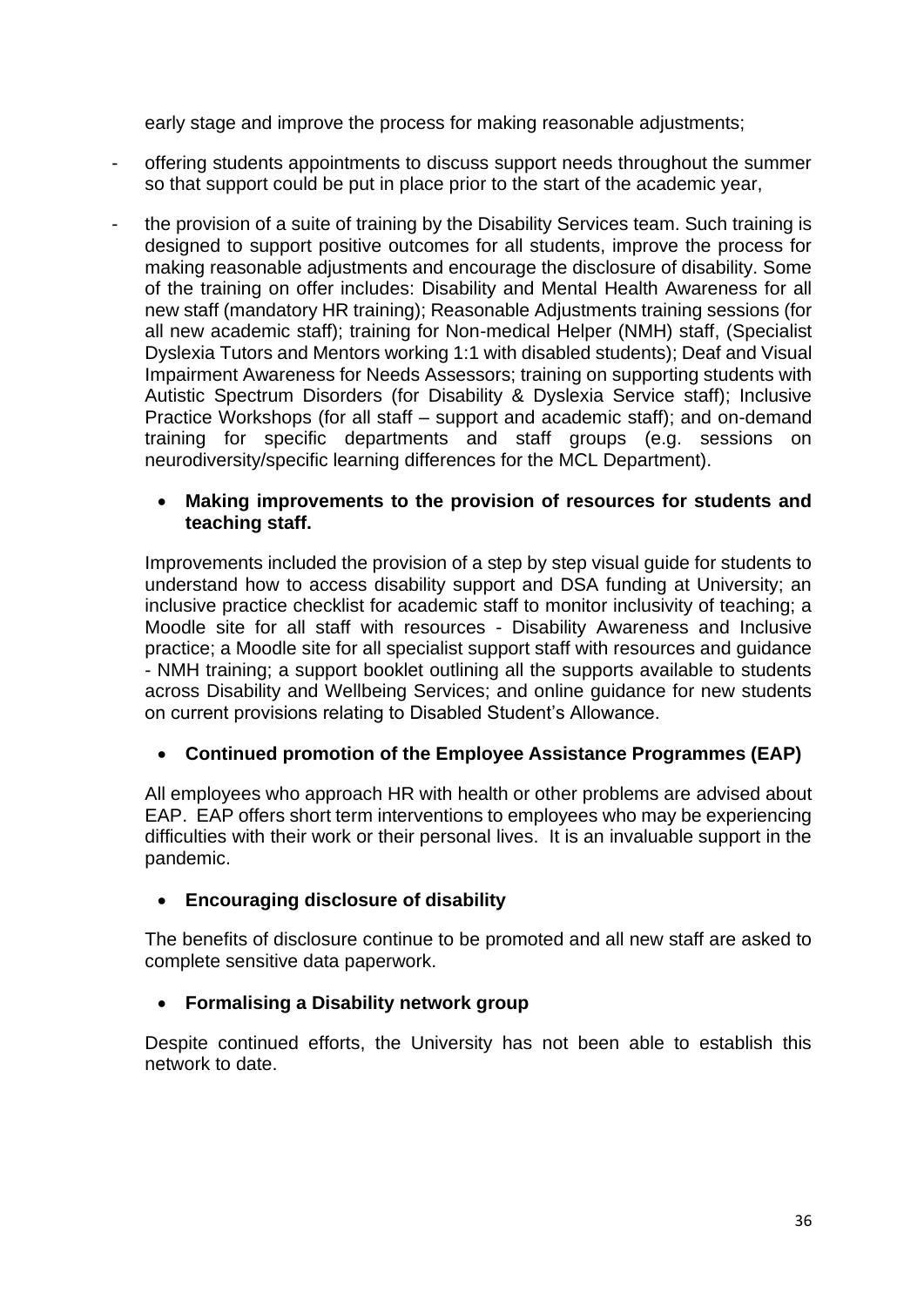early stage and improve the process for making reasonable adjustments;

- offering students appointments to discuss support needs throughout the summer so that support could be put in place prior to the start of the academic year,
- the provision of a suite of training by the Disability Services team. Such training is designed to support positive outcomes for all students, improve the process for making reasonable adjustments and encourage the disclosure of disability. Some of the training on offer includes: Disability and Mental Health Awareness for all new staff (mandatory HR training); Reasonable Adjustments training sessions (for all new academic staff); training for Non-medical Helper (NMH) staff, (Specialist Dyslexia Tutors and Mentors working 1:1 with disabled students); Deaf and Visual Impairment Awareness for Needs Assessors; training on supporting students with Autistic Spectrum Disorders (for Disability & Dyslexia Service staff); Inclusive Practice Workshops (for all staff – support and academic staff); and on-demand training for specific departments and staff groups (e.g. sessions on neurodiversity/specific learning differences for the MCL Department).

- **Making improvements to the provision of resources for students and teaching staff.**

Improvements included the provision of a step by step visual guide for students to understand how to access disability support and DSA funding at University; an inclusive practice checklist for academic staff to monitor inclusivity of teaching; a Moodle site for all staff with resources - Disability Awareness and Inclusive practice; a Moodle site for all specialist support staff with resources and guidance - NMH training; a support booklet outlining all the supports available to students across Disability and Wellbeing Services; and online guidance for new students on current provisions relating to Disabled Student's Allowance.

- **Continued promotion of the Employee Assistance Programmes (EAP)**

All employees who approach HR with health or other problems are advised about EAP. EAP offers short term interventions to employees who may be experiencing difficulties with their work or their personal lives. It is an invaluable support in the pandemic.

- **Encouraging disclosure of disability**

The benefits of disclosure continue to be promoted and all new staff are asked to complete sensitive data paperwork.

- **Formalising a Disability network group**

Despite continued efforts, the University has not been able to establish this network to date.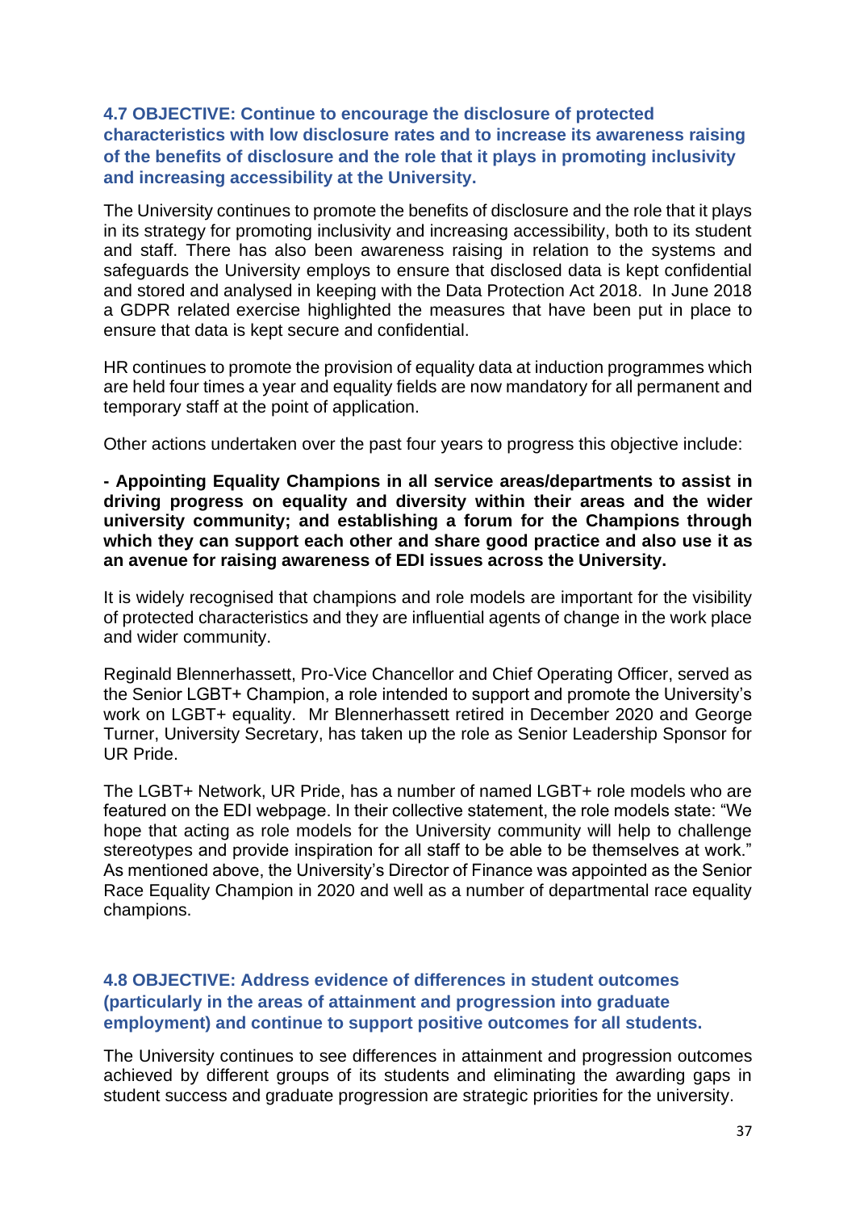### 4.7 OBJECTIVE: Continue to encourage the disclosure of protected characteristics with low disclosure rates and to increase its awareness raising of the benefits of disclosure and the role that it plays in promoting inclusivity and increasing accessibility at the University.

The University continues to promote the benefits of disclosure and the role that it plays in its strategy for promoting inclusivity and increasing accessibility, both to its student and staff. There has also been awareness raising in relation to the systems and safeguards the University employs to ensure that disclosed data is kept confidential and stored and analysed in keeping with the Data Protection Act 2018. In June 2018 a GDPR related exercise highlighted the measures that have been put in place to ensure that data is kept secure and confidential.

HR continues to promote the provision of equality data at induction programmes which are held four times a year and equality fields are now mandatory for all permanent and temporary staff at the point of application.

Other actions undertaken over the past four years to progress this objective include:

**- Appointing Equality Champions in all service areas/departments to assist in driving progress on equality and diversity within their areas and the wider university community; and establishing a forum for the Champions through which they can support each other and share good practice and also use it as an avenue for raising awareness of EDI issues across the University.**

It is widely recognised that champions and role models are important for the visibility of protected characteristics and they are influential agents of change in the work place and wider community.

Reginald Blennerhassett, Pro-Vice Chancellor and Chief Operating Officer, served as the Senior LGBT+ Champion, a role intended to support and promote the University's work on LGBT+ equality. Mr Blennerhassett retired in December 2020 and George Turner, University Secretary, has taken up the role as Senior Leadership Sponsor for UR Pride.

The LGBT+ Network, UR Pride, has a number of named LGBT+ role models who are featured on the EDI webpage. In their collective statement, the role models state: "We hope that acting as role models for the University community will help to challenge stereotypes and provide inspiration for all staff to be able to be themselves at work." As mentioned above, the University's Director of Finance was appointed as the Senior Race Equality Champion in 2020 and well as a number of departmental race equality champions.

### 4.8 OBJECTIVE: Address evidence of differences in student outcomes (particularly in the areas of attainment and progression into graduate employment) and continue to support positive outcomes for all students.

The University continues to see differences in attainment and progression outcomes achieved by different groups of its students and eliminating the awarding gaps in student success and graduate progression are strategic priorities for the university.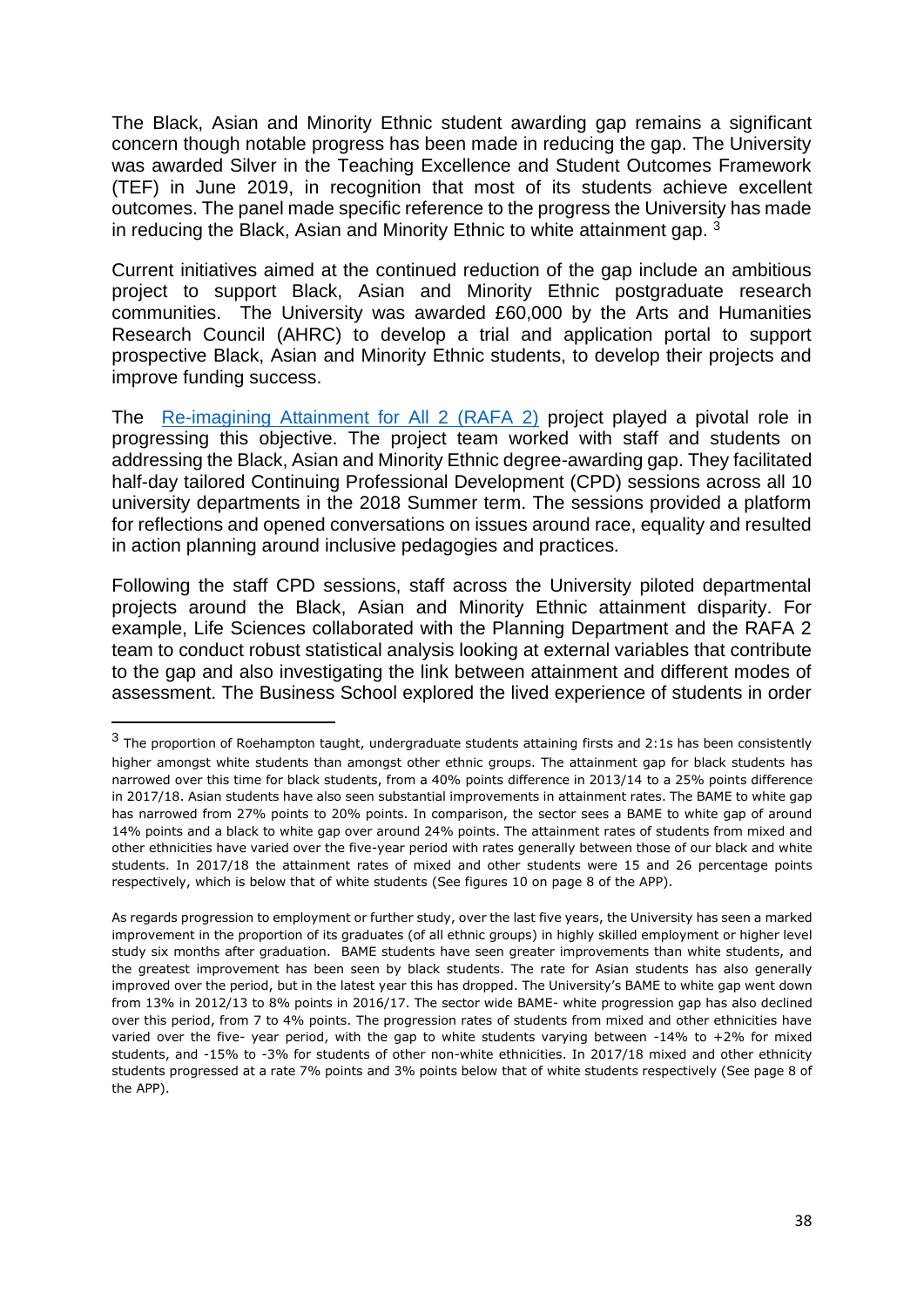The Black, Asian and Minority Ethnic student awarding gap remains a significant concern though notable progress has been made in reducing the gap. The University was awarded Silver in the Teaching Excellence and Student Outcomes Framework (TEF) in June 2019, in recognition that most of its students achieve excellent outcomes. The panel made specific reference to the progress the University has made in reducing the Black, Asian and Minority Ethnic to white attainment gap. [3]

Current initiatives aimed at the continued reduction of the gap include an ambitious project to support Black, Asian and Minority Ethnic postgraduate research communities. The University was awarded £60,000 by the Arts and Humanities Research Council (AHRC) to develop a trial and application portal to support prospective Black, Asian and Minority Ethnic students, to develop their projects and improve funding success.

The Re-imagining Attainment for All 2 (RAFA 2) project played a pivotal role in progressing this objective. The project team worked with staff and students on addressing the Black, Asian and Minority Ethnic degree-awarding gap. They facilitated half-day tailored Continuing Professional Development (CPD) sessions across all 10 university departments in the 2018 Summer term. The sessions provided a platform for reflections and opened conversations on issues around race, equality and resulted in action planning around inclusive pedagogies and practices.

Following the staff CPD sessions, staff across the University piloted departmental projects around the Black, Asian and Minority Ethnic attainment disparity. For example, Life Sciences collaborated with the Planning Department and the RAFA 2 team to conduct robust statistical analysis looking at external variables that contribute to the gap and also investigating the link between attainment and different modes of assessment. The Business School explored the lived experience of students in order

---

[3] The proportion of Roehampton taught, undergraduate students attaining firsts and 2:1s has been consistently higher amongst white students than amongst other ethnic groups. The attainment gap for black students has narrowed over this time for black students, from a 40% points difference in 2013/14 to a 25% points difference in 2017/18. Asian students have also seen substantial improvements in attainment rates. The BAME to white gap has narrowed from 27% points to 20% points. In comparison, the sector sees a BAME to white gap of around 14% points and a black to white gap over around 24% points. The attainment rates of students from mixed and other ethnicities have varied over the five-year period with rates generally between those of our black and white students. In 2017/18 the attainment rates of mixed and other students were 15 and 26 percentage points respectively, which is below that of white students (See figures 10 on page 8 of the APP).

As regards progression to employment or further study, over the last five years, the University has seen a marked improvement in the proportion of its graduates (of all ethnic groups) in highly skilled employment or higher level study six months after graduation. BAME students have seen greater improvements than white students, and the greatest improvement has been seen by black students. The rate for Asian students has also generally improved over the period, but in the latest year this has dropped. The University's BAME to white gap went down from 13% in 2012/13 to 8% points in 2016/17. The sector wide BAME- white progression gap has also declined over this period, from 7 to 4% points. The progression rates of students from mixed and other ethnicities have varied over the five- year period, with the gap to white students varying between -14% to +2% for mixed students, and -15% to -3% for students of other non-white ethnicities. In 2017/18 mixed and other ethnicity students progressed at a rate 7% points and 3% points below that of white students respectively (See page 8 of the APP).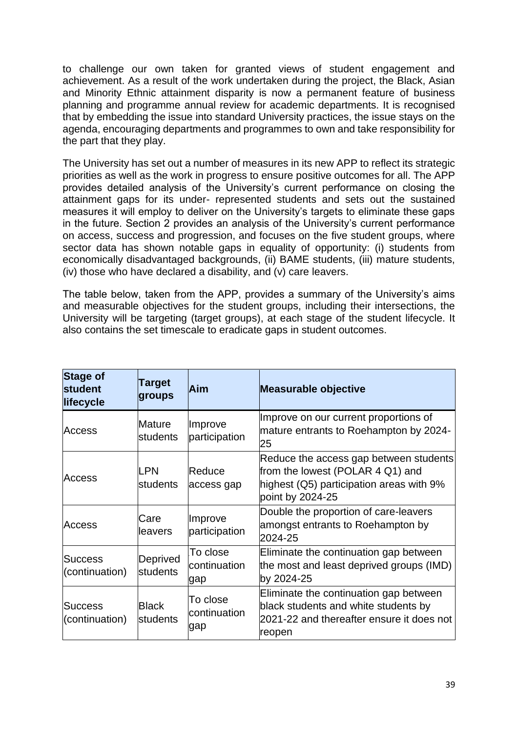to challenge our own taken for granted views of student engagement and achievement. As a result of the work undertaken during the project, the Black, Asian and Minority Ethnic attainment disparity is now a permanent feature of business planning and programme annual review for academic departments. It is recognised that by embedding the issue into standard University practices, the issue stays on the agenda, encouraging departments and programmes to own and take responsibility for the part that they play.

The University has set out a number of measures in its new APP to reflect its strategic priorities as well as the work in progress to ensure positive outcomes for all. The APP provides detailed analysis of the University's current performance on closing the attainment gaps for its under- represented students and sets out the sustained measures it will employ to deliver on the University's targets to eliminate these gaps in the future. Section 2 provides an analysis of the University's current performance on access, success and progression, and focuses on the five student groups, where sector data has shown notable gaps in equality of opportunity: (i) students from economically disadvantaged backgrounds, (ii) BAME students, (iii) mature students, (iv) those who have declared a disability, and (v) care leavers.

The table below, taken from the APP, provides a summary of the University's aims and measurable objectives for the student groups, including their intersections, the University will be targeting (target groups), at each stage of the student lifecycle. It also contains the set timescale to eradicate gaps in student outcomes.

| Stage of student lifecycle | Target groups | Aim | Measurable objective |
|---|---|---|---|
| Access | Mature students | Improve participation | Improve on our current proportions of mature entrants to Roehampton by 2024-25 |
| Access | LPN students | Reduce access gap | Reduce the access gap between students from the lowest (POLAR 4 Q1) and highest (Q5) participation areas with 9% point by 2024-25 |
| Access | Care leavers | Improve participation | Double the proportion of care-leavers amongst entrants to Roehampton by 2024-25 |
| Success (continuation) | Deprived students | To close continuation gap | Eliminate the continuation gap between the most and least deprived groups (IMD) by 2024-25 |
| Success (continuation) | Black students | To close continuation gap | Eliminate the continuation gap between black students and white students by 2021-22 and thereafter ensure it does not reopen |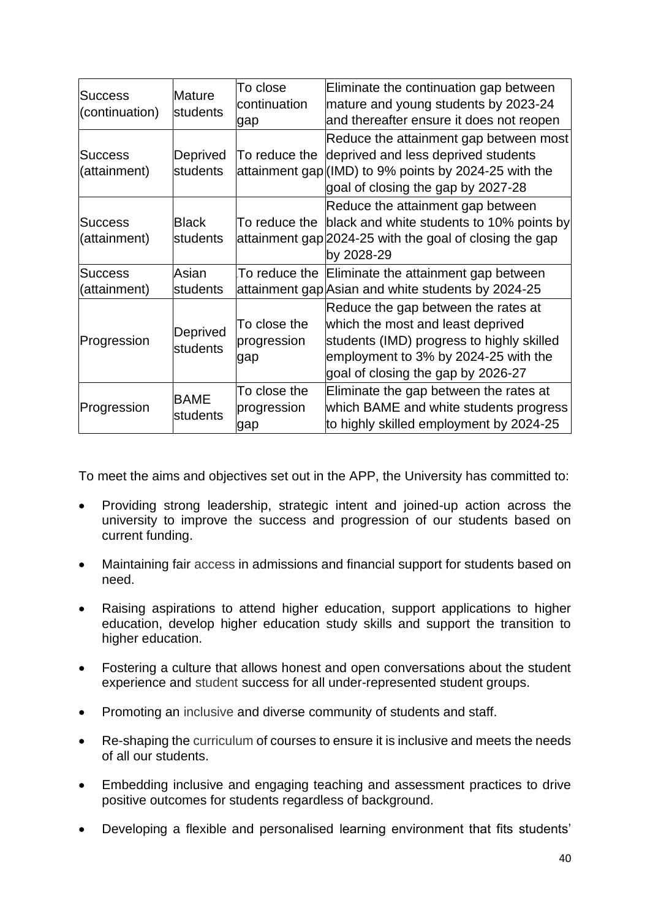| Success (continuation) | Mature students | To close continuation gap | Eliminate the continuation gap between mature and young students by 2023-24 and thereafter ensure it does not reopen |
|---|---|---|---|
| Success (attainment) | Deprived students | To reduce the attainment gap | Reduce the attainment gap between most deprived and less deprived students (IMD) to 9% points by 2024-25 with the goal of closing the gap by 2027-28 |
| Success (attainment) | Black students | To reduce the attainment gap | Reduce the attainment gap between black and white students to 10% points by 2024-25 with the goal of closing the gap by 2028-29 |
| Success (attainment) | Asian students | To reduce the attainment gap | Eliminate the attainment gap between Asian and white students by 2024-25 |
| Progression | Deprived students | To close the progression gap | Reduce the gap between the rates at which the most and least deprived students (IMD) progress to highly skilled employment to 3% by 2024-25 with the goal of closing the gap by 2026-27 |
| Progression | BAME students | To close the progression gap | Eliminate the gap between the rates at which BAME and white students progress to highly skilled employment by 2024-25 |

To meet the aims and objectives set out in the APP, the University has committed to:

- Providing strong leadership, strategic intent and joined-up action across the university to improve the success and progression of our students based on current funding.
- Maintaining fair access in admissions and financial support for students based on need.
- Raising aspirations to attend higher education, support applications to higher education, develop higher education study skills and support the transition to higher education.
- Fostering a culture that allows honest and open conversations about the student experience and student success for all under-represented student groups.
- Promoting an inclusive and diverse community of students and staff.
- Re-shaping the curriculum of courses to ensure it is inclusive and meets the needs of all our students.
- Embedding inclusive and engaging teaching and assessment practices to drive positive outcomes for students regardless of background.
- Developing a flexible and personalised learning environment that fits students'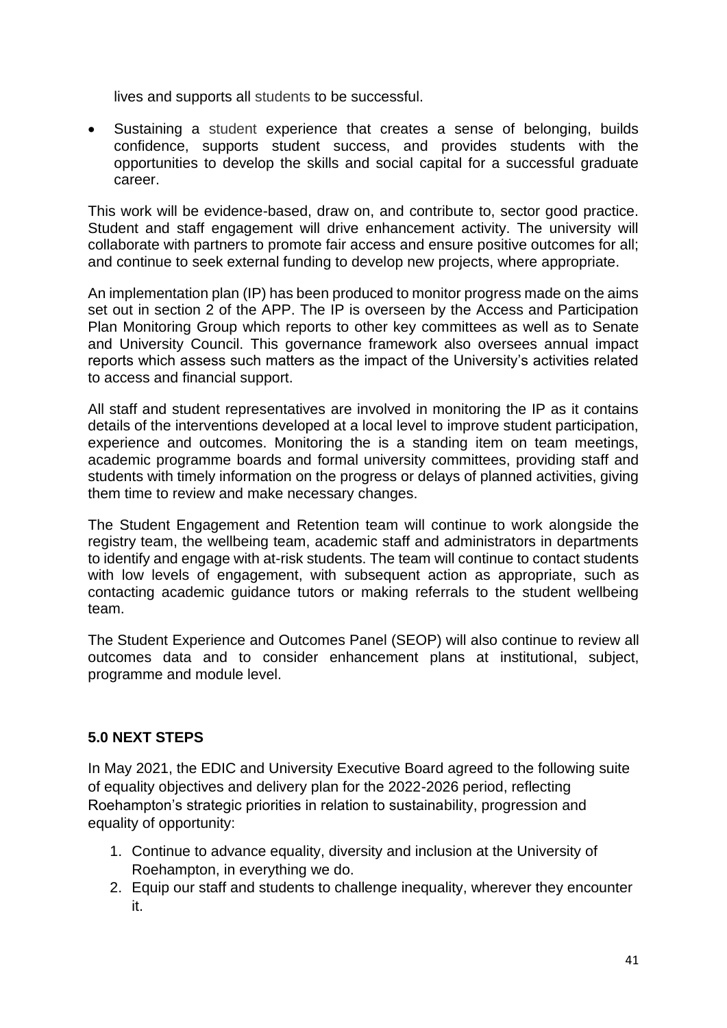lives and supports all students to be successful.

- Sustaining a student experience that creates a sense of belonging, builds confidence, supports student success, and provides students with the opportunities to develop the skills and social capital for a successful graduate career.

This work will be evidence-based, draw on, and contribute to, sector good practice. Student and staff engagement will drive enhancement activity. The university will collaborate with partners to promote fair access and ensure positive outcomes for all; and continue to seek external funding to develop new projects, where appropriate.

An implementation plan (IP) has been produced to monitor progress made on the aims set out in section 2 of the APP. The IP is overseen by the Access and Participation Plan Monitoring Group which reports to other key committees as well as to Senate and University Council. This governance framework also oversees annual impact reports which assess such matters as the impact of the University's activities related to access and financial support.

All staff and student representatives are involved in monitoring the IP as it contains details of the interventions developed at a local level to improve student participation, experience and outcomes. Monitoring the is a standing item on team meetings, academic programme boards and formal university committees, providing staff and students with timely information on the progress or delays of planned activities, giving them time to review and make necessary changes.

The Student Engagement and Retention team will continue to work alongside the registry team, the wellbeing team, academic staff and administrators in departments to identify and engage with at-risk students. The team will continue to contact students with low levels of engagement, with subsequent action as appropriate, such as contacting academic guidance tutors or making referrals to the student wellbeing team.

The Student Experience and Outcomes Panel (SEOP) will also continue to review all outcomes data and to consider enhancement plans at institutional, subject, programme and module level.

## 5.0 NEXT STEPS

In May 2021, the EDIC and University Executive Board agreed to the following suite of equality objectives and delivery plan for the 2022-2026 period, reflecting Roehampton's strategic priorities in relation to sustainability, progression and equality of opportunity:

1. Continue to advance equality, diversity and inclusion at the University of Roehampton, in everything we do.
2. Equip our staff and students to challenge inequality, wherever they encounter it.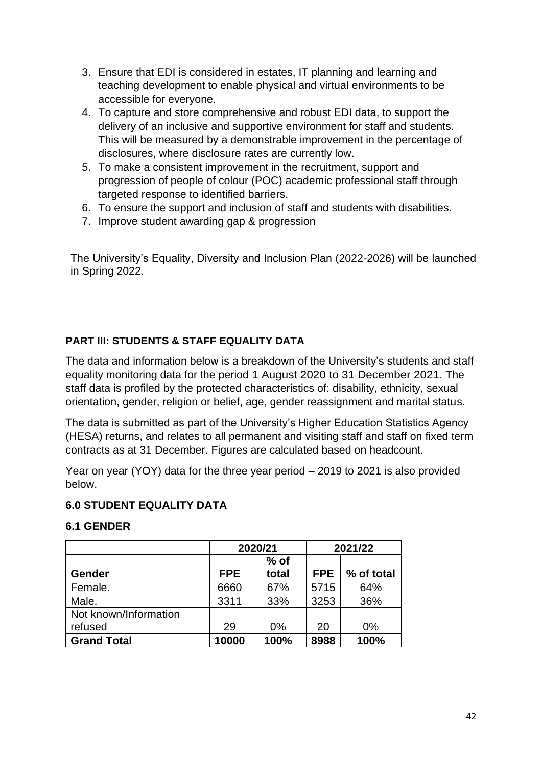3. Ensure that EDI is considered in estates, IT planning and learning and teaching development to enable physical and virtual environments to be accessible for everyone.
4. To capture and store comprehensive and robust EDI data, to support the delivery of an inclusive and supportive environment for staff and students. This will be measured by a demonstrable improvement in the percentage of disclosures, where disclosure rates are currently low.
5. To make a consistent improvement in the recruitment, support and progression of people of colour (POC) academic professional staff through targeted response to identified barriers.
6. To ensure the support and inclusion of staff and students with disabilities.
7. Improve student awarding gap & progression

The University's Equality, Diversity and Inclusion Plan (2022-2026) will be launched in Spring 2022.

**PART III: STUDENTS & STAFF EQUALITY DATA**

The data and information below is a breakdown of the University's students and staff equality monitoring data for the period 1 August 2020 to 31 December 2021. The staff data is profiled by the protected characteristics of: disability, ethnicity, sexual orientation, gender, religion or belief, age, gender reassignment and marital status.

The data is submitted as part of the University's Higher Education Statistics Agency (HESA) returns, and relates to all permanent and visiting staff and staff on fixed term contracts as at 31 December. Figures are calculated based on headcount.

Year on year (YOY) data for the three year period – 2019 to 2021 is also provided below.

## 6.0 STUDENT EQUALITY DATA

### 6.1 GENDER

| | 2020/21 | | 2021/22 | |
|---|---|---|---|---|
| **Gender** | **FPE** | **% of total** | **FPE** | **% of total** |
| Female. | 6660 | 67% | 5715 | 64% |
| Male. | 3311 | 33% | 3253 | 36% |
| Not known/Information refused | 29 | 0% | 20 | 0% |
| **Grand Total** | **10000** | **100%** | **8988** | **100%** |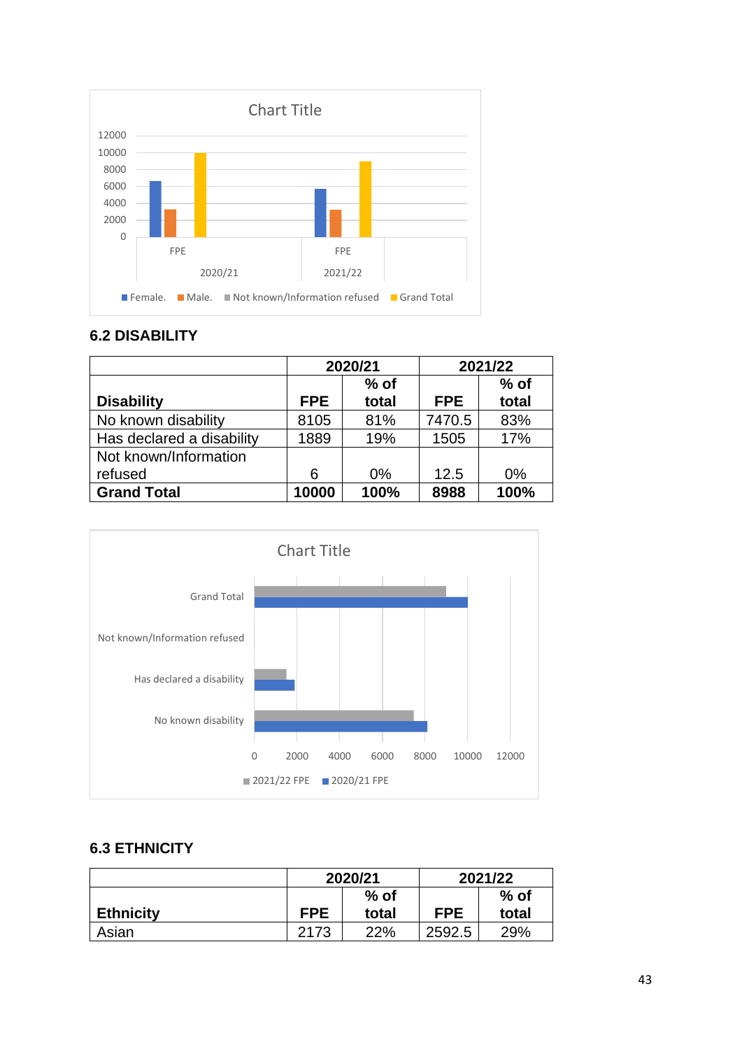## 6.2 DISABILITY

| | 2020/21 | | 2021/22 | |
|---|---|---|---|---|
| **Disability** | **FPE** | **% of total** | **FPE** | **% of total** |
| No known disability | 8105 | 81% | 7470.5 | 83% |
| Has declared a disability | 1889 | 19% | 1505 | 17% |
| Not known/Information refused | 6 | 0% | 12.5 | 0% |
| **Grand Total** | **10000** | **100%** | **8988** | **100%** |

## 6.3 ETHNICITY

| | 2020/21 | | 2021/22 | |
|---|---|---|---|---|
| **Ethnicity** | **FPE** | **% of total** | **FPE** | **% of total** |
| Asian | 2173 | 22% | 2592.5 | 29% |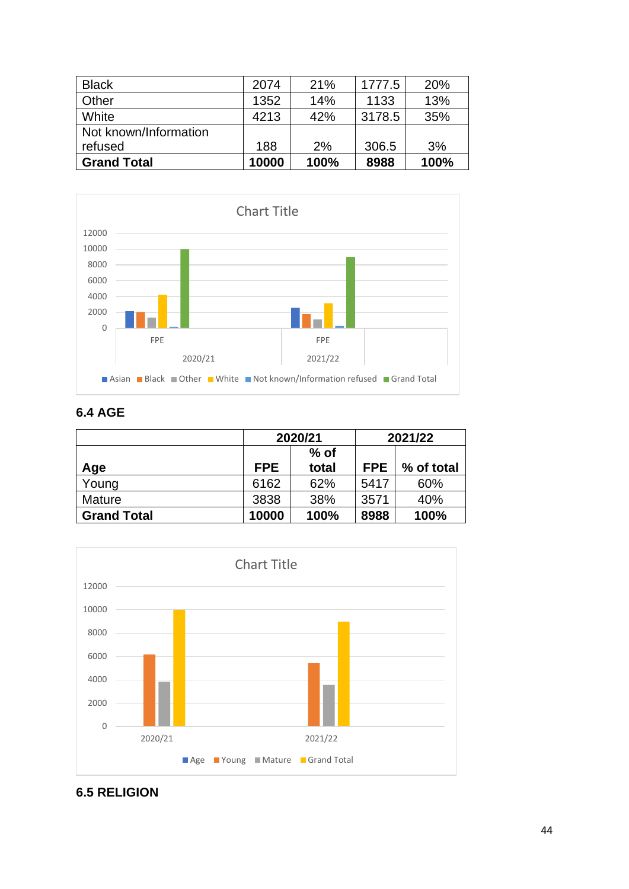| Black | 2074 | 21% | 1777.5 | 20% |
|---|---|---|---|---|
| Other | 1352 | 14% | 1133 | 13% |
| White | 4213 | 42% | 3178.5 | 35% |
| Not known/Information refused | 188 | 2% | 306.5 | 3% |
| **Grand Total** | **10000** | **100%** | **8988** | **100%** |

Chart Title

| | 2020/21 FPE | 2021/22 FPE |
|---|---|---|
| Asian | | |
| Black | | |
| Other | | |
| White | | |
| Not known/Information refused | | |
| Grand Total | | |

### 6.4 AGE

| | 2020/21 | | 2021/22 | |
|---|---|---|---|---|
| **Age** | **FPE** | **% of total** | **FPE** | **% of total** |
| Young | 6162 | 62% | 5417 | 60% |
| Mature | 3838 | 38% | 3571 | 40% |
| **Grand Total** | **10000** | **100%** | **8988** | **100%** |

Chart Title

Legend: Age, Young, Mature, Grand Total (2020/21, 2021/22)

### 6.5 RELIGION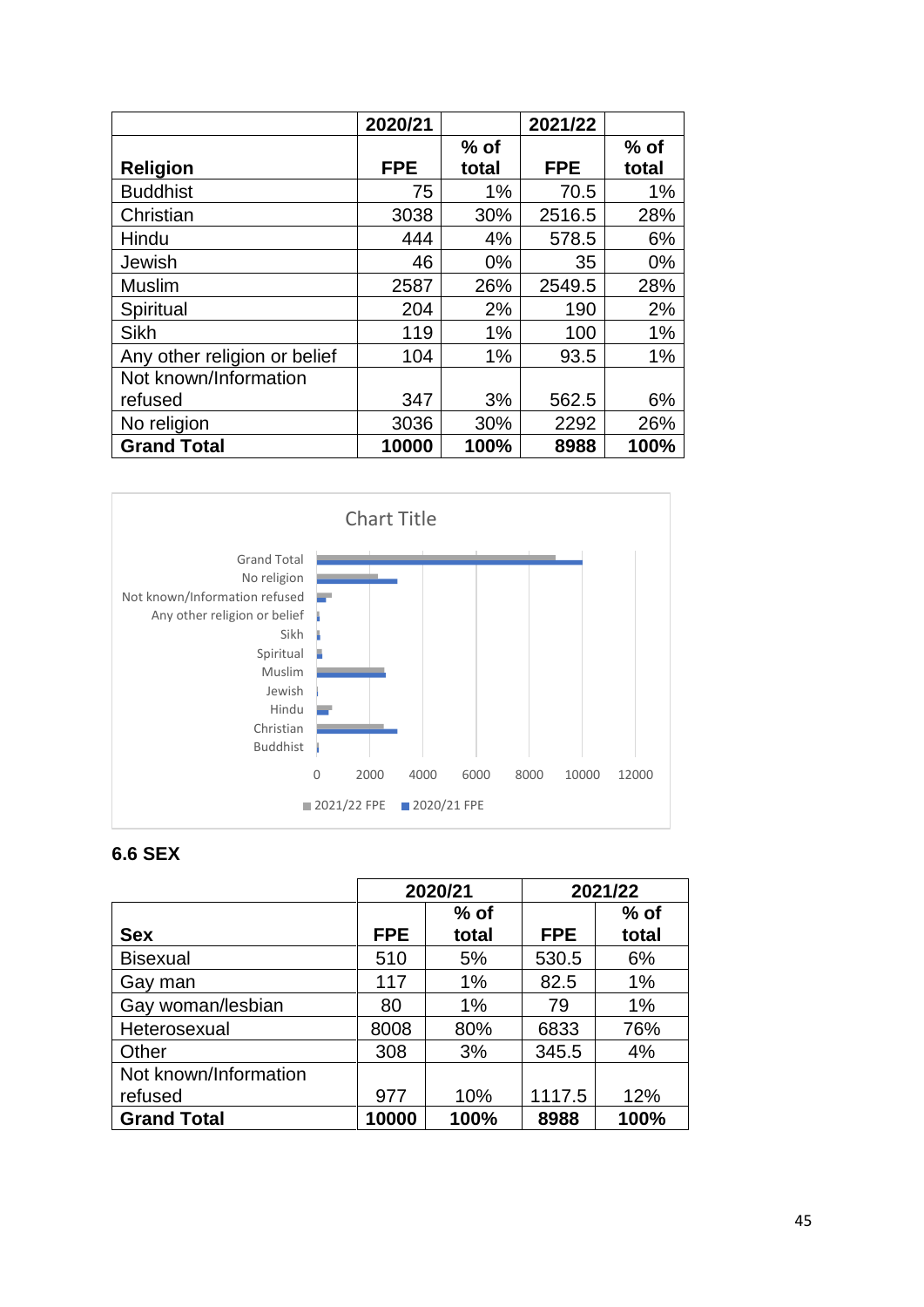| Religion | 2020/21 FPE | % of total | 2021/22 FPE | % of total |
|---|---|---|---|---|
| Buddhist | 75 | 1% | 70.5 | 1% |
| Christian | 3038 | 30% | 2516.5 | 28% |
| Hindu | 444 | 4% | 578.5 | 6% |
| Jewish | 46 | 0% | 35 | 0% |
| Muslim | 2587 | 26% | 2549.5 | 28% |
| Spiritual | 204 | 2% | 190 | 2% |
| Sikh | 119 | 1% | 100 | 1% |
| Any other religion or belief | 104 | 1% | 93.5 | 1% |
| Not known/Information refused | 347 | 3% | 562.5 | 6% |
| No religion | 3036 | 30% | 2292 | 26% |
| **Grand Total** | **10000** | **100%** | **8988** | **100%** |

Chart Title

| | 2021/22 FPE | 2020/21 FPE |
|---|---|---|
| Grand Total | 8988 | 10000 |
| No religion | 2292 | 3036 |
| Not known/Information refused | 562.5 | 347 |
| Any other religion or belief | 93.5 | 104 |
| Sikh | 100 | 119 |
| Spiritual | 190 | 204 |
| Muslim | 2549.5 | 2587 |
| Jewish | 35 | 46 |
| Hindu | 578.5 | 444 |
| Christian | 2516.5 | 3038 |
| Buddhist | 70.5 | 75 |

### 6.6 SEX

| Sex | 2020/21 | | 2021/22 | |
|---|---|---|---|---|
| | FPE | % of total | FPE | % of total |
| Bisexual | 510 | 5% | 530.5 | 6% |
| Gay man | 117 | 1% | 82.5 | 1% |
| Gay woman/lesbian | 80 | 1% | 79 | 1% |
| Heterosexual | 8008 | 80% | 6833 | 76% |
| Other | 308 | 3% | 345.5 | 4% |
| Not known/Information refused | 977 | 10% | 1117.5 | 12% |
| **Grand Total** | **10000** | **100%** | **8988** | **100%** |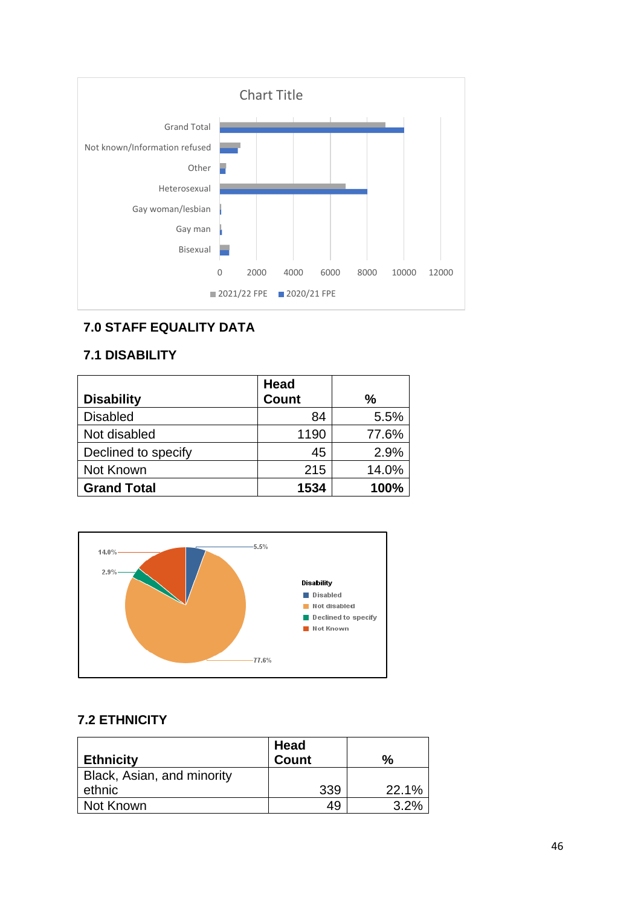Chart Title

| | 2021/22 FPE | 2020/21 FPE |
|---|---|---|
| Grand Total | | |
| Not known/Information refused | | |
| Other | | |
| Heterosexual | | |
| Gay woman/lesbian | | |
| Gay man | | |
| Bisexual | | |

## 7.0 STAFF EQUALITY DATA

### 7.1 DISABILITY

| **Disability** | **Head Count** | **%** |
|---|---|---|
| Disabled | 84 | 5.5% |
| Not disabled | 1190 | 77.6% |
| Declined to specify | 45 | 2.9% |
| Not Known | 215 | 14.0% |
| **Grand Total** | **1534** | **100%** |

**Disability**

- Disabled: 5.5%
- Not disabled: 77.6%
- Declined to specify: 2.9%
- Not Known: 14.0%

### 7.2 ETHNICITY

| **Ethnicity** | **Head Count** | **%** |
|---|---|---|
| Black, Asian, and minority ethnic | 339 | 22.1% |
| Not Known | 49 | 3.2% |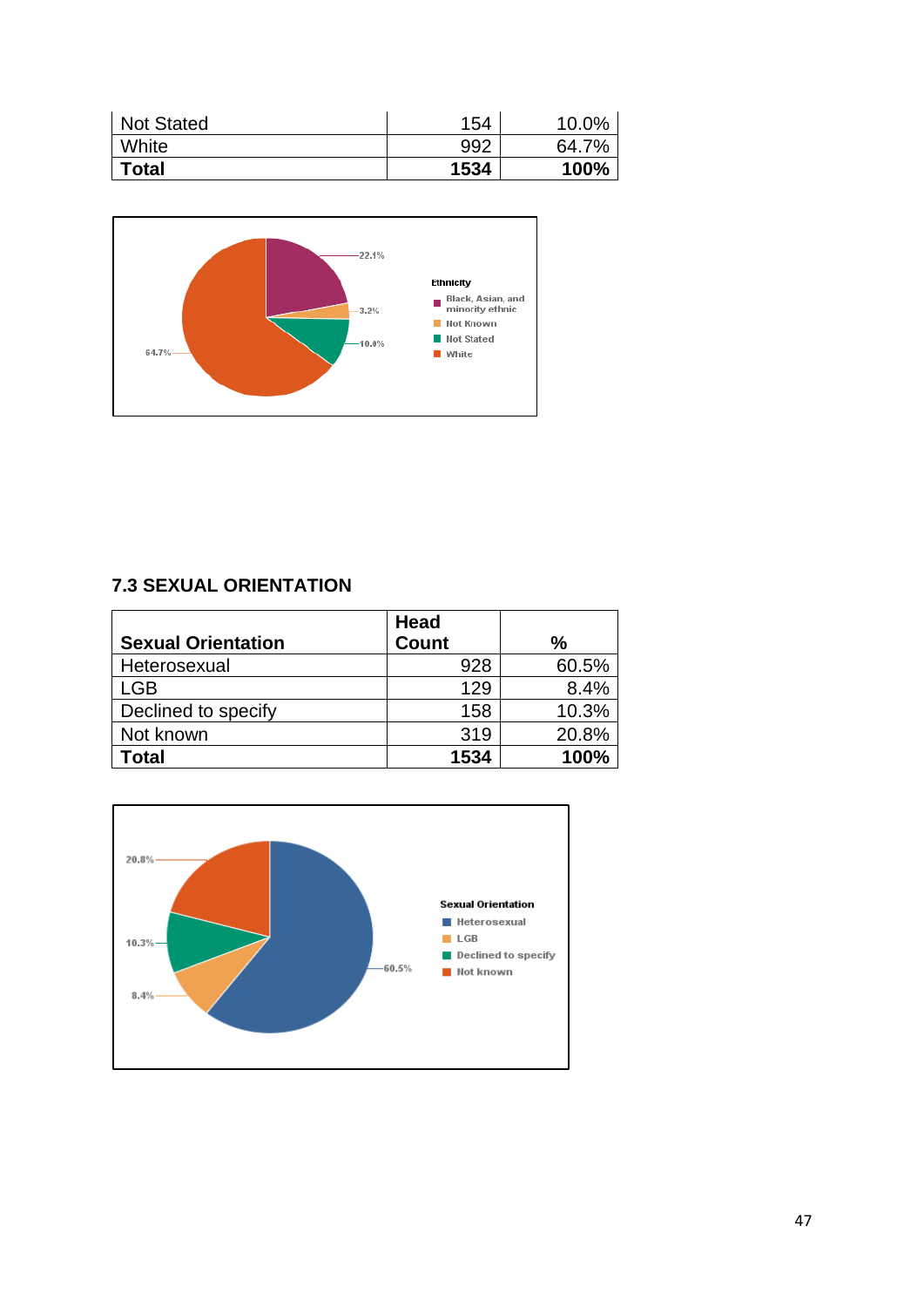| Not Stated | 154 | 10.0% |
|---|---|---|
| White | 992 | 64.7% |
| **Total** | **1534** | **100%** |

## 7.3 SEXUAL ORIENTATION

| Sexual Orientation | Head Count | % |
|---|---|---|
| Heterosexual | 928 | 60.5% |
| LGB | 129 | 8.4% |
| Declined to specify | 158 | 10.3% |
| Not known | 319 | 20.8% |
| **Total** | **1534** | **100%** |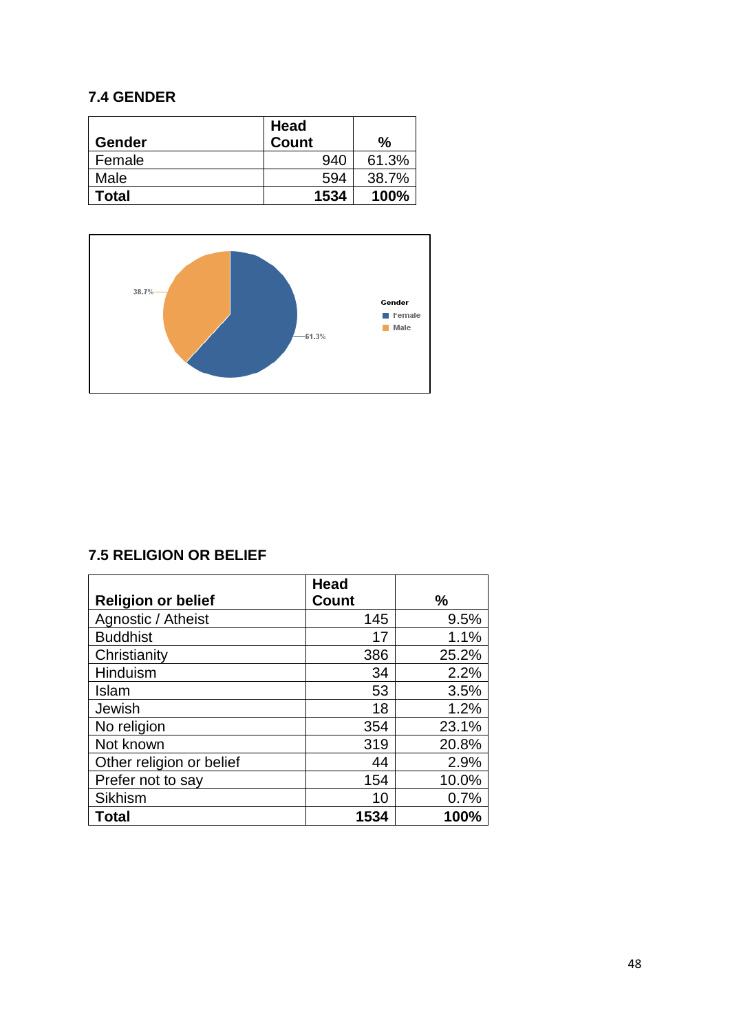### 7.4 GENDER

| Gender | Head Count | % |
|---|---|---|
| Female | 940 | 61.3% |
| Male | 594 | 38.7% |
| **Total** | **1534** | **100%** |

### 7.5 RELIGION OR BELIEF

| Religion or belief | Head Count | % |
|---|---|---|
| Agnostic / Atheist | 145 | 9.5% |
| Buddhist | 17 | 1.1% |
| Christianity | 386 | 25.2% |
| Hinduism | 34 | 2.2% |
| Islam | 53 | 3.5% |
| Jewish | 18 | 1.2% |
| No religion | 354 | 23.1% |
| Not known | 319 | 20.8% |
| Other religion or belief | 44 | 2.9% |
| Prefer not to say | 154 | 10.0% |
| Sikhism | 10 | 0.7% |
| **Total** | **1534** | **100%** |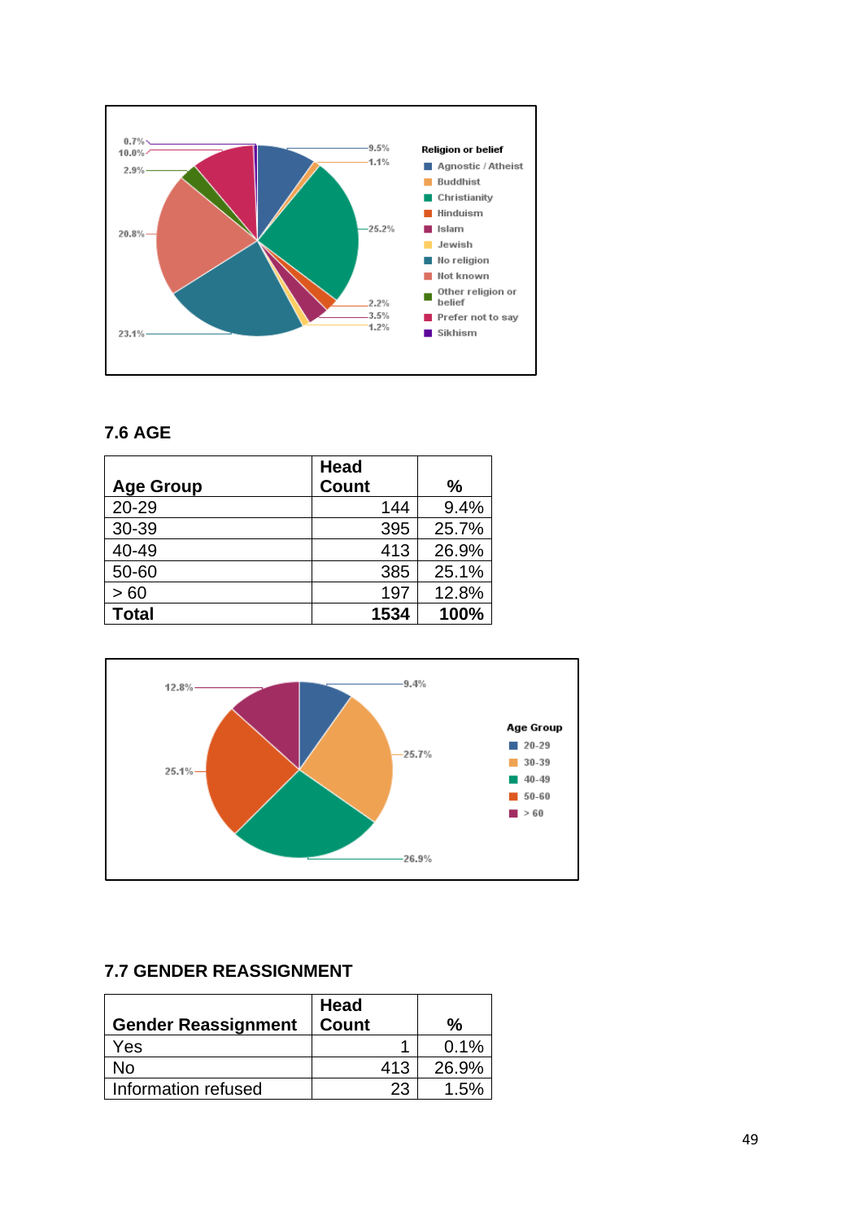## 7.6 AGE

| Age Group | Head Count | % |
|---|---|---|
| 20-29 | 144 | 9.4% |
| 30-39 | 395 | 25.7% |
| 40-49 | 413 | 26.9% |
| 50-60 | 385 | 25.1% |
| > 60 | 197 | 12.8% |
| **Total** | **1534** | **100%** |

## 7.7 GENDER REASSIGNMENT

| Gender Reassignment | Head Count | % |
|---|---|---|
| Yes | 1 | 0.1% |
| No | 413 | 26.9% |
| Information refused | 23 | 1.5% |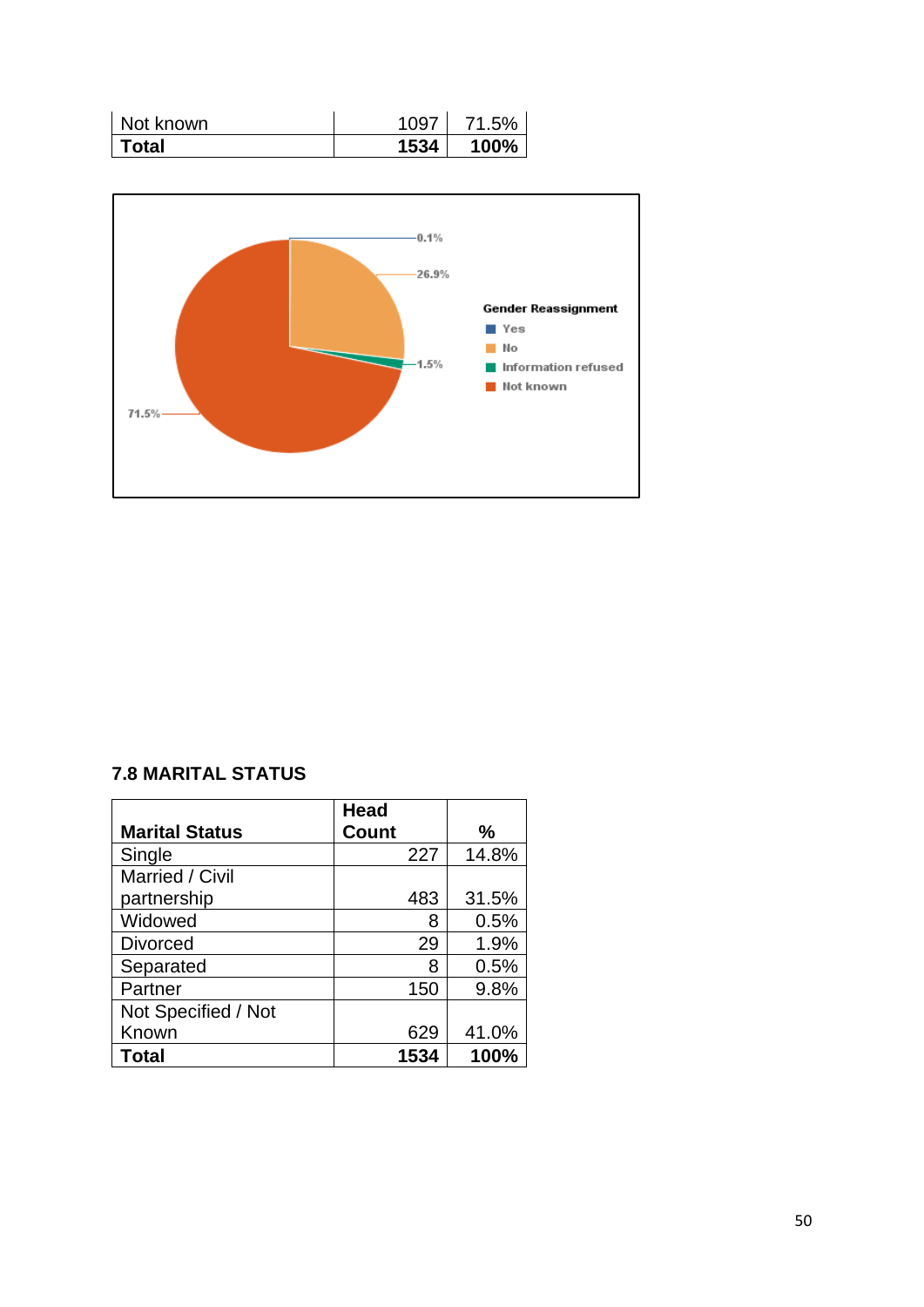| Not known | 1097 | 71.5% |
|---|---|---|
| **Total** | **1534** | **100%** |

## 7.8 MARITAL STATUS

| Marital Status | Head Count | % |
|---|---|---|
| Single | 227 | 14.8% |
| Married / Civil partnership | 483 | 31.5% |
| Widowed | 8 | 0.5% |
| Divorced | 29 | 1.9% |
| Separated | 8 | 0.5% |
| Partner | 150 | 9.8% |
| Not Specified / Not Known | 629 | 41.0% |
| **Total** | **1534** | **100%** |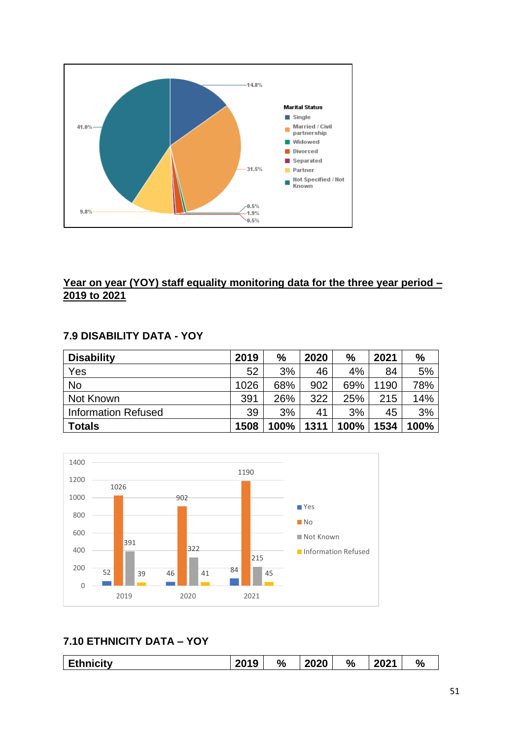Marital Status

- Single: 14.8%
- Married / Civil partnership: 31.5%
- Widowed: 0.5%
- Divorced: 1.9%
- Separated: 0.5%
- Partner: 9.8%
- Not Specified / Not Known: 41.0%

## Year on year (YOY) staff equality monitoring data for the three year period – 2019 to 2021

### 7.9 DISABILITY DATA - YOY

| Disability | 2019 | % | 2020 | % | 2021 | % |
|---|---|---|---|---|---|---|
| Yes | 52 | 3% | 46 | 4% | 84 | 5% |
| No | 1026 | 68% | 902 | 69% | 1190 | 78% |
| Not Known | 391 | 26% | 322 | 25% | 215 | 14% |
| Information Refused | 39 | 3% | 41 | 3% | 45 | 3% |
| **Totals** | **1508** | **100%** | **1311** | **100%** | **1534** | **100%** |

| | Yes | No | Not Known | Information Refused |
|---|---|---|---|---|
| 2019 | 52 | 1026 | 391 | 39 |
| 2020 | 46 | 902 | 322 | 41 |
| 2021 | 84 | 1190 | 215 | 45 |

### 7.10 ETHNICITY DATA – YOY

| Ethnicity | 2019 | % | 2020 | % | 2021 | % |
|---|---|---|---|---|---|---|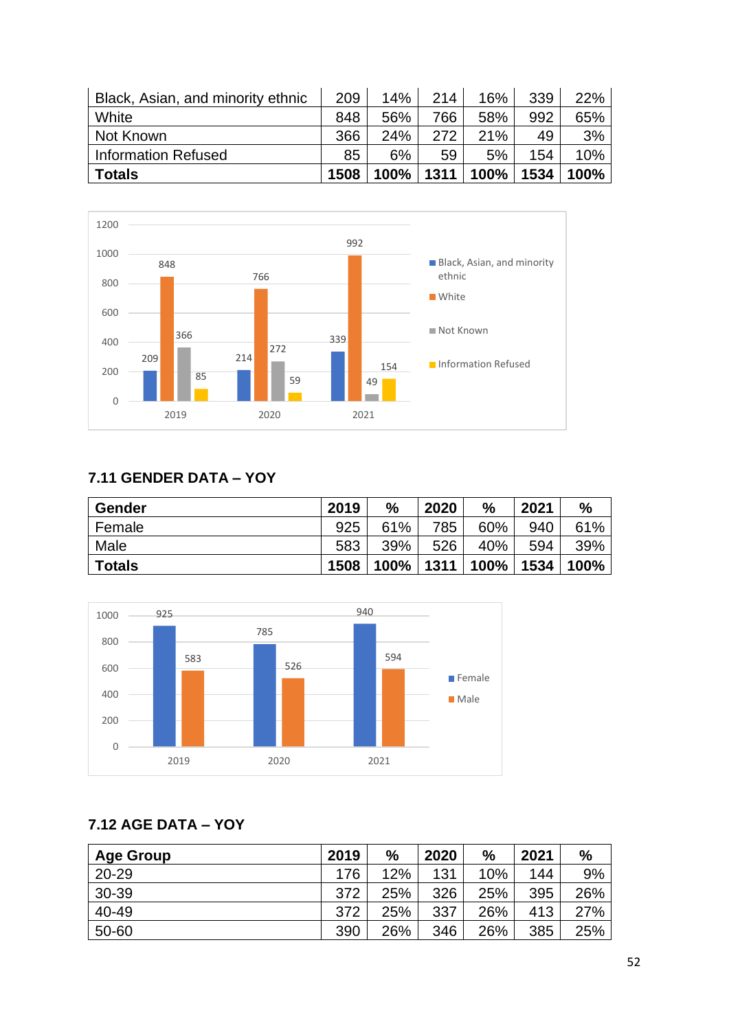| Black, Asian, and minority ethnic | 209 | 14% | 214 | 16% | 339 | 22% |
|---|---|---|---|---|---|---|
| White | 848 | 56% | 766 | 58% | 992 | 65% |
| Not Known | 366 | 24% | 272 | 21% | 49 | 3% |
| Information Refused | 85 | 6% | 59 | 5% | 154 | 10% |
| **Totals** | **1508** | **100%** | **1311** | **100%** | **1534** | **100%** |

## 7.11 GENDER DATA – YOY

| Gender | 2019 | % | 2020 | % | 2021 | % |
|---|---|---|---|---|---|---|
| Female | 925 | 61% | 785 | 60% | 940 | 61% |
| Male | 583 | 39% | 526 | 40% | 594 | 39% |
| **Totals** | **1508** | **100%** | **1311** | **100%** | **1534** | **100%** |

## 7.12 AGE DATA – YOY

| Age Group | 2019 | % | 2020 | % | 2021 | % |
|---|---|---|---|---|---|---|
| 20-29 | 176 | 12% | 131 | 10% | 144 | 9% |
| 30-39 | 372 | 25% | 326 | 25% | 395 | 26% |
| 40-49 | 372 | 25% | 337 | 26% | 413 | 27% |
| 50-60 | 390 | 26% | 346 | 26% | 385 | 25% |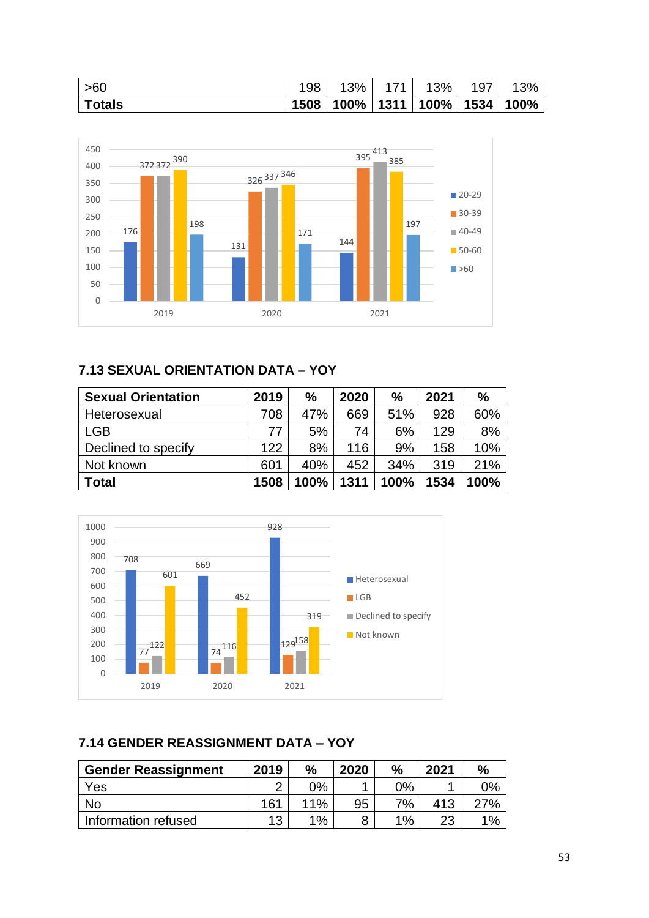| >60 | 198 | 13% | 171 | 13% | 197 | 13% |
|---|---|---|---|---|---|---|
| **Totals** | **1508** | **100%** | **1311** | **100%** | **1534** | **100%** |

### 7.13 SEXUAL ORIENTATION DATA – YOY

| Sexual Orientation | 2019 | % | 2020 | % | 2021 | % |
|---|---|---|---|---|---|---|
| Heterosexual | 708 | 47% | 669 | 51% | 928 | 60% |
| LGB | 77 | 5% | 74 | 6% | 129 | 8% |
| Declined to specify | 122 | 8% | 116 | 9% | 158 | 10% |
| Not known | 601 | 40% | 452 | 34% | 319 | 21% |
| **Total** | **1508** | **100%** | **1311** | **100%** | **1534** | **100%** |

### 7.14 GENDER REASSIGNMENT DATA – YOY

| Gender Reassignment | 2019 | % | 2020 | % | 2021 | % |
|---|---|---|---|---|---|---|
| Yes | 2 | 0% | 1 | 0% | 1 | 0% |
| No | 161 | 11% | 95 | 7% | 413 | 27% |
| Information refused | 13 | 1% | 8 | 1% | 23 | 1% |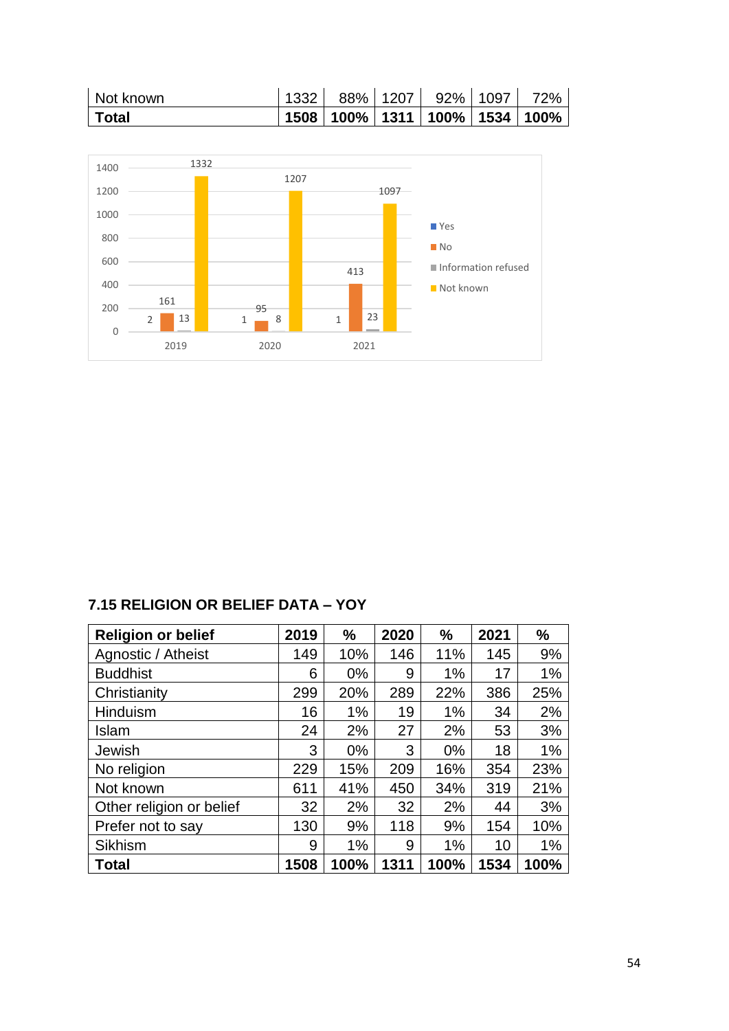| Not known | 1332 | 88% | 1207 | 92% | 1097 | 72% |
|---|---|---|---|---|---|---|
| **Total** | **1508** | **100%** | **1311** | **100%** | **1534** | **100%** |

### 7.15 RELIGION OR BELIEF DATA – YOY

| Religion or belief | 2019 | % | 2020 | % | 2021 | % |
|---|---|---|---|---|---|---|
| Agnostic / Atheist | 149 | 10% | 146 | 11% | 145 | 9% |
| Buddhist | 6 | 0% | 9 | 1% | 17 | 1% |
| Christianity | 299 | 20% | 289 | 22% | 386 | 25% |
| Hinduism | 16 | 1% | 19 | 1% | 34 | 2% |
| Islam | 24 | 2% | 27 | 2% | 53 | 3% |
| Jewish | 3 | 0% | 3 | 0% | 18 | 1% |
| No religion | 229 | 15% | 209 | 16% | 354 | 23% |
| Not known | 611 | 41% | 450 | 34% | 319 | 21% |
| Other religion or belief | 32 | 2% | 32 | 2% | 44 | 3% |
| Prefer not to say | 130 | 9% | 118 | 9% | 154 | 10% |
| Sikhism | 9 | 1% | 9 | 1% | 10 | 1% |
| **Total** | **1508** | **100%** | **1311** | **100%** | **1534** | **100%** |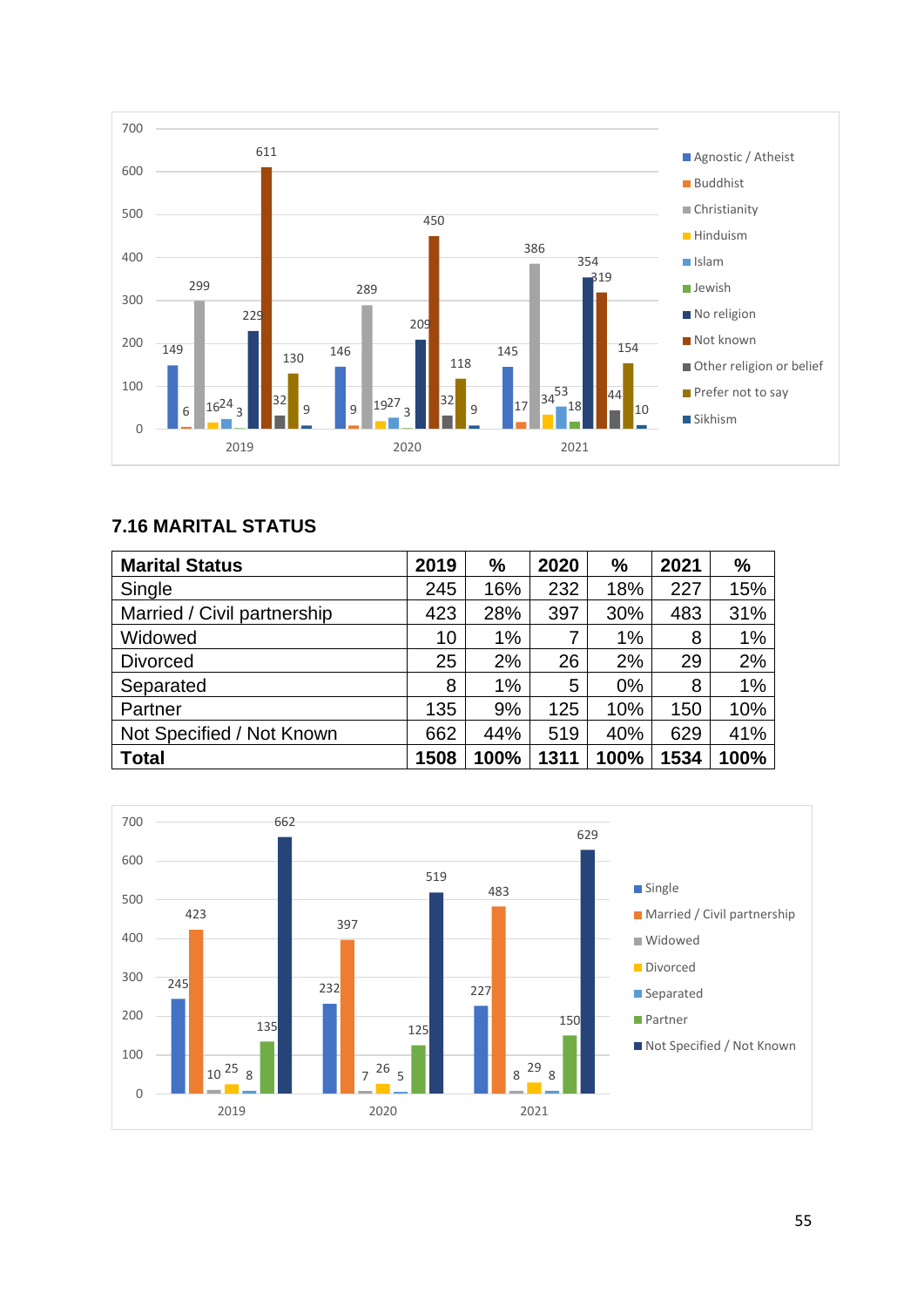700
600
500
400
300
200
100
0

611
450
386
354
319
299
289
229
209
149
146
145
130
118
154
6 16 24 3 32 9
9 19 27 3 32 9
17 34 53 18 44 10

2019
2020
2021

Agnostic / Atheist
Buddhist
Christianity
Hinduism
Islam
Jewish
No religion
Not known
Other religion or belief
Prefer not to say
Sikhism

## 7.16 MARITAL STATUS

| Marital Status | 2019 | % | 2020 | % | 2021 | % |
|---|---|---|---|---|---|---|
| Single | 245 | 16% | 232 | 18% | 227 | 15% |
| Married / Civil partnership | 423 | 28% | 397 | 30% | 483 | 31% |
| Widowed | 10 | 1% | 7 | 1% | 8 | 1% |
| Divorced | 25 | 2% | 26 | 2% | 29 | 2% |
| Separated | 8 | 1% | 5 | 0% | 8 | 1% |
| Partner | 135 | 9% | 125 | 10% | 150 | 10% |
| Not Specified / Not Known | 662 | 44% | 519 | 40% | 629 | 41% |
| **Total** | **1508** | **100%** | **1311** | **100%** | **1534** | **100%** |

700
600
500
400
300
200
100
0

662
629
519
483
423
397
245
232
227
135
125
150
10 25 8
7 26 5
8 29 8

2019
2020
2021

Single
Married / Civil partnership
Widowed
Divorced
Separated
Partner
Not Specified / Not Known